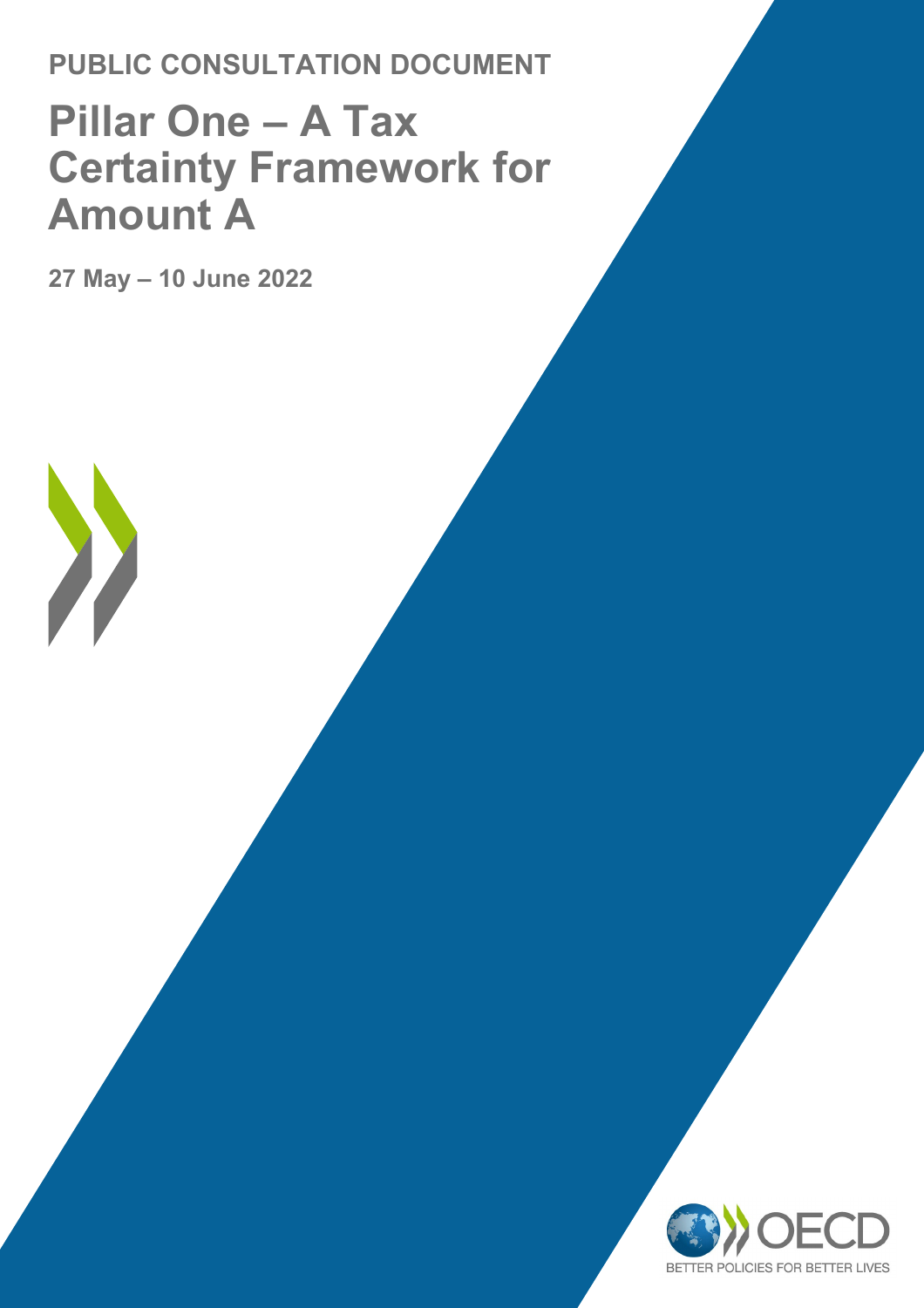**PUBLIC CONSULTATION DOCUMENT**

# Pillar One – A Tax Certainty Framework for Amount A

**27 May – 10 June 2022**

OECD

BETTER POLICIES FOR BETTER LIVES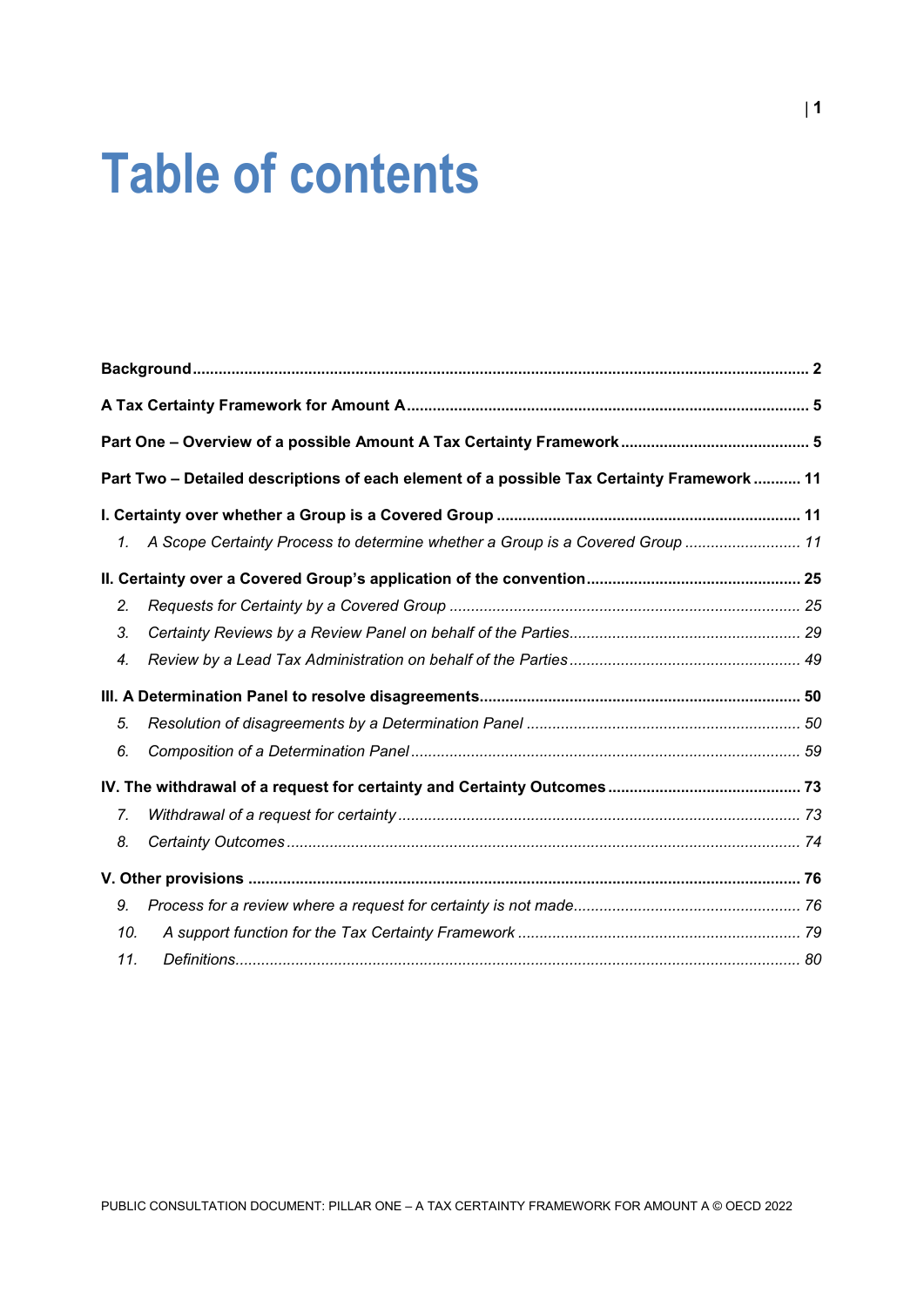# Table of contents

**Background** .......... **2**

**A Tax Certainty Framework for Amount A** .......... **5**

**Part One – Overview of a possible Amount A Tax Certainty Framework** .......... **5**

**Part Two – Detailed descriptions of each element of a possible Tax Certainty Framework** .......... **11**

**I. Certainty over whether a Group is a Covered Group** .......... **11**

1. *A Scope Certainty Process to determine whether a Group is a Covered Group* .......... *11*

**II. Certainty over a Covered Group's application of the convention** .......... **25**

2. *Requests for Certainty by a Covered Group* .......... *25*
3. *Certainty Reviews by a Review Panel on behalf of the Parties* .......... *29*
4. *Review by a Lead Tax Administration on behalf of the Parties* .......... *49*

**III. A Determination Panel to resolve disagreements** .......... **50**

5. *Resolution of disagreements by a Determination Panel* .......... *50*
6. *Composition of a Determination Panel* .......... *59*

**IV. The withdrawal of a request for certainty and Certainty Outcomes** .......... **73**

7. *Withdrawal of a request for certainty* .......... *73*
8. *Certainty Outcomes* .......... *74*

**V. Other provisions** .......... **76**

9. *Process for a review where a request for certainty is not made* .......... *76*
10. *A support function for the Tax Certainty Framework* .......... *79*
11. *Definitions* .......... *80*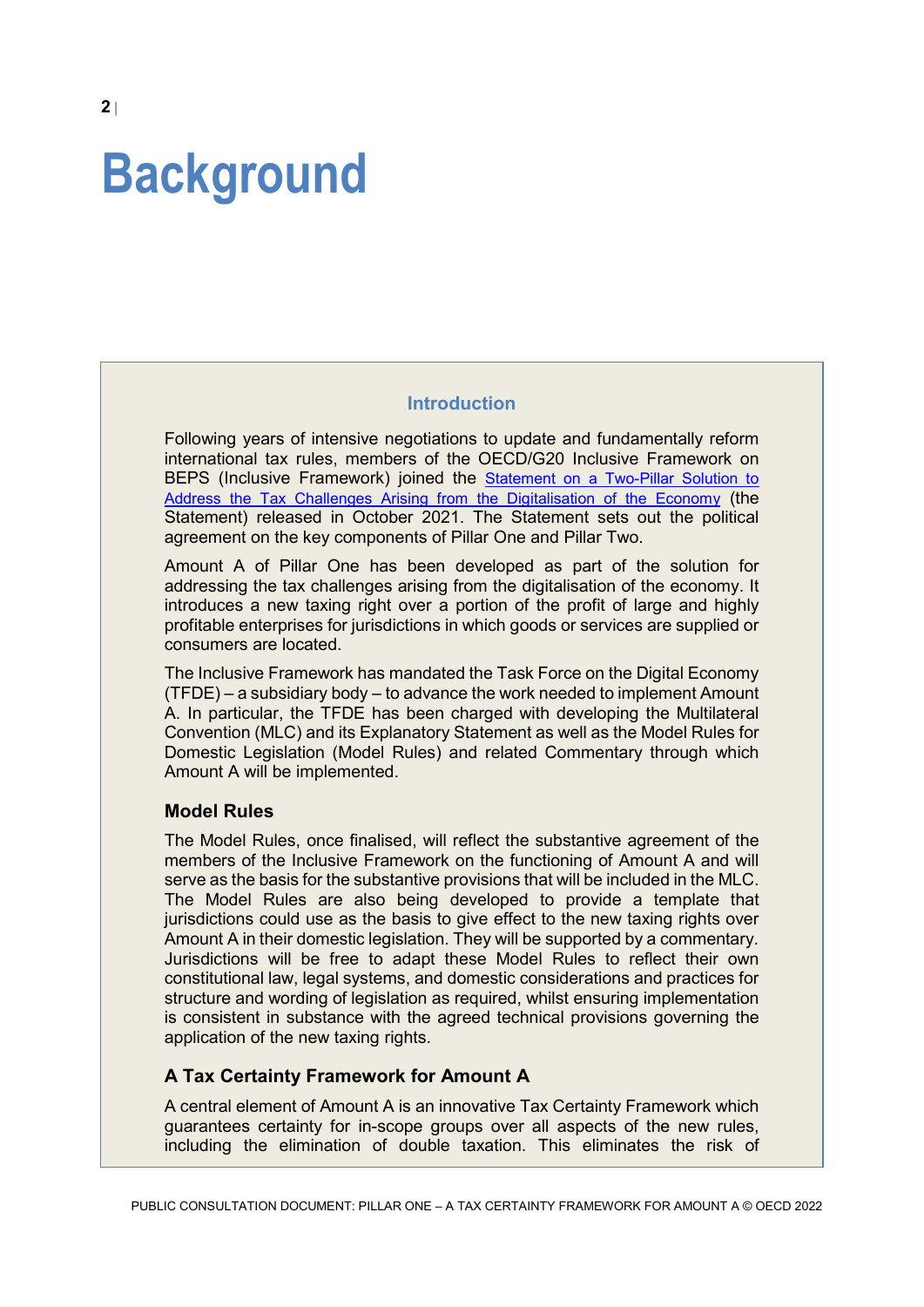# Background

### Introduction

Following years of intensive negotiations to update and fundamentally reform international tax rules, members of the OECD/G20 Inclusive Framework on BEPS (Inclusive Framework) joined the [Statement on a Two-Pillar Solution to Address the Tax Challenges Arising from the Digitalisation of the Economy]() (the Statement) released in October 2021. The Statement sets out the political agreement on the key components of Pillar One and Pillar Two.

Amount A of Pillar One has been developed as part of the solution for addressing the tax challenges arising from the digitalisation of the economy. It introduces a new taxing right over a portion of the profit of large and highly profitable enterprises for jurisdictions in which goods or services are supplied or consumers are located.

The Inclusive Framework has mandated the Task Force on the Digital Economy (TFDE) – a subsidiary body – to advance the work needed to implement Amount A. In particular, the TFDE has been charged with developing the Multilateral Convention (MLC) and its Explanatory Statement as well as the Model Rules for Domestic Legislation (Model Rules) and related Commentary through which Amount A will be implemented.

#### Model Rules

The Model Rules, once finalised, will reflect the substantive agreement of the members of the Inclusive Framework on the functioning of Amount A and will serve as the basis for the substantive provisions that will be included in the MLC. The Model Rules are also being developed to provide a template that jurisdictions could use as the basis to give effect to the new taxing rights over Amount A in their domestic legislation. They will be supported by a commentary. Jurisdictions will be free to adapt these Model Rules to reflect their own constitutional law, legal systems, and domestic considerations and practices for structure and wording of legislation as required, whilst ensuring implementation is consistent in substance with the agreed technical provisions governing the application of the new taxing rights.

#### A Tax Certainty Framework for Amount A

A central element of Amount A is an innovative Tax Certainty Framework which guarantees certainty for in-scope groups over all aspects of the new rules, including the elimination of double taxation. This eliminates the risk of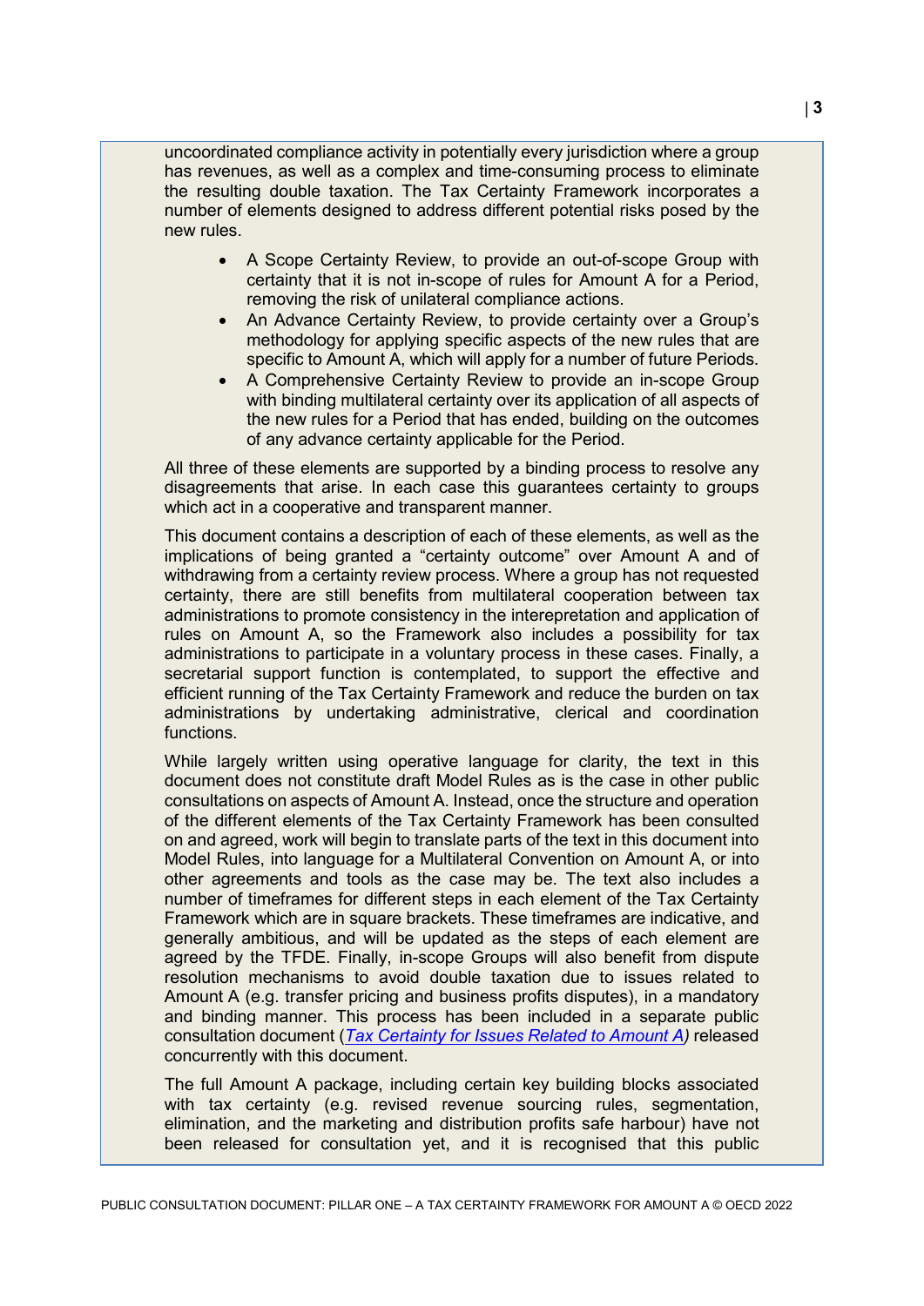uncoordinated compliance activity in potentially every jurisdiction where a group has revenues, as well as a complex and time-consuming process to eliminate the resulting double taxation. The Tax Certainty Framework incorporates a number of elements designed to address different potential risks posed by the new rules.

- A Scope Certainty Review, to provide an out-of-scope Group with certainty that it is not in-scope of rules for Amount A for a Period, removing the risk of unilateral compliance actions.
- An Advance Certainty Review, to provide certainty over a Group's methodology for applying specific aspects of the new rules that are specific to Amount A, which will apply for a number of future Periods.
- A Comprehensive Certainty Review to provide an in-scope Group with binding multilateral certainty over its application of all aspects of the new rules for a Period that has ended, building on the outcomes of any advance certainty applicable for the Period.

All three of these elements are supported by a binding process to resolve any disagreements that arise. In each case this guarantees certainty to groups which act in a cooperative and transparent manner.

This document contains a description of each of these elements, as well as the implications of being granted a "certainty outcome" over Amount A and of withdrawing from a certainty review process. Where a group has not requested certainty, there are still benefits from multilateral cooperation between tax administrations to promote consistency in the interepretation and application of rules on Amount A, so the Framework also includes a possibility for tax administrations to participate in a voluntary process in these cases. Finally, a secretarial support function is contemplated, to support the effective and efficient running of the Tax Certainty Framework and reduce the burden on tax administrations by undertaking administrative, clerical and coordination functions.

While largely written using operative language for clarity, the text in this document does not constitute draft Model Rules as is the case in other public consultations on aspects of Amount A. Instead, once the structure and operation of the different elements of the Tax Certainty Framework has been consulted on and agreed, work will begin to translate parts of the text in this document into Model Rules, into language for a Multilateral Convention on Amount A, or into other agreements and tools as the case may be. The text also includes a number of timeframes for different steps in each element of the Tax Certainty Framework which are in square brackets. These timeframes are indicative, and generally ambitious, and will be updated as the steps of each element are agreed by the TFDE. Finally, in-scope Groups will also benefit from dispute resolution mechanisms to avoid double taxation due to issues related to Amount A (e.g. transfer pricing and business profits disputes), in a mandatory and binding manner. This process has been included in a separate public consultation document (*Tax Certainty for Issues Related to Amount A*) released concurrently with this document.

The full Amount A package, including certain key building blocks associated with tax certainty (e.g. revised revenue sourcing rules, segmentation, elimination, and the marketing and distribution profits safe harbour) have not been released for consultation yet, and it is recognised that this public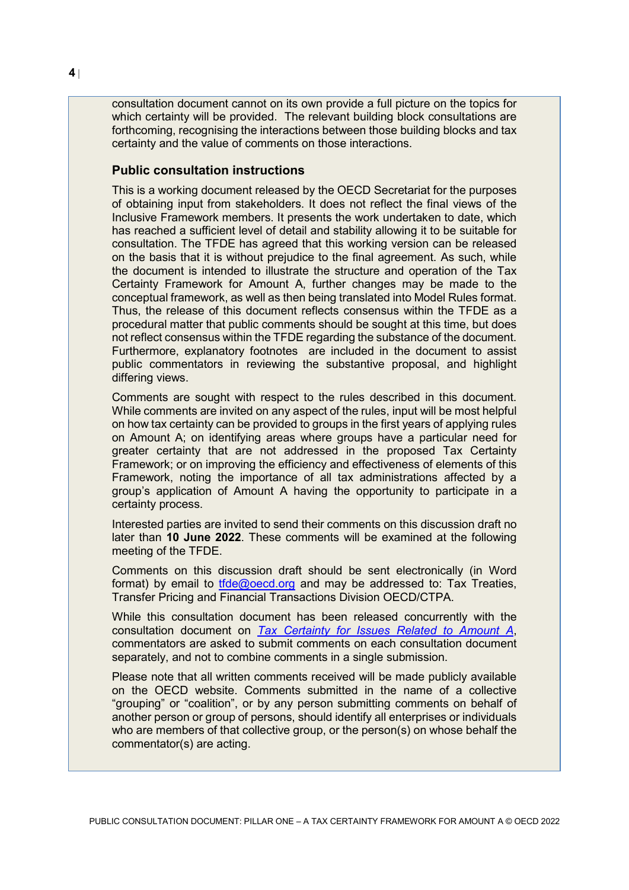consultation document cannot on its own provide a full picture on the topics for which certainty will be provided. The relevant building block consultations are forthcoming, recognising the interactions between those building blocks and tax certainty and the value of comments on those interactions.

### Public consultation instructions

This is a working document released by the OECD Secretariat for the purposes of obtaining input from stakeholders. It does not reflect the final views of the Inclusive Framework members. It presents the work undertaken to date, which has reached a sufficient level of detail and stability allowing it to be suitable for consultation. The TFDE has agreed that this working version can be released on the basis that it is without prejudice to the final agreement. As such, while the document is intended to illustrate the structure and operation of the Tax Certainty Framework for Amount A, further changes may be made to the conceptual framework, as well as then being translated into Model Rules format. Thus, the release of this document reflects consensus within the TFDE as a procedural matter that public comments should be sought at this time, but does not reflect consensus within the TFDE regarding the substance of the document. Furthermore, explanatory footnotes are included in the document to assist public commentators in reviewing the substantive proposal, and highlight differing views.

Comments are sought with respect to the rules described in this document. While comments are invited on any aspect of the rules, input will be most helpful on how tax certainty can be provided to groups in the first years of applying rules on Amount A; on identifying areas where groups have a particular need for greater certainty that are not addressed in the proposed Tax Certainty Framework; or on improving the efficiency and effectiveness of elements of this Framework, noting the importance of all tax administrations affected by a group's application of Amount A having the opportunity to participate in a certainty process.

Interested parties are invited to send their comments on this discussion draft no later than **10 June 2022**. These comments will be examined at the following meeting of the TFDE.

Comments on this discussion draft should be sent electronically (in Word format) by email to tfde@oecd.org and may be addressed to: Tax Treaties, Transfer Pricing and Financial Transactions Division OECD/CTPA.

While this consultation document has been released concurrently with the consultation document on *Tax Certainty for Issues Related to Amount A*, commentators are asked to submit comments on each consultation document separately, and not to combine comments in a single submission.

Please note that all written comments received will be made publicly available on the OECD website. Comments submitted in the name of a collective "grouping" or "coalition", or by any person submitting comments on behalf of another person or group of persons, should identify all enterprises or individuals who are members of that collective group, or the person(s) on whose behalf the commentator(s) are acting.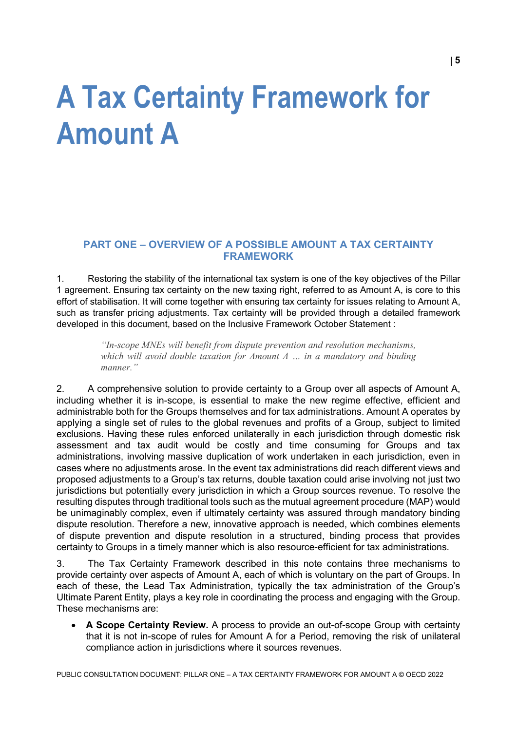# A Tax Certainty Framework for Amount A

## PART ONE – OVERVIEW OF A POSSIBLE AMOUNT A TAX CERTAINTY FRAMEWORK

1. Restoring the stability of the international tax system is one of the key objectives of the Pillar 1 agreement. Ensuring tax certainty on the new taxing right, referred to as Amount A, is core to this effort of stabilisation. It will come together with ensuring tax certainty for issues relating to Amount A, such as transfer pricing adjustments. Tax certainty will be provided through a detailed framework developed in this document, based on the Inclusive Framework October Statement :

> *"In-scope MNEs will benefit from dispute prevention and resolution mechanisms, which will avoid double taxation for Amount A … in a mandatory and binding manner."*

2. A comprehensive solution to provide certainty to a Group over all aspects of Amount A, including whether it is in-scope, is essential to make the new regime effective, efficient and administrable both for the Groups themselves and for tax administrations. Amount A operates by applying a single set of rules to the global revenues and profits of a Group, subject to limited exclusions. Having these rules enforced unilaterally in each jurisdiction through domestic risk assessment and tax audit would be costly and time consuming for Groups and tax administrations, involving massive duplication of work undertaken in each jurisdiction, even in cases where no adjustments arose. In the event tax administrations did reach different views and proposed adjustments to a Group's tax returns, double taxation could arise involving not just two jurisdictions but potentially every jurisdiction in which a Group sources revenue. To resolve the resulting disputes through traditional tools such as the mutual agreement procedure (MAP) would be unimaginably complex, even if ultimately certainty was assured through mandatory binding dispute resolution. Therefore a new, innovative approach is needed, which combines elements of dispute prevention and dispute resolution in a structured, binding process that provides certainty to Groups in a timely manner which is also resource-efficient for tax administrations.

3. The Tax Certainty Framework described in this note contains three mechanisms to provide certainty over aspects of Amount A, each of which is voluntary on the part of Groups. In each of these, the Lead Tax Administration, typically the tax administration of the Group's Ultimate Parent Entity, plays a key role in coordinating the process and engaging with the Group. These mechanisms are:

- **A Scope Certainty Review.** A process to provide an out-of-scope Group with certainty that it is not in-scope of rules for Amount A for a Period, removing the risk of unilateral compliance action in jurisdictions where it sources revenues.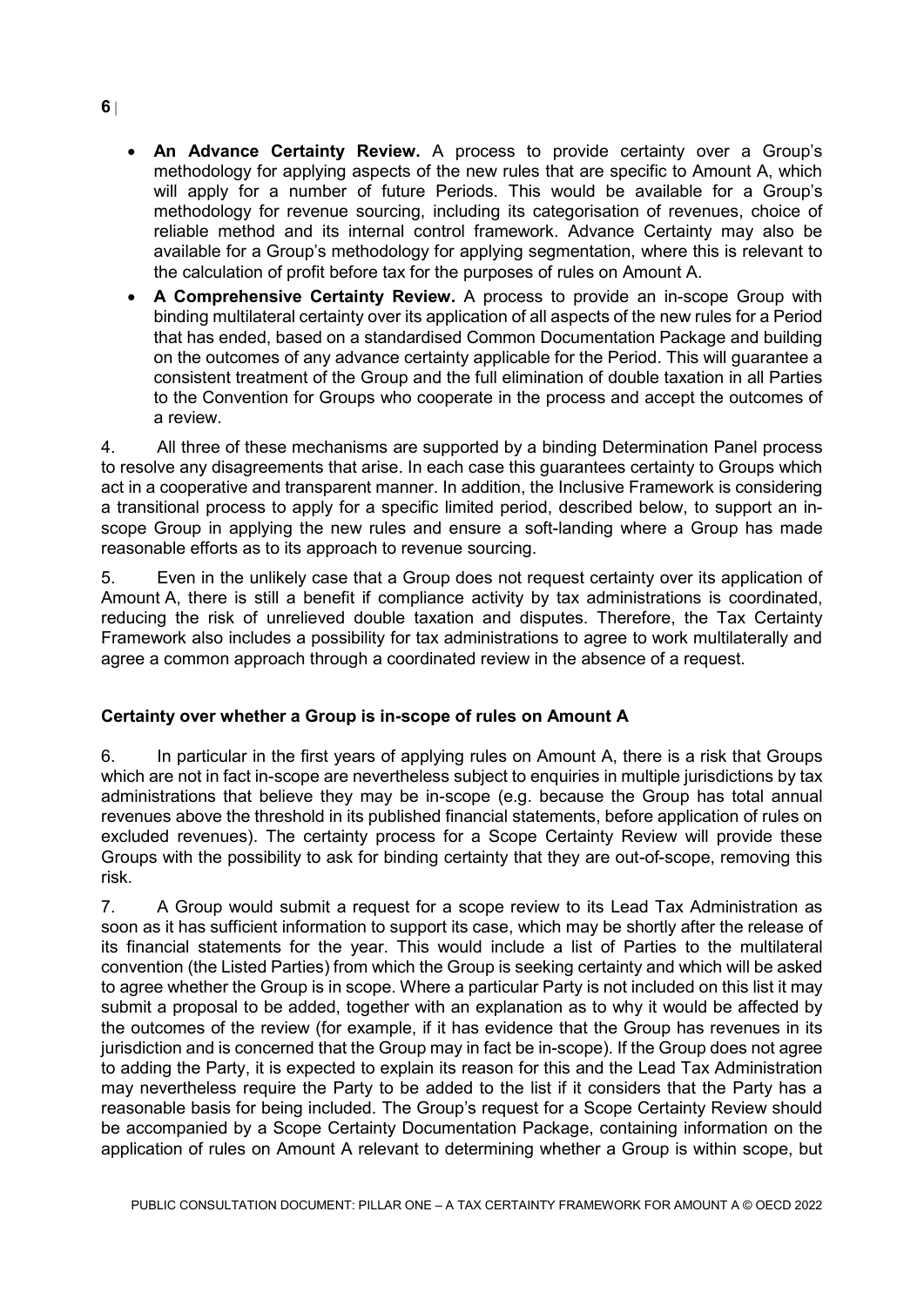- **An Advance Certainty Review.** A process to provide certainty over a Group's methodology for applying aspects of the new rules that are specific to Amount A, which will apply for a number of future Periods. This would be available for a Group's methodology for revenue sourcing, including its categorisation of revenues, choice of reliable method and its internal control framework. Advance Certainty may also be available for a Group's methodology for applying segmentation, where this is relevant to the calculation of profit before tax for the purposes of rules on Amount A.
- **A Comprehensive Certainty Review.** A process to provide an in-scope Group with binding multilateral certainty over its application of all aspects of the new rules for a Period that has ended, based on a standardised Common Documentation Package and building on the outcomes of any advance certainty applicable for the Period. This will guarantee a consistent treatment of the Group and the full elimination of double taxation in all Parties to the Convention for Groups who cooperate in the process and accept the outcomes of a review.

4. All three of these mechanisms are supported by a binding Determination Panel process to resolve any disagreements that arise. In each case this guarantees certainty to Groups which act in a cooperative and transparent manner. In addition, the Inclusive Framework is considering a transitional process to apply for a specific limited period, described below, to support an in-scope Group in applying the new rules and ensure a soft-landing where a Group has made reasonable efforts as to its approach to revenue sourcing.

5. Even in the unlikely case that a Group does not request certainty over its application of Amount A, there is still a benefit if compliance activity by tax administrations is coordinated, reducing the risk of unrelieved double taxation and disputes. Therefore, the Tax Certainty Framework also includes a possibility for tax administrations to agree to work multilaterally and agree a common approach through a coordinated review in the absence of a request.

### Certainty over whether a Group is in-scope of rules on Amount A

6. In particular in the first years of applying rules on Amount A, there is a risk that Groups which are not in fact in-scope are nevertheless subject to enquiries in multiple jurisdictions by tax administrations that believe they may be in-scope (e.g. because the Group has total annual revenues above the threshold in its published financial statements, before application of rules on excluded revenues). The certainty process for a Scope Certainty Review will provide these Groups with the possibility to ask for binding certainty that they are out-of-scope, removing this risk.

7. A Group would submit a request for a scope review to its Lead Tax Administration as soon as it has sufficient information to support its case, which may be shortly after the release of its financial statements for the year. This would include a list of Parties to the multilateral convention (the Listed Parties) from which the Group is seeking certainty and which will be asked to agree whether the Group is in scope. Where a particular Party is not included on this list it may submit a proposal to be added, together with an explanation as to why it would be affected by the outcomes of the review (for example, if it has evidence that the Group has revenues in its jurisdiction and is concerned that the Group may in fact be in-scope). If the Group does not agree to adding the Party, it is expected to explain its reason for this and the Lead Tax Administration may nevertheless require the Party to be added to the list if it considers that the Party has a reasonable basis for being included. The Group's request for a Scope Certainty Review should be accompanied by a Scope Certainty Documentation Package, containing information on the application of rules on Amount A relevant to determining whether a Group is within scope, but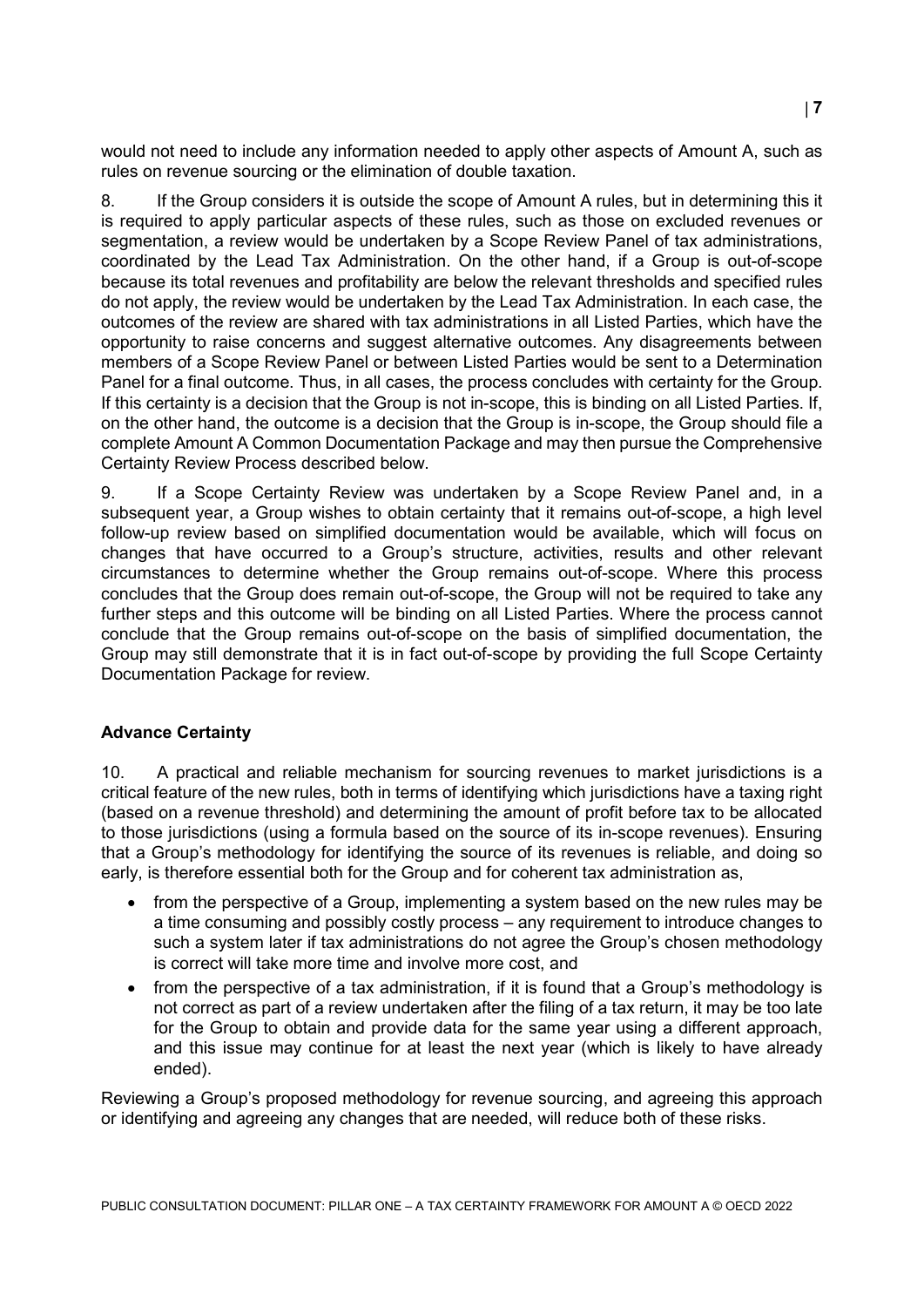would not need to include any information needed to apply other aspects of Amount A, such as rules on revenue sourcing or the elimination of double taxation.

8. If the Group considers it is outside the scope of Amount A rules, but in determining this it is required to apply particular aspects of these rules, such as those on excluded revenues or segmentation, a review would be undertaken by a Scope Review Panel of tax administrations, coordinated by the Lead Tax Administration. On the other hand, if a Group is out-of-scope because its total revenues and profitability are below the relevant thresholds and specified rules do not apply, the review would be undertaken by the Lead Tax Administration. In each case, the outcomes of the review are shared with tax administrations in all Listed Parties, which have the opportunity to raise concerns and suggest alternative outcomes. Any disagreements between members of a Scope Review Panel or between Listed Parties would be sent to a Determination Panel for a final outcome. Thus, in all cases, the process concludes with certainty for the Group. If this certainty is a decision that the Group is not in-scope, this is binding on all Listed Parties. If, on the other hand, the outcome is a decision that the Group is in-scope, the Group should file a complete Amount A Common Documentation Package and may then pursue the Comprehensive Certainty Review Process described below.

9. If a Scope Certainty Review was undertaken by a Scope Review Panel and, in a subsequent year, a Group wishes to obtain certainty that it remains out-of-scope, a high level follow-up review based on simplified documentation would be available, which will focus on changes that have occurred to a Group's structure, activities, results and other relevant circumstances to determine whether the Group remains out-of-scope. Where this process concludes that the Group does remain out-of-scope, the Group will not be required to take any further steps and this outcome will be binding on all Listed Parties. Where the process cannot conclude that the Group remains out-of-scope on the basis of simplified documentation, the Group may still demonstrate that it is in fact out-of-scope by providing the full Scope Certainty Documentation Package for review.

### Advance Certainty

10. A practical and reliable mechanism for sourcing revenues to market jurisdictions is a critical feature of the new rules, both in terms of identifying which jurisdictions have a taxing right (based on a revenue threshold) and determining the amount of profit before tax to be allocated to those jurisdictions (using a formula based on the source of its in-scope revenues). Ensuring that a Group's methodology for identifying the source of its revenues is reliable, and doing so early, is therefore essential both for the Group and for coherent tax administration as,

- from the perspective of a Group, implementing a system based on the new rules may be a time consuming and possibly costly process – any requirement to introduce changes to such a system later if tax administrations do not agree the Group's chosen methodology is correct will take more time and involve more cost, and
- from the perspective of a tax administration, if it is found that a Group's methodology is not correct as part of a review undertaken after the filing of a tax return, it may be too late for the Group to obtain and provide data for the same year using a different approach, and this issue may continue for at least the next year (which is likely to have already ended).

Reviewing a Group's proposed methodology for revenue sourcing, and agreeing this approach or identifying and agreeing any changes that are needed, will reduce both of these risks.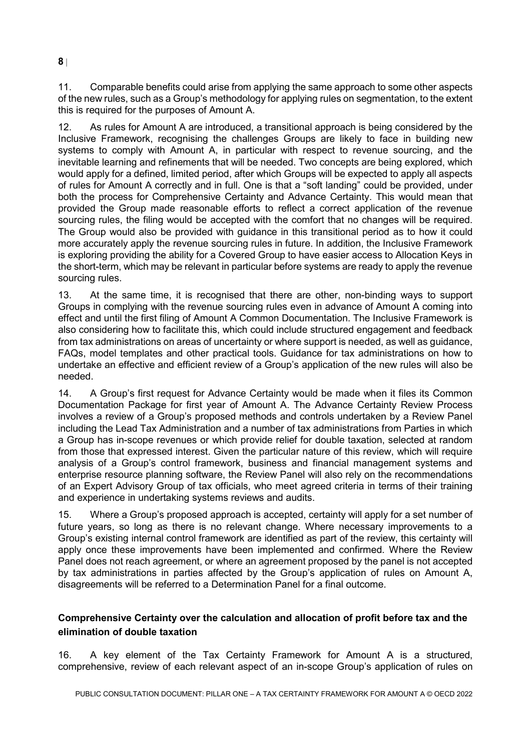11. Comparable benefits could arise from applying the same approach to some other aspects of the new rules, such as a Group's methodology for applying rules on segmentation, to the extent this is required for the purposes of Amount A.

12. As rules for Amount A are introduced, a transitional approach is being considered by the Inclusive Framework, recognising the challenges Groups are likely to face in building new systems to comply with Amount A, in particular with respect to revenue sourcing, and the inevitable learning and refinements that will be needed. Two concepts are being explored, which would apply for a defined, limited period, after which Groups will be expected to apply all aspects of rules for Amount A correctly and in full. One is that a "soft landing" could be provided, under both the process for Comprehensive Certainty and Advance Certainty. This would mean that provided the Group made reasonable efforts to reflect a correct application of the revenue sourcing rules, the filing would be accepted with the comfort that no changes will be required. The Group would also be provided with guidance in this transitional period as to how it could more accurately apply the revenue sourcing rules in future. In addition, the Inclusive Framework is exploring providing the ability for a Covered Group to have easier access to Allocation Keys in the short-term, which may be relevant in particular before systems are ready to apply the revenue sourcing rules.

13. At the same time, it is recognised that there are other, non-binding ways to support Groups in complying with the revenue sourcing rules even in advance of Amount A coming into effect and until the first filing of Amount A Common Documentation. The Inclusive Framework is also considering how to facilitate this, which could include structured engagement and feedback from tax administrations on areas of uncertainty or where support is needed, as well as guidance, FAQs, model templates and other practical tools. Guidance for tax administrations on how to undertake an effective and efficient review of a Group's application of the new rules will also be needed.

14. A Group's first request for Advance Certainty would be made when it files its Common Documentation Package for first year of Amount A. The Advance Certainty Review Process involves a review of a Group's proposed methods and controls undertaken by a Review Panel including the Lead Tax Administration and a number of tax administrations from Parties in which a Group has in-scope revenues or which provide relief for double taxation, selected at random from those that expressed interest. Given the particular nature of this review, which will require analysis of a Group's control framework, business and financial management systems and enterprise resource planning software, the Review Panel will also rely on the recommendations of an Expert Advisory Group of tax officials, who meet agreed criteria in terms of their training and experience in undertaking systems reviews and audits.

15. Where a Group's proposed approach is accepted, certainty will apply for a set number of future years, so long as there is no relevant change. Where necessary improvements to a Group's existing internal control framework are identified as part of the review, this certainty will apply once these improvements have been implemented and confirmed. Where the Review Panel does not reach agreement, or where an agreement proposed by the panel is not accepted by tax administrations in parties affected by the Group's application of rules on Amount A, disagreements will be referred to a Determination Panel for a final outcome.

## Comprehensive Certainty over the calculation and allocation of profit before tax and the elimination of double taxation

16. A key element of the Tax Certainty Framework for Amount A is a structured, comprehensive, review of each relevant aspect of an in-scope Group's application of rules on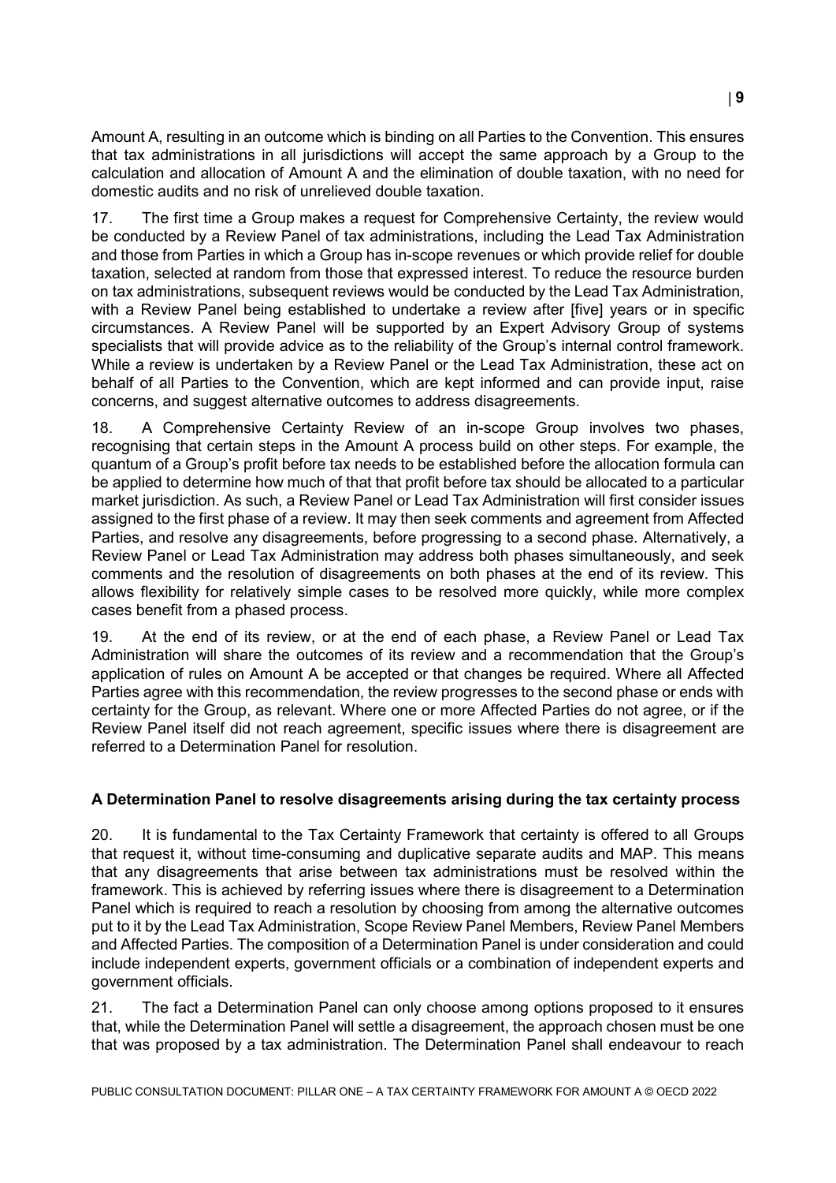Amount A, resulting in an outcome which is binding on all Parties to the Convention. This ensures that tax administrations in all jurisdictions will accept the same approach by a Group to the calculation and allocation of Amount A and the elimination of double taxation, with no need for domestic audits and no risk of unrelieved double taxation.

17. The first time a Group makes a request for Comprehensive Certainty, the review would be conducted by a Review Panel of tax administrations, including the Lead Tax Administration and those from Parties in which a Group has in-scope revenues or which provide relief for double taxation, selected at random from those that expressed interest. To reduce the resource burden on tax administrations, subsequent reviews would be conducted by the Lead Tax Administration, with a Review Panel being established to undertake a review after [five] years or in specific circumstances. A Review Panel will be supported by an Expert Advisory Group of systems specialists that will provide advice as to the reliability of the Group's internal control framework. While a review is undertaken by a Review Panel or the Lead Tax Administration, these act on behalf of all Parties to the Convention, which are kept informed and can provide input, raise concerns, and suggest alternative outcomes to address disagreements.

18. A Comprehensive Certainty Review of an in-scope Group involves two phases, recognising that certain steps in the Amount A process build on other steps. For example, the quantum of a Group's profit before tax needs to be established before the allocation formula can be applied to determine how much of that that profit before tax should be allocated to a particular market jurisdiction. As such, a Review Panel or Lead Tax Administration will first consider issues assigned to the first phase of a review. It may then seek comments and agreement from Affected Parties, and resolve any disagreements, before progressing to a second phase. Alternatively, a Review Panel or Lead Tax Administration may address both phases simultaneously, and seek comments and the resolution of disagreements on both phases at the end of its review. This allows flexibility for relatively simple cases to be resolved more quickly, while more complex cases benefit from a phased process.

19. At the end of its review, or at the end of each phase, a Review Panel or Lead Tax Administration will share the outcomes of its review and a recommendation that the Group's application of rules on Amount A be accepted or that changes be required. Where all Affected Parties agree with this recommendation, the review progresses to the second phase or ends with certainty for the Group, as relevant. Where one or more Affected Parties do not agree, or if the Review Panel itself did not reach agreement, specific issues where there is disagreement are referred to a Determination Panel for resolution.

**A Determination Panel to resolve disagreements arising during the tax certainty process**

20. It is fundamental to the Tax Certainty Framework that certainty is offered to all Groups that request it, without time-consuming and duplicative separate audits and MAP. This means that any disagreements that arise between tax administrations must be resolved within the framework. This is achieved by referring issues where there is disagreement to a Determination Panel which is required to reach a resolution by choosing from among the alternative outcomes put to it by the Lead Tax Administration, Scope Review Panel Members, Review Panel Members and Affected Parties. The composition of a Determination Panel is under consideration and could include independent experts, government officials or a combination of independent experts and government officials.

21. The fact a Determination Panel can only choose among options proposed to it ensures that, while the Determination Panel will settle a disagreement, the approach chosen must be one that was proposed by a tax administration. The Determination Panel shall endeavour to reach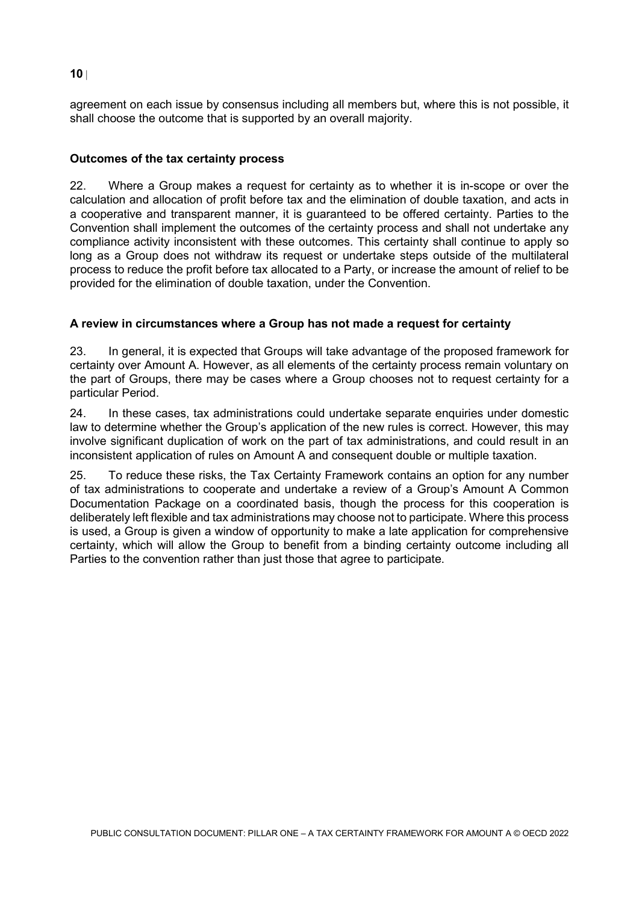agreement on each issue by consensus including all members but, where this is not possible, it shall choose the outcome that is supported by an overall majority.

### Outcomes of the tax certainty process

22. Where a Group makes a request for certainty as to whether it is in-scope or over the calculation and allocation of profit before tax and the elimination of double taxation, and acts in a cooperative and transparent manner, it is guaranteed to be offered certainty. Parties to the Convention shall implement the outcomes of the certainty process and shall not undertake any compliance activity inconsistent with these outcomes. This certainty shall continue to apply so long as a Group does not withdraw its request or undertake steps outside of the multilateral process to reduce the profit before tax allocated to a Party, or increase the amount of relief to be provided for the elimination of double taxation, under the Convention.

### A review in circumstances where a Group has not made a request for certainty

23. In general, it is expected that Groups will take advantage of the proposed framework for certainty over Amount A. However, as all elements of the certainty process remain voluntary on the part of Groups, there may be cases where a Group chooses not to request certainty for a particular Period.

24. In these cases, tax administrations could undertake separate enquiries under domestic law to determine whether the Group's application of the new rules is correct. However, this may involve significant duplication of work on the part of tax administrations, and could result in an inconsistent application of rules on Amount A and consequent double or multiple taxation.

25. To reduce these risks, the Tax Certainty Framework contains an option for any number of tax administrations to cooperate and undertake a review of a Group's Amount A Common Documentation Package on a coordinated basis, though the process for this cooperation is deliberately left flexible and tax administrations may choose not to participate. Where this process is used, a Group is given a window of opportunity to make a late application for comprehensive certainty, which will allow the Group to benefit from a binding certainty outcome including all Parties to the convention rather than just those that agree to participate.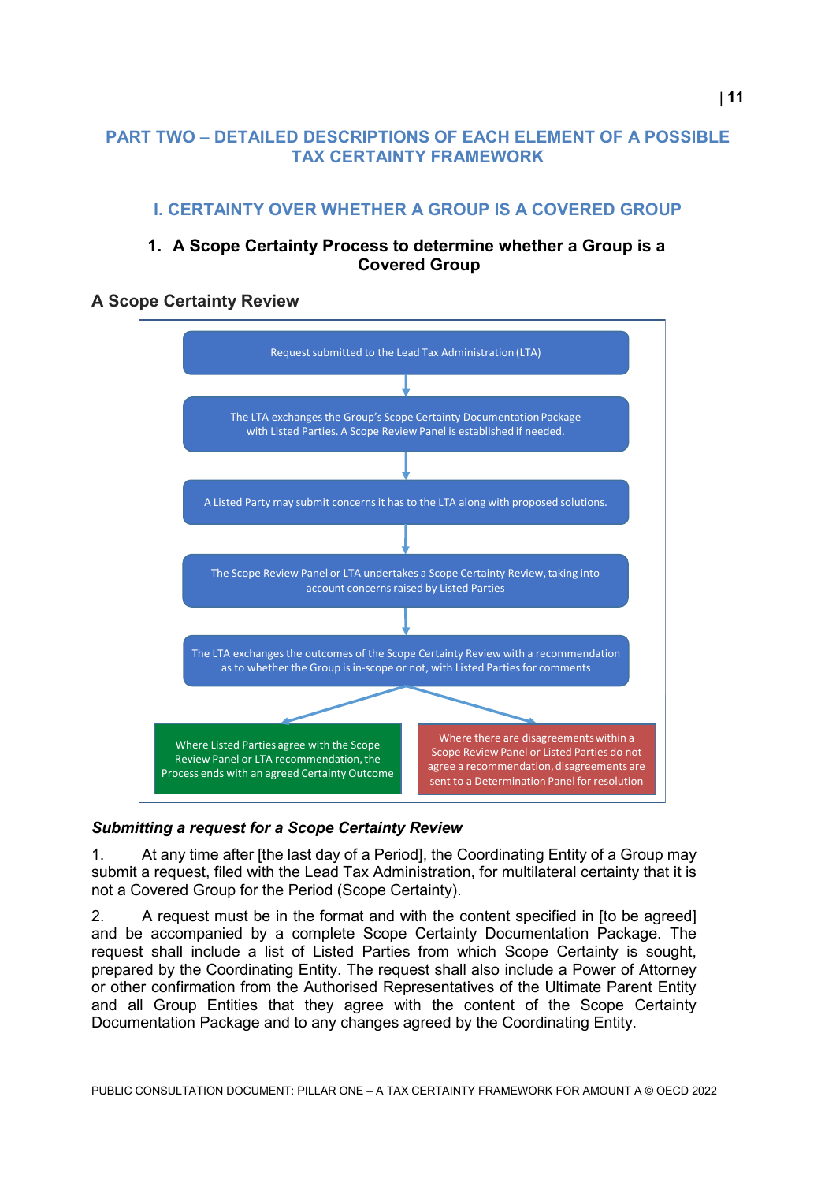# PART TWO – DETAILED DESCRIPTIONS OF EACH ELEMENT OF A POSSIBLE TAX CERTAINTY FRAMEWORK

## I. CERTAINTY OVER WHETHER A GROUP IS A COVERED GROUP

### 1. A Scope Certainty Process to determine whether a Group is a Covered Group

#### A Scope Certainty Review

Request submitted to the Lead Tax Administration (LTA)

↓

The LTA exchanges the Group's Scope Certainty Documentation Package with Listed Parties. A Scope Review Panel is established if needed.

↓

A Listed Party may submit concerns it has to the LTA along with proposed solutions.

↓

The Scope Review Panel or LTA undertakes a Scope Certainty Review, taking into account concerns raised by Listed Parties

↓

The LTA exchanges the outcomes of the Scope Certainty Review with a recommendation as to whether the Group is in-scope or not, with Listed Parties for comments

↓

- Where Listed Parties agree with the Scope Review Panel or LTA recommendation, the Process ends with an agreed Certainty Outcome
- Where there are disagreements within a Scope Review Panel or Listed Parties do not agree a recommendation, disagreements are sent to a Determination Panel for resolution

***Submitting a request for a Scope Certainty Review***

1. At any time after [the last day of a Period], the Coordinating Entity of a Group may submit a request, filed with the Lead Tax Administration, for multilateral certainty that it is not a Covered Group for the Period (Scope Certainty).

2. A request must be in the format and with the content specified in [to be agreed] and be accompanied by a complete Scope Certainty Documentation Package. The request shall include a list of Listed Parties from which Scope Certainty is sought, prepared by the Coordinating Entity. The request shall also include a Power of Attorney or other confirmation from the Authorised Representatives of the Ultimate Parent Entity and all Group Entities that they agree with the content of the Scope Certainty Documentation Package and to any changes agreed by the Coordinating Entity.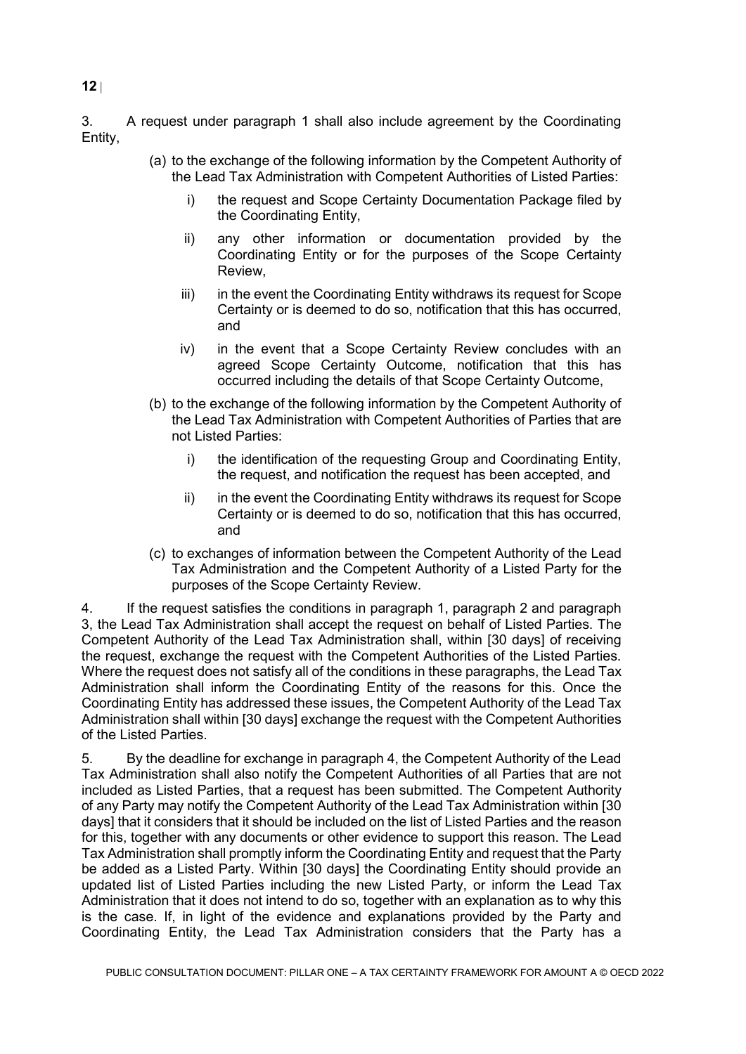3. A request under paragraph 1 shall also include agreement by the Coordinating Entity,

(a) to the exchange of the following information by the Competent Authority of the Lead Tax Administration with Competent Authorities of Listed Parties:

   i) the request and Scope Certainty Documentation Package filed by the Coordinating Entity,

   ii) any other information or documentation provided by the Coordinating Entity or for the purposes of the Scope Certainty Review,

   iii) in the event the Coordinating Entity withdraws its request for Scope Certainty or is deemed to do so, notification that this has occurred, and

   iv) in the event that a Scope Certainty Review concludes with an agreed Scope Certainty Outcome, notification that this has occurred including the details of that Scope Certainty Outcome,

(b) to the exchange of the following information by the Competent Authority of the Lead Tax Administration with Competent Authorities of Parties that are not Listed Parties:

   i) the identification of the requesting Group and Coordinating Entity, the request, and notification the request has been accepted, and

   ii) in the event the Coordinating Entity withdraws its request for Scope Certainty or is deemed to do so, notification that this has occurred, and

(c) to exchanges of information between the Competent Authority of the Lead Tax Administration and the Competent Authority of a Listed Party for the purposes of the Scope Certainty Review.

4. If the request satisfies the conditions in paragraph 1, paragraph 2 and paragraph 3, the Lead Tax Administration shall accept the request on behalf of Listed Parties. The Competent Authority of the Lead Tax Administration shall, within [30 days] of receiving the request, exchange the request with the Competent Authorities of the Listed Parties. Where the request does not satisfy all of the conditions in these paragraphs, the Lead Tax Administration shall inform the Coordinating Entity of the reasons for this. Once the Coordinating Entity has addressed these issues, the Competent Authority of the Lead Tax Administration shall within [30 days] exchange the request with the Competent Authorities of the Listed Parties.

5. By the deadline for exchange in paragraph 4, the Competent Authority of the Lead Tax Administration shall also notify the Competent Authorities of all Parties that are not included as Listed Parties, that a request has been submitted. The Competent Authority of any Party may notify the Competent Authority of the Lead Tax Administration within [30 days] that it considers that it should be included on the list of Listed Parties and the reason for this, together with any documents or other evidence to support this reason. The Lead Tax Administration shall promptly inform the Coordinating Entity and request that the Party be added as a Listed Party. Within [30 days] the Coordinating Entity should provide an updated list of Listed Parties including the new Listed Party, or inform the Lead Tax Administration that it does not intend to do so, together with an explanation as to why this is the case. If, in light of the evidence and explanations provided by the Party and Coordinating Entity, the Lead Tax Administration considers that the Party has a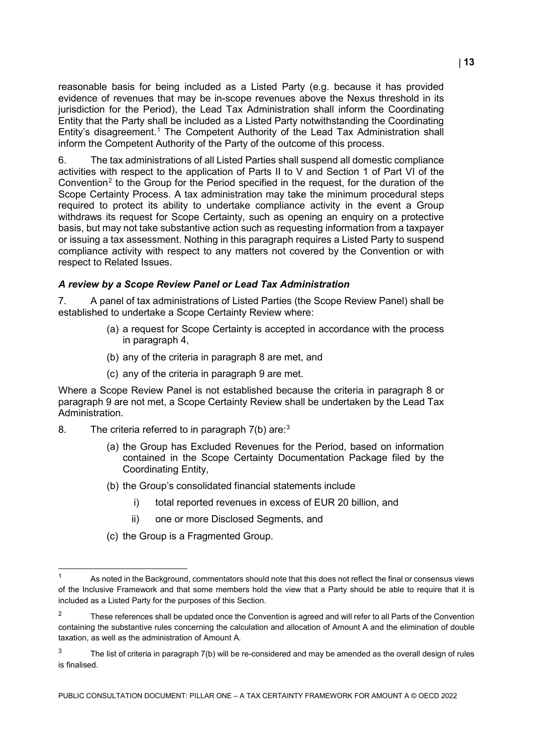reasonable basis for being included as a Listed Party (e.g. because it has provided evidence of revenues that may be in-scope revenues above the Nexus threshold in its jurisdiction for the Period), the Lead Tax Administration shall inform the Coordinating Entity that the Party shall be included as a Listed Party notwithstanding the Coordinating Entity's disagreement.[1] The Competent Authority of the Lead Tax Administration shall inform the Competent Authority of the Party of the outcome of this process.

6. The tax administrations of all Listed Parties shall suspend all domestic compliance activities with respect to the application of Parts II to V and Section 1 of Part VI of the Convention[2] to the Group for the Period specified in the request, for the duration of the Scope Certainty Process. A tax administration may take the minimum procedural steps required to protect its ability to undertake compliance activity in the event a Group withdraws its request for Scope Certainty, such as opening an enquiry on a protective basis, but may not take substantive action such as requesting information from a taxpayer or issuing a tax assessment. Nothing in this paragraph requires a Listed Party to suspend compliance activity with respect to any matters not covered by the Convention or with respect to Related Issues.

### *A review by a Scope Review Panel or Lead Tax Administration*

7. A panel of tax administrations of Listed Parties (the Scope Review Panel) shall be established to undertake a Scope Certainty Review where:

(a) a request for Scope Certainty is accepted in accordance with the process in paragraph 4,

(b) any of the criteria in paragraph 8 are met, and

(c) any of the criteria in paragraph 9 are met.

Where a Scope Review Panel is not established because the criteria in paragraph 8 or paragraph 9 are not met, a Scope Certainty Review shall be undertaken by the Lead Tax Administration.

8. The criteria referred to in paragraph 7(b) are:[3]

(a) the Group has Excluded Revenues for the Period, based on information contained in the Scope Certainty Documentation Package filed by the Coordinating Entity,

(b) the Group's consolidated financial statements include

i) total reported revenues in excess of EUR 20 billion, and

ii) one or more Disclosed Segments, and

(c) the Group is a Fragmented Group.

---

[1] As noted in the Background, commentators should note that this does not reflect the final or consensus views of the Inclusive Framework and that some members hold the view that a Party should be able to require that it is included as a Listed Party for the purposes of this Section.

[2] These references shall be updated once the Convention is agreed and will refer to all Parts of the Convention containing the substantive rules concerning the calculation and allocation of Amount A and the elimination of double taxation, as well as the administration of Amount A.

[3] The list of criteria in paragraph 7(b) will be re-considered and may be amended as the overall design of rules is finalised.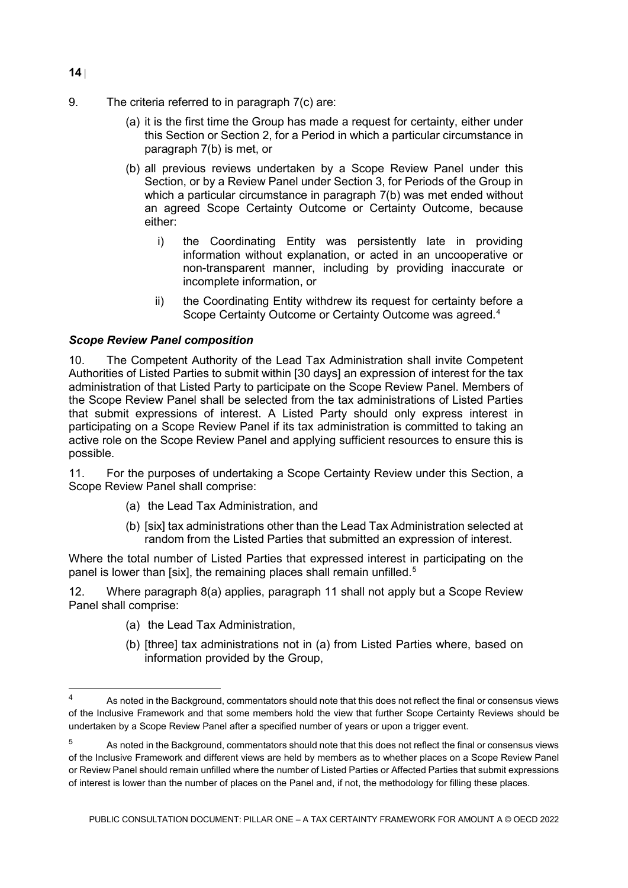9. The criteria referred to in paragraph 7(c) are:

(a) it is the first time the Group has made a request for certainty, either under this Section or Section 2, for a Period in which a particular circumstance in paragraph 7(b) is met, or

(b) all previous reviews undertaken by a Scope Review Panel under this Section, or by a Review Panel under Section 3, for Periods of the Group in which a particular circumstance in paragraph 7(b) was met ended without an agreed Scope Certainty Outcome or Certainty Outcome, because either:

i) the Coordinating Entity was persistently late in providing information without explanation, or acted in an uncooperative or non-transparent manner, including by providing inaccurate or incomplete information, or

ii) the Coordinating Entity withdrew its request for certainty before a Scope Certainty Outcome or Certainty Outcome was agreed.[4]

### *Scope Review Panel composition*

10. The Competent Authority of the Lead Tax Administration shall invite Competent Authorities of Listed Parties to submit within [30 days] an expression of interest for the tax administration of that Listed Party to participate on the Scope Review Panel. Members of the Scope Review Panel shall be selected from the tax administrations of Listed Parties that submit expressions of interest. A Listed Party should only express interest in participating on a Scope Review Panel if its tax administration is committed to taking an active role on the Scope Review Panel and applying sufficient resources to ensure this is possible.

11. For the purposes of undertaking a Scope Certainty Review under this Section, a Scope Review Panel shall comprise:

(a) the Lead Tax Administration, and

(b) [six] tax administrations other than the Lead Tax Administration selected at random from the Listed Parties that submitted an expression of interest.

Where the total number of Listed Parties that expressed interest in participating on the panel is lower than [six], the remaining places shall remain unfilled.[5]

12. Where paragraph 8(a) applies, paragraph 11 shall not apply but a Scope Review Panel shall comprise:

(a) the Lead Tax Administration,

(b) [three] tax administrations not in (a) from Listed Parties where, based on information provided by the Group,

---

[4] As noted in the Background, commentators should note that this does not reflect the final or consensus views of the Inclusive Framework and that some members hold the view that further Scope Certainty Reviews should be undertaken by a Scope Review Panel after a specified number of years or upon a trigger event.

[5] As noted in the Background, commentators should note that this does not reflect the final or consensus views of the Inclusive Framework and different views are held by members as to whether places on a Scope Review Panel or Review Panel should remain unfilled where the number of Listed Parties or Affected Parties that submit expressions of interest is lower than the number of places on the Panel and, if not, the methodology for filling these places.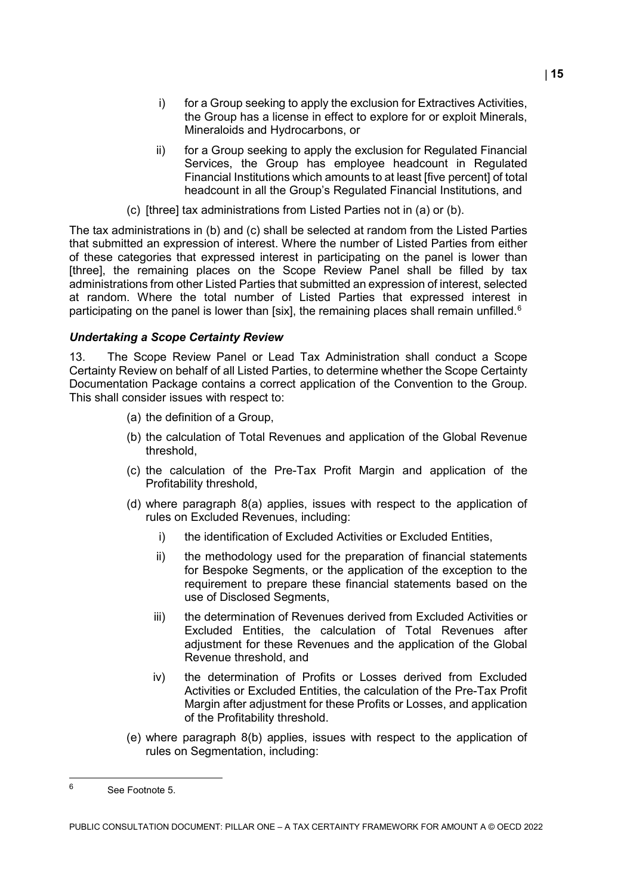i) for a Group seeking to apply the exclusion for Extractives Activities, the Group has a license in effect to explore for or exploit Minerals, Mineraloids and Hydrocarbons, or

ii) for a Group seeking to apply the exclusion for Regulated Financial Services, the Group has employee headcount in Regulated Financial Institutions which amounts to at least [five percent] of total headcount in all the Group's Regulated Financial Institutions, and

(c) [three] tax administrations from Listed Parties not in (a) or (b).

The tax administrations in (b) and (c) shall be selected at random from the Listed Parties that submitted an expression of interest. Where the number of Listed Parties from either of these categories that expressed interest in participating on the panel is lower than [three], the remaining places on the Scope Review Panel shall be filled by tax administrations from other Listed Parties that submitted an expression of interest, selected at random. Where the total number of Listed Parties that expressed interest in participating on the panel is lower than [six], the remaining places shall remain unfilled.[6]

### *Undertaking a Scope Certainty Review*

13. The Scope Review Panel or Lead Tax Administration shall conduct a Scope Certainty Review on behalf of all Listed Parties, to determine whether the Scope Certainty Documentation Package contains a correct application of the Convention to the Group. This shall consider issues with respect to:

(a) the definition of a Group,

(b) the calculation of Total Revenues and application of the Global Revenue threshold,

(c) the calculation of the Pre-Tax Profit Margin and application of the Profitability threshold,

(d) where paragraph 8(a) applies, issues with respect to the application of rules on Excluded Revenues, including:

i) the identification of Excluded Activities or Excluded Entities,

ii) the methodology used for the preparation of financial statements for Bespoke Segments, or the application of the exception to the requirement to prepare these financial statements based on the use of Disclosed Segments,

iii) the determination of Revenues derived from Excluded Activities or Excluded Entities, the calculation of Total Revenues after adjustment for these Revenues and the application of the Global Revenue threshold, and

iv) the determination of Profits or Losses derived from Excluded Activities or Excluded Entities, the calculation of the Pre-Tax Profit Margin after adjustment for these Profits or Losses, and application of the Profitability threshold.

(e) where paragraph 8(b) applies, issues with respect to the application of rules on Segmentation, including:

---

[6] See Footnote 5.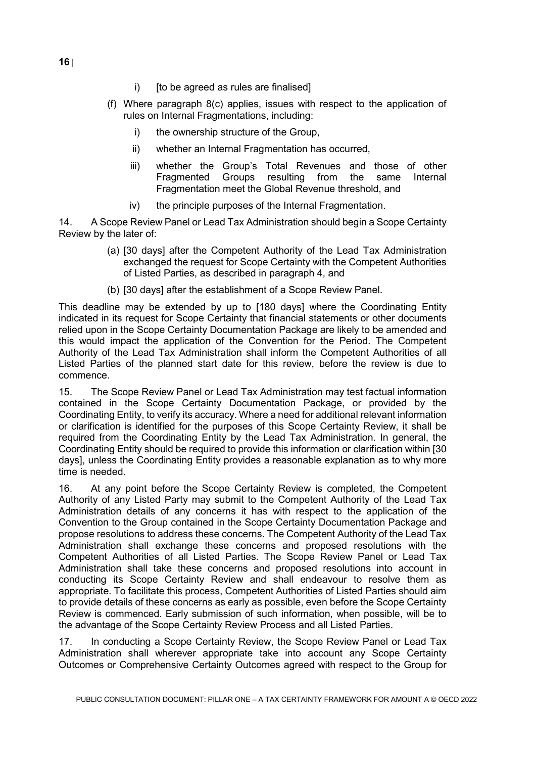i) [to be agreed as rules are finalised]

(f) Where paragraph 8(c) applies, issues with respect to the application of rules on Internal Fragmentations, including:

i) the ownership structure of the Group,

ii) whether an Internal Fragmentation has occurred,

iii) whether the Group's Total Revenues and those of other Fragmented Groups resulting from the same Internal Fragmentation meet the Global Revenue threshold, and

iv) the principle purposes of the Internal Fragmentation.

14. A Scope Review Panel or Lead Tax Administration should begin a Scope Certainty Review by the later of:

(a) [30 days] after the Competent Authority of the Lead Tax Administration exchanged the request for Scope Certainty with the Competent Authorities of Listed Parties, as described in paragraph 4, and

(b) [30 days] after the establishment of a Scope Review Panel.

This deadline may be extended by up to [180 days] where the Coordinating Entity indicated in its request for Scope Certainty that financial statements or other documents relied upon in the Scope Certainty Documentation Package are likely to be amended and this would impact the application of the Convention for the Period. The Competent Authority of the Lead Tax Administration shall inform the Competent Authorities of all Listed Parties of the planned start date for this review, before the review is due to commence.

15. The Scope Review Panel or Lead Tax Administration may test factual information contained in the Scope Certainty Documentation Package, or provided by the Coordinating Entity, to verify its accuracy. Where a need for additional relevant information or clarification is identified for the purposes of this Scope Certainty Review, it shall be required from the Coordinating Entity by the Lead Tax Administration. In general, the Coordinating Entity should be required to provide this information or clarification within [30 days], unless the Coordinating Entity provides a reasonable explanation as to why more time is needed.

16. At any point before the Scope Certainty Review is completed, the Competent Authority of any Listed Party may submit to the Competent Authority of the Lead Tax Administration details of any concerns it has with respect to the application of the Convention to the Group contained in the Scope Certainty Documentation Package and propose resolutions to address these concerns. The Competent Authority of the Lead Tax Administration shall exchange these concerns and proposed resolutions with the Competent Authorities of all Listed Parties. The Scope Review Panel or Lead Tax Administration shall take these concerns and proposed resolutions into account in conducting its Scope Certainty Review and shall endeavour to resolve them as appropriate. To facilitate this process, Competent Authorities of Listed Parties should aim to provide details of these concerns as early as possible, even before the Scope Certainty Review is commenced. Early submission of such information, when possible, will be to the advantage of the Scope Certainty Review Process and all Listed Parties.

17. In conducting a Scope Certainty Review, the Scope Review Panel or Lead Tax Administration shall wherever appropriate take into account any Scope Certainty Outcomes or Comprehensive Certainty Outcomes agreed with respect to the Group for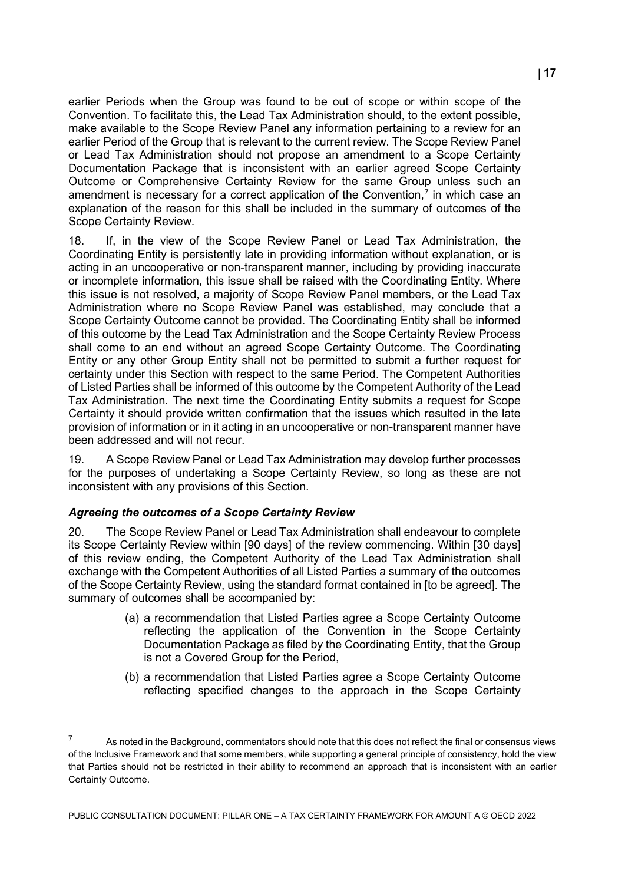earlier Periods when the Group was found to be out of scope or within scope of the Convention. To facilitate this, the Lead Tax Administration should, to the extent possible, make available to the Scope Review Panel any information pertaining to a review for an earlier Period of the Group that is relevant to the current review. The Scope Review Panel or Lead Tax Administration should not propose an amendment to a Scope Certainty Documentation Package that is inconsistent with an earlier agreed Scope Certainty Outcome or Comprehensive Certainty Review for the same Group unless such an amendment is necessary for a correct application of the Convention,[7] in which case an explanation of the reason for this shall be included in the summary of outcomes of the Scope Certainty Review.

18. If, in the view of the Scope Review Panel or Lead Tax Administration, the Coordinating Entity is persistently late in providing information without explanation, or is acting in an uncooperative or non-transparent manner, including by providing inaccurate or incomplete information, this issue shall be raised with the Coordinating Entity. Where this issue is not resolved, a majority of Scope Review Panel members, or the Lead Tax Administration where no Scope Review Panel was established, may conclude that a Scope Certainty Outcome cannot be provided. The Coordinating Entity shall be informed of this outcome by the Lead Tax Administration and the Scope Certainty Review Process shall come to an end without an agreed Scope Certainty Outcome. The Coordinating Entity or any other Group Entity shall not be permitted to submit a further request for certainty under this Section with respect to the same Period. The Competent Authorities of Listed Parties shall be informed of this outcome by the Competent Authority of the Lead Tax Administration. The next time the Coordinating Entity submits a request for Scope Certainty it should provide written confirmation that the issues which resulted in the late provision of information or in it acting in an uncooperative or non-transparent manner have been addressed and will not recur.

19. A Scope Review Panel or Lead Tax Administration may develop further processes for the purposes of undertaking a Scope Certainty Review, so long as these are not inconsistent with any provisions of this Section.

### *Agreeing the outcomes of a Scope Certainty Review*

20. The Scope Review Panel or Lead Tax Administration shall endeavour to complete its Scope Certainty Review within [90 days] of the review commencing. Within [30 days] of this review ending, the Competent Authority of the Lead Tax Administration shall exchange with the Competent Authorities of all Listed Parties a summary of the outcomes of the Scope Certainty Review, using the standard format contained in [to be agreed]. The summary of outcomes shall be accompanied by:

(a) a recommendation that Listed Parties agree a Scope Certainty Outcome reflecting the application of the Convention in the Scope Certainty Documentation Package as filed by the Coordinating Entity, that the Group is not a Covered Group for the Period,

(b) a recommendation that Listed Parties agree a Scope Certainty Outcome reflecting specified changes to the approach in the Scope Certainty

---

[7] As noted in the Background, commentators should note that this does not reflect the final or consensus views of the Inclusive Framework and that some members, while supporting a general principle of consistency, hold the view that Parties should not be restricted in their ability to recommend an approach that is inconsistent with an earlier Certainty Outcome.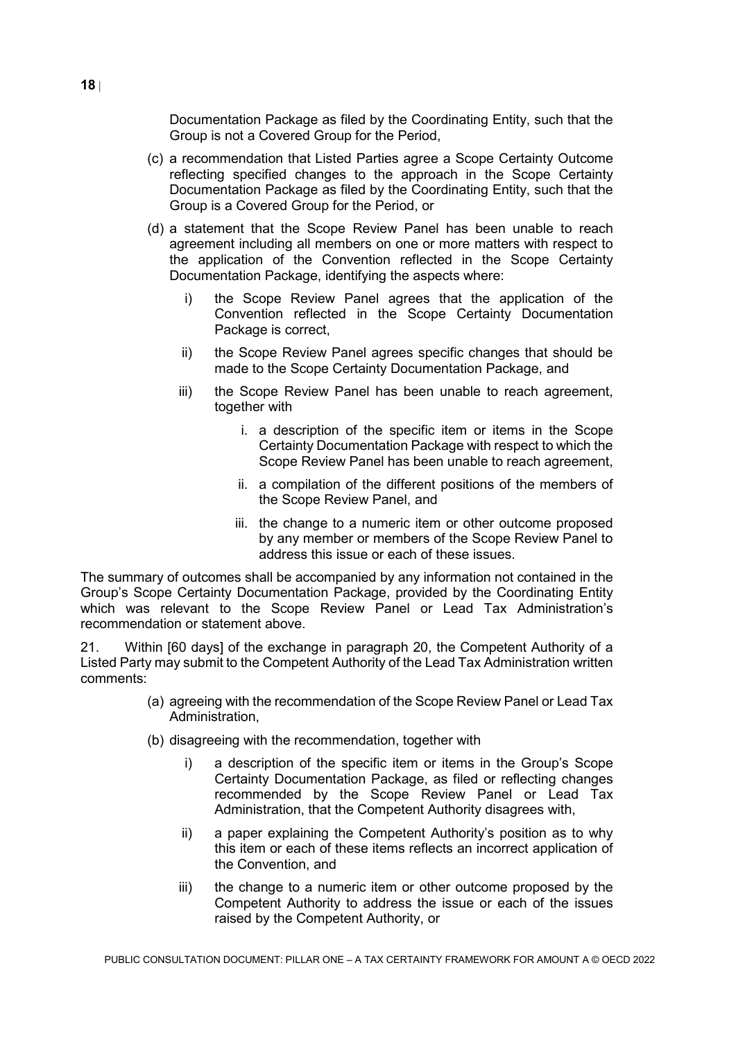Documentation Package as filed by the Coordinating Entity, such that the Group is not a Covered Group for the Period,

(c) a recommendation that Listed Parties agree a Scope Certainty Outcome reflecting specified changes to the approach in the Scope Certainty Documentation Package as filed by the Coordinating Entity, such that the Group is a Covered Group for the Period, or

(d) a statement that the Scope Review Panel has been unable to reach agreement including all members on one or more matters with respect to the application of the Convention reflected in the Scope Certainty Documentation Package, identifying the aspects where:

   i) the Scope Review Panel agrees that the application of the Convention reflected in the Scope Certainty Documentation Package is correct,

   ii) the Scope Review Panel agrees specific changes that should be made to the Scope Certainty Documentation Package, and

   iii) the Scope Review Panel has been unable to reach agreement, together with

      i. a description of the specific item or items in the Scope Certainty Documentation Package with respect to which the Scope Review Panel has been unable to reach agreement,

      ii. a compilation of the different positions of the members of the Scope Review Panel, and

      iii. the change to a numeric item or other outcome proposed by any member or members of the Scope Review Panel to address this issue or each of these issues.

The summary of outcomes shall be accompanied by any information not contained in the Group's Scope Certainty Documentation Package, provided by the Coordinating Entity which was relevant to the Scope Review Panel or Lead Tax Administration's recommendation or statement above.

21. Within [60 days] of the exchange in paragraph 20, the Competent Authority of a Listed Party may submit to the Competent Authority of the Lead Tax Administration written comments:

(a) agreeing with the recommendation of the Scope Review Panel or Lead Tax Administration,

(b) disagreeing with the recommendation, together with

   i) a description of the specific item or items in the Group's Scope Certainty Documentation Package, as filed or reflecting changes recommended by the Scope Review Panel or Lead Tax Administration, that the Competent Authority disagrees with,

   ii) a paper explaining the Competent Authority's position as to why this item or each of these items reflects an incorrect application of the Convention, and

   iii) the change to a numeric item or other outcome proposed by the Competent Authority to address the issue or each of the issues raised by the Competent Authority, or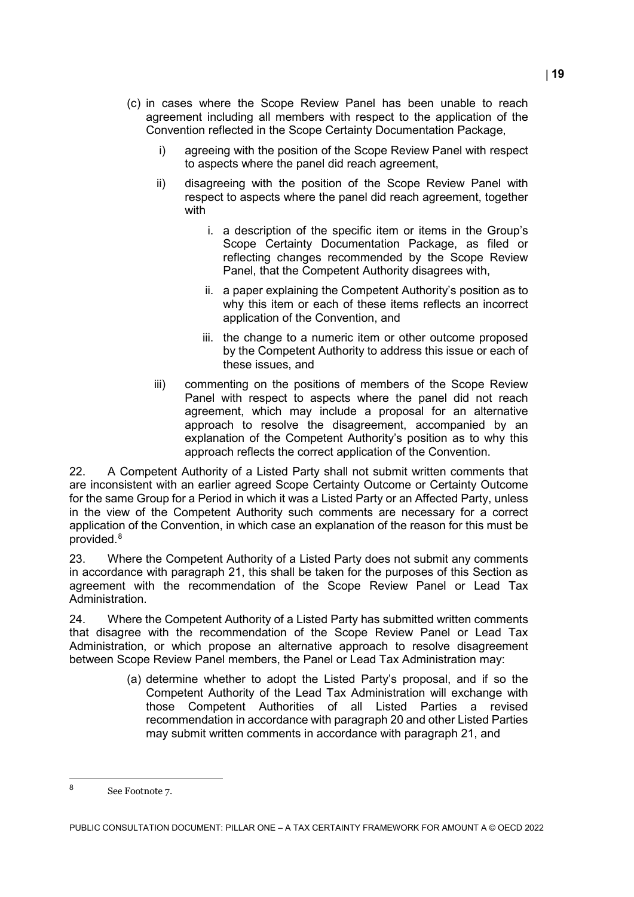(c) in cases where the Scope Review Panel has been unable to reach agreement including all members with respect to the application of the Convention reflected in the Scope Certainty Documentation Package,

   i) agreeing with the position of the Scope Review Panel with respect to aspects where the panel did reach agreement,

   ii) disagreeing with the position of the Scope Review Panel with respect to aspects where the panel did reach agreement, together with

      i. a description of the specific item or items in the Group's Scope Certainty Documentation Package, as filed or reflecting changes recommended by the Scope Review Panel, that the Competent Authority disagrees with,

      ii. a paper explaining the Competent Authority's position as to why this item or each of these items reflects an incorrect application of the Convention, and

      iii. the change to a numeric item or other outcome proposed by the Competent Authority to address this issue or each of these issues, and

   iii) commenting on the positions of members of the Scope Review Panel with respect to aspects where the panel did not reach agreement, which may include a proposal for an alternative approach to resolve the disagreement, accompanied by an explanation of the Competent Authority's position as to why this approach reflects the correct application of the Convention.

22. A Competent Authority of a Listed Party shall not submit written comments that are inconsistent with an earlier agreed Scope Certainty Outcome or Certainty Outcome for the same Group for a Period in which it was a Listed Party or an Affected Party, unless in the view of the Competent Authority such comments are necessary for a correct application of the Convention, in which case an explanation of the reason for this must be provided.[8]

23. Where the Competent Authority of a Listed Party does not submit any comments in accordance with paragraph 21, this shall be taken for the purposes of this Section as agreement with the recommendation of the Scope Review Panel or Lead Tax Administration.

24. Where the Competent Authority of a Listed Party has submitted written comments that disagree with the recommendation of the Scope Review Panel or Lead Tax Administration, or which propose an alternative approach to resolve disagreement between Scope Review Panel members, the Panel or Lead Tax Administration may:

(a) determine whether to adopt the Listed Party's proposal, and if so the Competent Authority of the Lead Tax Administration will exchange with those Competent Authorities of all Listed Parties a revised recommendation in accordance with paragraph 20 and other Listed Parties may submit written comments in accordance with paragraph 21, and

---

[8] See Footnote 7.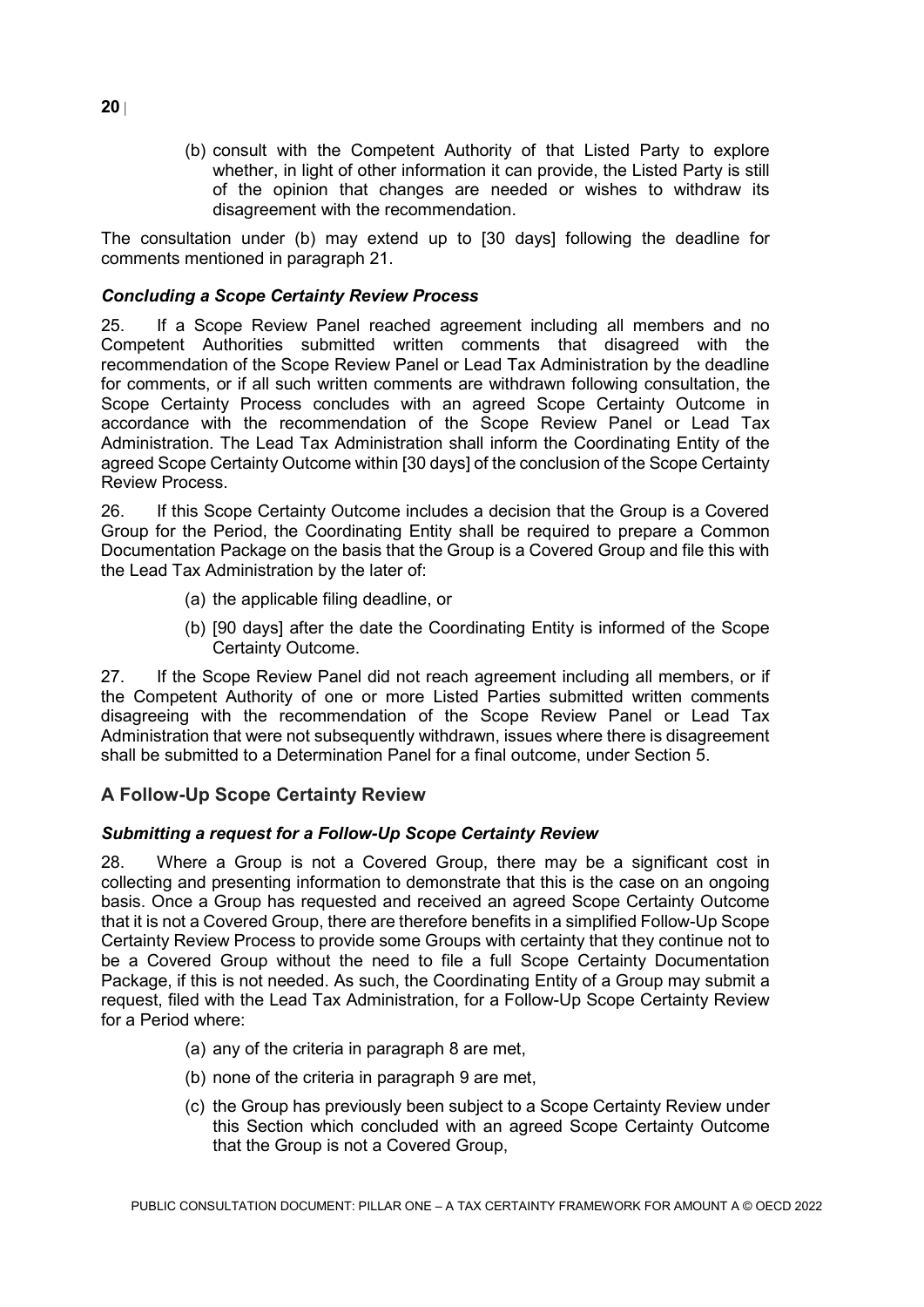(b) consult with the Competent Authority of that Listed Party to explore whether, in light of other information it can provide, the Listed Party is still of the opinion that changes are needed or wishes to withdraw its disagreement with the recommendation.

The consultation under (b) may extend up to [30 days] following the deadline for comments mentioned in paragraph 21.

#### *Concluding a Scope Certainty Review Process*

25. If a Scope Review Panel reached agreement including all members and no Competent Authorities submitted written comments that disagreed with the recommendation of the Scope Review Panel or Lead Tax Administration by the deadline for comments, or if all such written comments are withdrawn following consultation, the Scope Certainty Process concludes with an agreed Scope Certainty Outcome in accordance with the recommendation of the Scope Review Panel or Lead Tax Administration. The Lead Tax Administration shall inform the Coordinating Entity of the agreed Scope Certainty Outcome within [30 days] of the conclusion of the Scope Certainty Review Process.

26. If this Scope Certainty Outcome includes a decision that the Group is a Covered Group for the Period, the Coordinating Entity shall be required to prepare a Common Documentation Package on the basis that the Group is a Covered Group and file this with the Lead Tax Administration by the later of:

(a) the applicable filing deadline, or

(b) [90 days] after the date the Coordinating Entity is informed of the Scope Certainty Outcome.

27. If the Scope Review Panel did not reach agreement including all members, or if the Competent Authority of one or more Listed Parties submitted written comments disagreeing with the recommendation of the Scope Review Panel or Lead Tax Administration that were not subsequently withdrawn, issues where there is disagreement shall be submitted to a Determination Panel for a final outcome, under Section 5.

### A Follow-Up Scope Certainty Review

#### *Submitting a request for a Follow-Up Scope Certainty Review*

28. Where a Group is not a Covered Group, there may be a significant cost in collecting and presenting information to demonstrate that this is the case on an ongoing basis. Once a Group has requested and received an agreed Scope Certainty Outcome that it is not a Covered Group, there are therefore benefits in a simplified Follow-Up Scope Certainty Review Process to provide some Groups with certainty that they continue not to be a Covered Group without the need to file a full Scope Certainty Documentation Package, if this is not needed. As such, the Coordinating Entity of a Group may submit a request, filed with the Lead Tax Administration, for a Follow-Up Scope Certainty Review for a Period where:

(a) any of the criteria in paragraph 8 are met,

(b) none of the criteria in paragraph 9 are met,

(c) the Group has previously been subject to a Scope Certainty Review under this Section which concluded with an agreed Scope Certainty Outcome that the Group is not a Covered Group,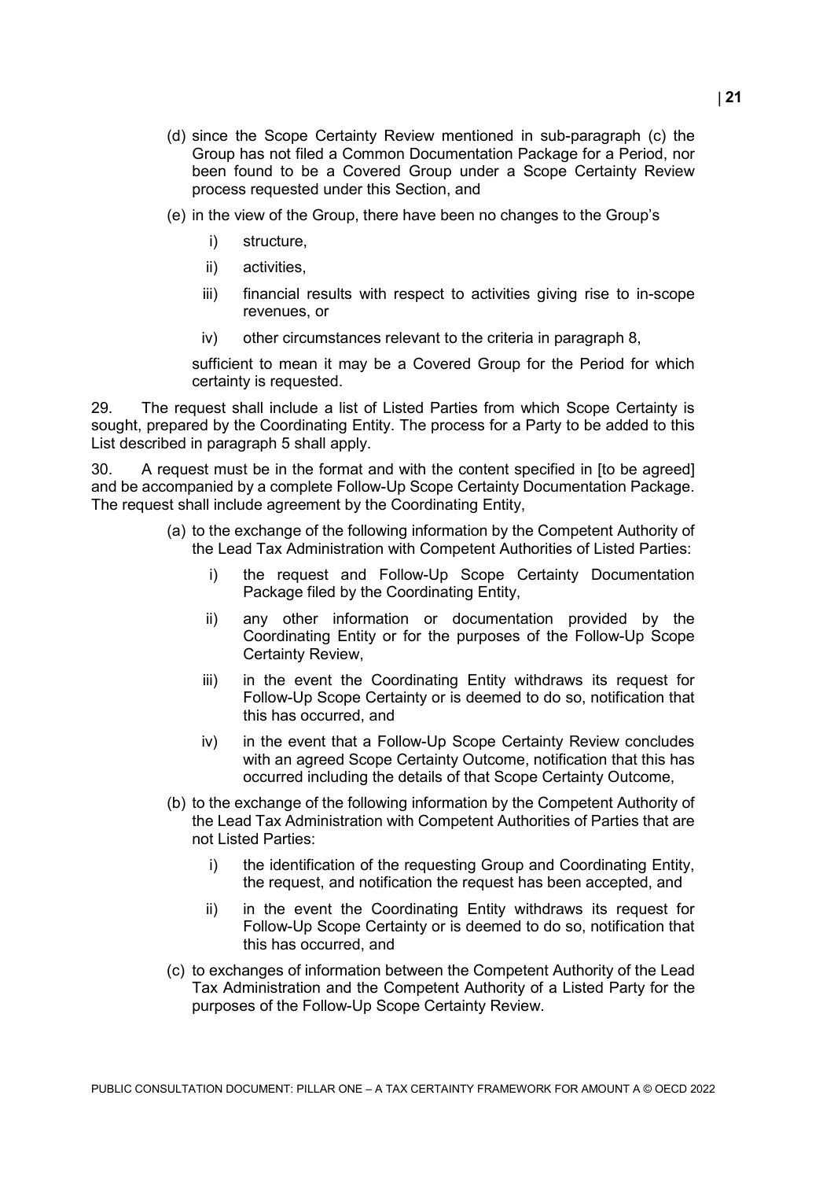(d) since the Scope Certainty Review mentioned in sub-paragraph (c) the Group has not filed a Common Documentation Package for a Period, nor been found to be a Covered Group under a Scope Certainty Review process requested under this Section, and

(e) in the view of the Group, there have been no changes to the Group's

  i) structure,

  ii) activities,

  iii) financial results with respect to activities giving rise to in-scope revenues, or

  iv) other circumstances relevant to the criteria in paragraph 8,

sufficient to mean it may be a Covered Group for the Period for which certainty is requested.

29. The request shall include a list of Listed Parties from which Scope Certainty is sought, prepared by the Coordinating Entity. The process for a Party to be added to this List described in paragraph 5 shall apply.

30. A request must be in the format and with the content specified in [to be agreed] and be accompanied by a complete Follow-Up Scope Certainty Documentation Package. The request shall include agreement by the Coordinating Entity,

(a) to the exchange of the following information by the Competent Authority of the Lead Tax Administration with Competent Authorities of Listed Parties:

  i) the request and Follow-Up Scope Certainty Documentation Package filed by the Coordinating Entity,

  ii) any other information or documentation provided by the Coordinating Entity or for the purposes of the Follow-Up Scope Certainty Review,

  iii) in the event the Coordinating Entity withdraws its request for Follow-Up Scope Certainty or is deemed to do so, notification that this has occurred, and

  iv) in the event that a Follow-Up Scope Certainty Review concludes with an agreed Scope Certainty Outcome, notification that this has occurred including the details of that Scope Certainty Outcome,

(b) to the exchange of the following information by the Competent Authority of the Lead Tax Administration with Competent Authorities of Parties that are not Listed Parties:

  i) the identification of the requesting Group and Coordinating Entity, the request, and notification the request has been accepted, and

  ii) in the event the Coordinating Entity withdraws its request for Follow-Up Scope Certainty or is deemed to do so, notification that this has occurred, and

(c) to exchanges of information between the Competent Authority of the Lead Tax Administration and the Competent Authority of a Listed Party for the purposes of the Follow-Up Scope Certainty Review.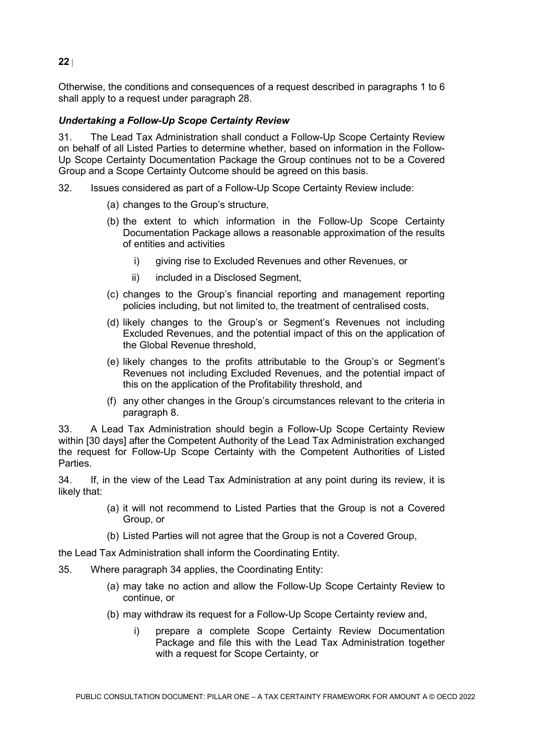Otherwise, the conditions and consequences of a request described in paragraphs 1 to 6 shall apply to a request under paragraph 28.

### *Undertaking a Follow-Up Scope Certainty Review*

31. The Lead Tax Administration shall conduct a Follow-Up Scope Certainty Review on behalf of all Listed Parties to determine whether, based on information in the Follow-Up Scope Certainty Documentation Package the Group continues not to be a Covered Group and a Scope Certainty Outcome should be agreed on this basis.

32. Issues considered as part of a Follow-Up Scope Certainty Review include:

(a) changes to the Group's structure,

(b) the extent to which information in the Follow-Up Scope Certainty Documentation Package allows a reasonable approximation of the results of entities and activities

  i) giving rise to Excluded Revenues and other Revenues, or

  ii) included in a Disclosed Segment,

(c) changes to the Group's financial reporting and management reporting policies including, but not limited to, the treatment of centralised costs,

(d) likely changes to the Group's or Segment's Revenues not including Excluded Revenues, and the potential impact of this on the application of the Global Revenue threshold,

(e) likely changes to the profits attributable to the Group's or Segment's Revenues not including Excluded Revenues, and the potential impact of this on the application of the Profitability threshold, and

(f) any other changes in the Group's circumstances relevant to the criteria in paragraph 8.

33. A Lead Tax Administration should begin a Follow-Up Scope Certainty Review within [30 days] after the Competent Authority of the Lead Tax Administration exchanged the request for Follow-Up Scope Certainty with the Competent Authorities of Listed Parties.

34. If, in the view of the Lead Tax Administration at any point during its review, it is likely that:

(a) it will not recommend to Listed Parties that the Group is not a Covered Group, or

(b) Listed Parties will not agree that the Group is not a Covered Group,

the Lead Tax Administration shall inform the Coordinating Entity.

35. Where paragraph 34 applies, the Coordinating Entity:

(a) may take no action and allow the Follow-Up Scope Certainty Review to continue, or

(b) may withdraw its request for a Follow-Up Scope Certainty review and,

  i) prepare a complete Scope Certainty Review Documentation Package and file this with the Lead Tax Administration together with a request for Scope Certainty, or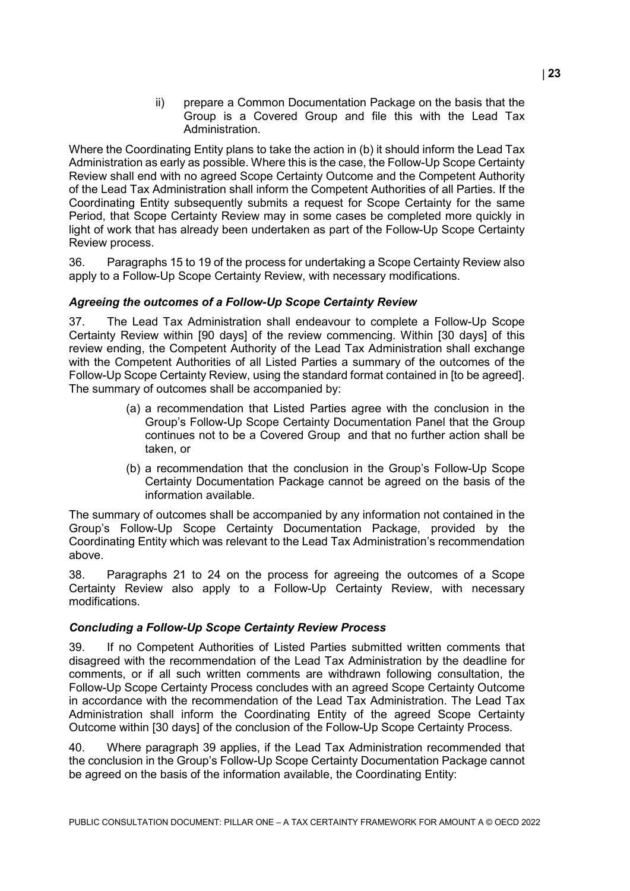ii) prepare a Common Documentation Package on the basis that the Group is a Covered Group and file this with the Lead Tax Administration.

Where the Coordinating Entity plans to take the action in (b) it should inform the Lead Tax Administration as early as possible. Where this is the case, the Follow-Up Scope Certainty Review shall end with no agreed Scope Certainty Outcome and the Competent Authority of the Lead Tax Administration shall inform the Competent Authorities of all Parties. If the Coordinating Entity subsequently submits a request for Scope Certainty for the same Period, that Scope Certainty Review may in some cases be completed more quickly in light of work that has already been undertaken as part of the Follow-Up Scope Certainty Review process.

36. Paragraphs 15 to 19 of the process for undertaking a Scope Certainty Review also apply to a Follow-Up Scope Certainty Review, with necessary modifications.

### *Agreeing the outcomes of a Follow-Up Scope Certainty Review*

37. The Lead Tax Administration shall endeavour to complete a Follow-Up Scope Certainty Review within [90 days] of the review commencing. Within [30 days] of this review ending, the Competent Authority of the Lead Tax Administration shall exchange with the Competent Authorities of all Listed Parties a summary of the outcomes of the Follow-Up Scope Certainty Review, using the standard format contained in [to be agreed]. The summary of outcomes shall be accompanied by:

(a) a recommendation that Listed Parties agree with the conclusion in the Group's Follow-Up Scope Certainty Documentation Panel that the Group continues not to be a Covered Group and that no further action shall be taken, or

(b) a recommendation that the conclusion in the Group's Follow-Up Scope Certainty Documentation Package cannot be agreed on the basis of the information available.

The summary of outcomes shall be accompanied by any information not contained in the Group's Follow-Up Scope Certainty Documentation Package, provided by the Coordinating Entity which was relevant to the Lead Tax Administration's recommendation above.

38. Paragraphs 21 to 24 on the process for agreeing the outcomes of a Scope Certainty Review also apply to a Follow-Up Certainty Review, with necessary modifications.

### *Concluding a Follow-Up Scope Certainty Review Process*

39. If no Competent Authorities of Listed Parties submitted written comments that disagreed with the recommendation of the Lead Tax Administration by the deadline for comments, or if all such written comments are withdrawn following consultation, the Follow-Up Scope Certainty Process concludes with an agreed Scope Certainty Outcome in accordance with the recommendation of the Lead Tax Administration. The Lead Tax Administration shall inform the Coordinating Entity of the agreed Scope Certainty Outcome within [30 days] of the conclusion of the Follow-Up Scope Certainty Process.

40. Where paragraph 39 applies, if the Lead Tax Administration recommended that the conclusion in the Group's Follow-Up Scope Certainty Documentation Package cannot be agreed on the basis of the information available, the Coordinating Entity: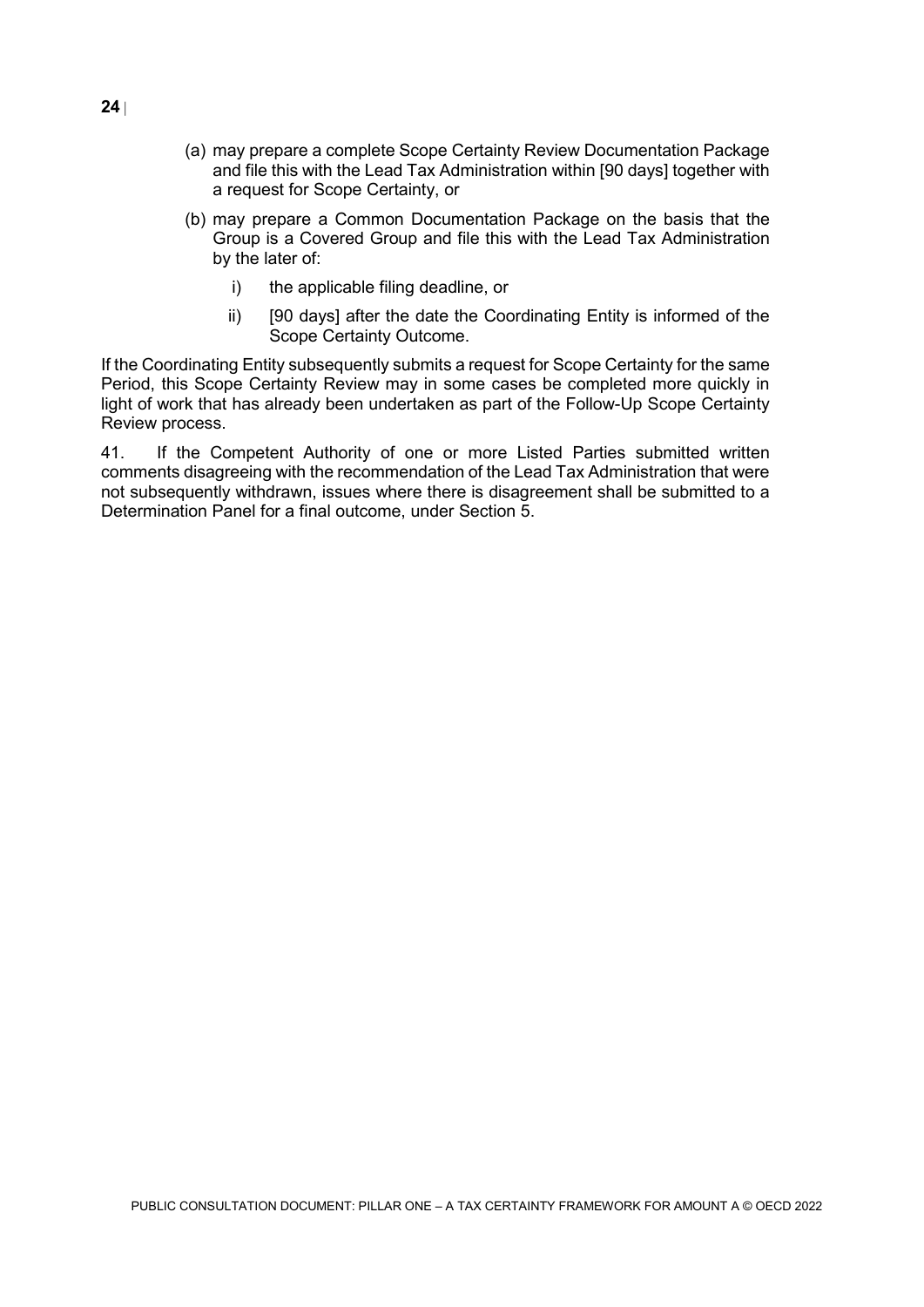(a) may prepare a complete Scope Certainty Review Documentation Package and file this with the Lead Tax Administration within [90 days] together with a request for Scope Certainty, or

(b) may prepare a Common Documentation Package on the basis that the Group is a Covered Group and file this with the Lead Tax Administration by the later of:

  i) the applicable filing deadline, or

  ii) [90 days] after the date the Coordinating Entity is informed of the Scope Certainty Outcome.

If the Coordinating Entity subsequently submits a request for Scope Certainty for the same Period, this Scope Certainty Review may in some cases be completed more quickly in light of work that has already been undertaken as part of the Follow-Up Scope Certainty Review process.

41. If the Competent Authority of one or more Listed Parties submitted written comments disagreeing with the recommendation of the Lead Tax Administration that were not subsequently withdrawn, issues where there is disagreement shall be submitted to a Determination Panel for a final outcome, under Section 5.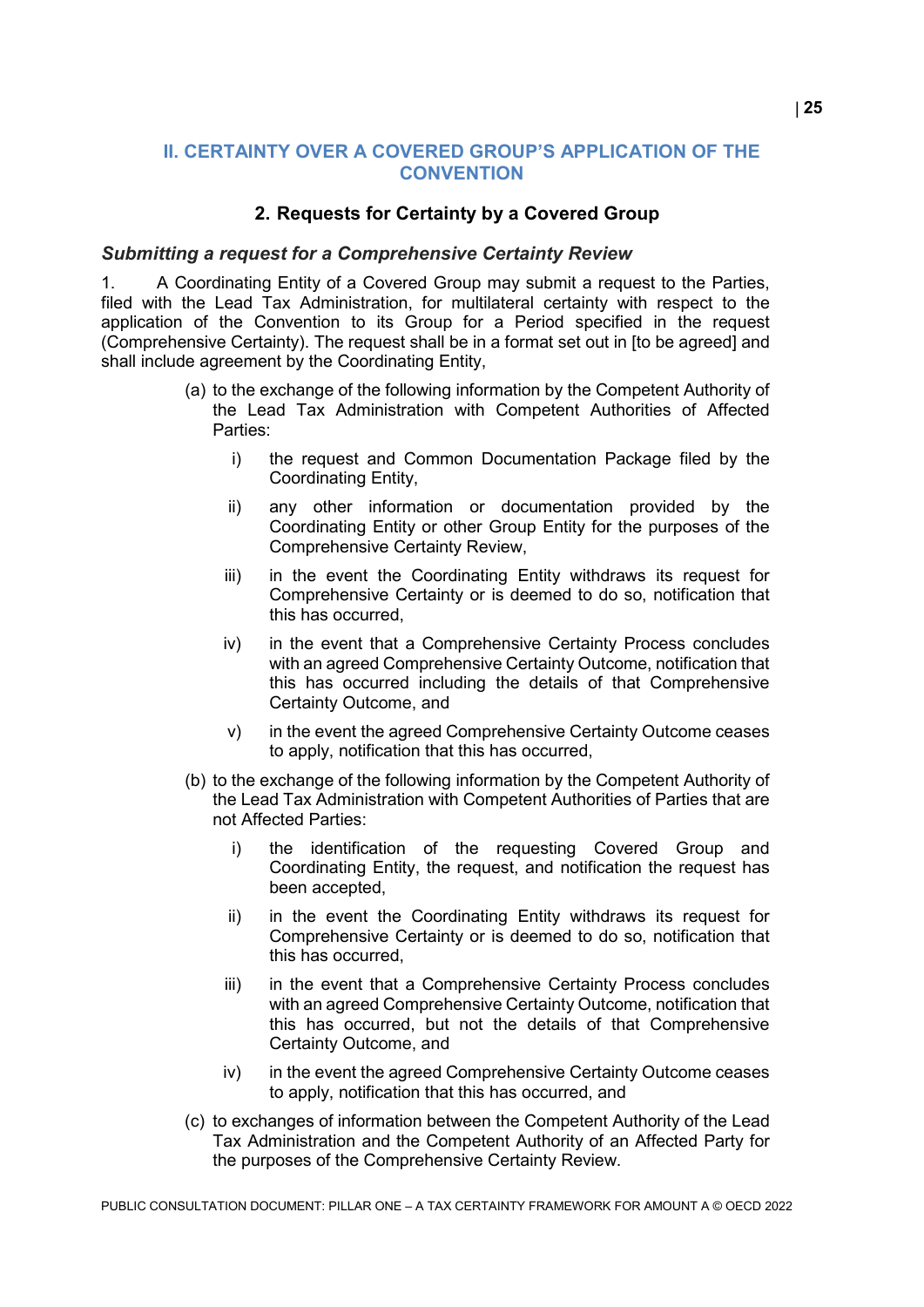## II. CERTAINTY OVER A COVERED GROUP'S APPLICATION OF THE CONVENTION

### 2. Requests for Certainty by a Covered Group

#### *Submitting a request for a Comprehensive Certainty Review*

1. A Coordinating Entity of a Covered Group may submit a request to the Parties, filed with the Lead Tax Administration, for multilateral certainty with respect to the application of the Convention to its Group for a Period specified in the request (Comprehensive Certainty). The request shall be in a format set out in [to be agreed] and shall include agreement by the Coordinating Entity,

   (a) to the exchange of the following information by the Competent Authority of the Lead Tax Administration with Competent Authorities of Affected Parties:

      i) the request and Common Documentation Package filed by the Coordinating Entity,

      ii) any other information or documentation provided by the Coordinating Entity or other Group Entity for the purposes of the Comprehensive Certainty Review,

      iii) in the event the Coordinating Entity withdraws its request for Comprehensive Certainty or is deemed to do so, notification that this has occurred,

      iv) in the event that a Comprehensive Certainty Process concludes with an agreed Comprehensive Certainty Outcome, notification that this has occurred including the details of that Comprehensive Certainty Outcome, and

      v) in the event the agreed Comprehensive Certainty Outcome ceases to apply, notification that this has occurred,

   (b) to the exchange of the following information by the Competent Authority of the Lead Tax Administration with Competent Authorities of Parties that are not Affected Parties:

      i) the identification of the requesting Covered Group and Coordinating Entity, the request, and notification the request has been accepted,

      ii) in the event the Coordinating Entity withdraws its request for Comprehensive Certainty or is deemed to do so, notification that this has occurred,

      iii) in the event that a Comprehensive Certainty Process concludes with an agreed Comprehensive Certainty Outcome, notification that this has occurred, but not the details of that Comprehensive Certainty Outcome, and

      iv) in the event the agreed Comprehensive Certainty Outcome ceases to apply, notification that this has occurred, and

   (c) to exchanges of information between the Competent Authority of the Lead Tax Administration and the Competent Authority of an Affected Party for the purposes of the Comprehensive Certainty Review.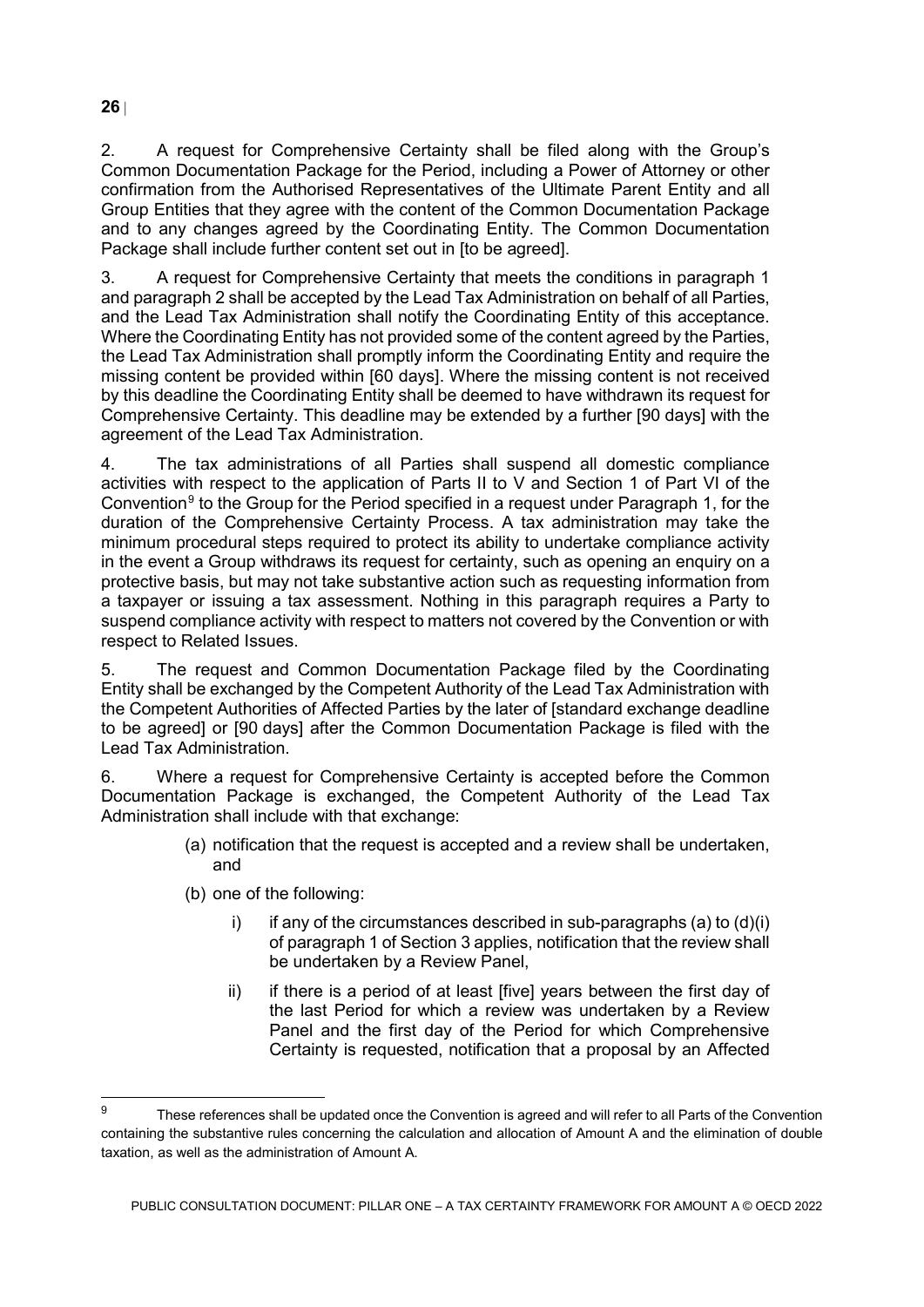2. A request for Comprehensive Certainty shall be filed along with the Group's Common Documentation Package for the Period, including a Power of Attorney or other confirmation from the Authorised Representatives of the Ultimate Parent Entity and all Group Entities that they agree with the content of the Common Documentation Package and to any changes agreed by the Coordinating Entity. The Common Documentation Package shall include further content set out in [to be agreed].

3. A request for Comprehensive Certainty that meets the conditions in paragraph 1 and paragraph 2 shall be accepted by the Lead Tax Administration on behalf of all Parties, and the Lead Tax Administration shall notify the Coordinating Entity of this acceptance. Where the Coordinating Entity has not provided some of the content agreed by the Parties, the Lead Tax Administration shall promptly inform the Coordinating Entity and require the missing content be provided within [60 days]. Where the missing content is not received by this deadline the Coordinating Entity shall be deemed to have withdrawn its request for Comprehensive Certainty. This deadline may be extended by a further [90 days] with the agreement of the Lead Tax Administration.

4. The tax administrations of all Parties shall suspend all domestic compliance activities with respect to the application of Parts II to V and Section 1 of Part VI of the Convention[9] to the Group for the Period specified in a request under Paragraph 1, for the duration of the Comprehensive Certainty Process. A tax administration may take the minimum procedural steps required to protect its ability to undertake compliance activity in the event a Group withdraws its request for certainty, such as opening an enquiry on a protective basis, but may not take substantive action such as requesting information from a taxpayer or issuing a tax assessment. Nothing in this paragraph requires a Party to suspend compliance activity with respect to matters not covered by the Convention or with respect to Related Issues.

5. The request and Common Documentation Package filed by the Coordinating Entity shall be exchanged by the Competent Authority of the Lead Tax Administration with the Competent Authorities of Affected Parties by the later of [standard exchange deadline to be agreed] or [90 days] after the Common Documentation Package is filed with the Lead Tax Administration.

6. Where a request for Comprehensive Certainty is accepted before the Common Documentation Package is exchanged, the Competent Authority of the Lead Tax Administration shall include with that exchange:

(a) notification that the request is accepted and a review shall be undertaken, and

(b) one of the following:

i) if any of the circumstances described in sub-paragraphs (a) to (d)(i) of paragraph 1 of Section 3 applies, notification that the review shall be undertaken by a Review Panel,

ii) if there is a period of at least [five] years between the first day of the last Period for which a review was undertaken by a Review Panel and the first day of the Period for which Comprehensive Certainty is requested, notification that a proposal by an Affected

---

[9] These references shall be updated once the Convention is agreed and will refer to all Parts of the Convention containing the substantive rules concerning the calculation and allocation of Amount A and the elimination of double taxation, as well as the administration of Amount A.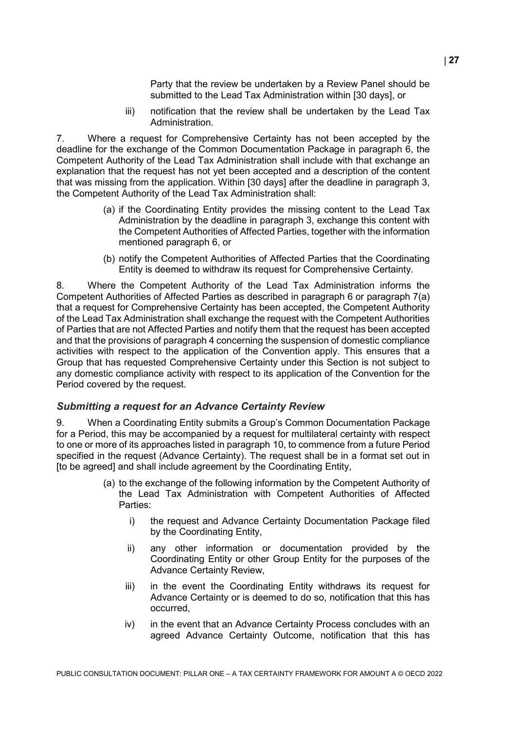Party that the review be undertaken by a Review Panel should be submitted to the Lead Tax Administration within [30 days], or

iii) notification that the review shall be undertaken by the Lead Tax Administration.

7. Where a request for Comprehensive Certainty has not been accepted by the deadline for the exchange of the Common Documentation Package in paragraph 6, the Competent Authority of the Lead Tax Administration shall include with that exchange an explanation that the request has not yet been accepted and a description of the content that was missing from the application. Within [30 days] after the deadline in paragraph 3, the Competent Authority of the Lead Tax Administration shall:

(a) if the Coordinating Entity provides the missing content to the Lead Tax Administration by the deadline in paragraph 3, exchange this content with the Competent Authorities of Affected Parties, together with the information mentioned paragraph 6, or

(b) notify the Competent Authorities of Affected Parties that the Coordinating Entity is deemed to withdraw its request for Comprehensive Certainty.

8. Where the Competent Authority of the Lead Tax Administration informs the Competent Authorities of Affected Parties as described in paragraph 6 or paragraph 7(a) that a request for Comprehensive Certainty has been accepted, the Competent Authority of the Lead Tax Administration shall exchange the request with the Competent Authorities of Parties that are not Affected Parties and notify them that the request has been accepted and that the provisions of paragraph 4 concerning the suspension of domestic compliance activities with respect to the application of the Convention apply. This ensures that a Group that has requested Comprehensive Certainty under this Section is not subject to any domestic compliance activity with respect to its application of the Convention for the Period covered by the request.

### *Submitting a request for an Advance Certainty Review*

9. When a Coordinating Entity submits a Group's Common Documentation Package for a Period, this may be accompanied by a request for multilateral certainty with respect to one or more of its approaches listed in paragraph 10, to commence from a future Period specified in the request (Advance Certainty). The request shall be in a format set out in [to be agreed] and shall include agreement by the Coordinating Entity,

(a) to the exchange of the following information by the Competent Authority of the Lead Tax Administration with Competent Authorities of Affected Parties:

i) the request and Advance Certainty Documentation Package filed by the Coordinating Entity,

ii) any other information or documentation provided by the Coordinating Entity or other Group Entity for the purposes of the Advance Certainty Review,

iii) in the event the Coordinating Entity withdraws its request for Advance Certainty or is deemed to do so, notification that this has occurred,

iv) in the event that an Advance Certainty Process concludes with an agreed Advance Certainty Outcome, notification that this has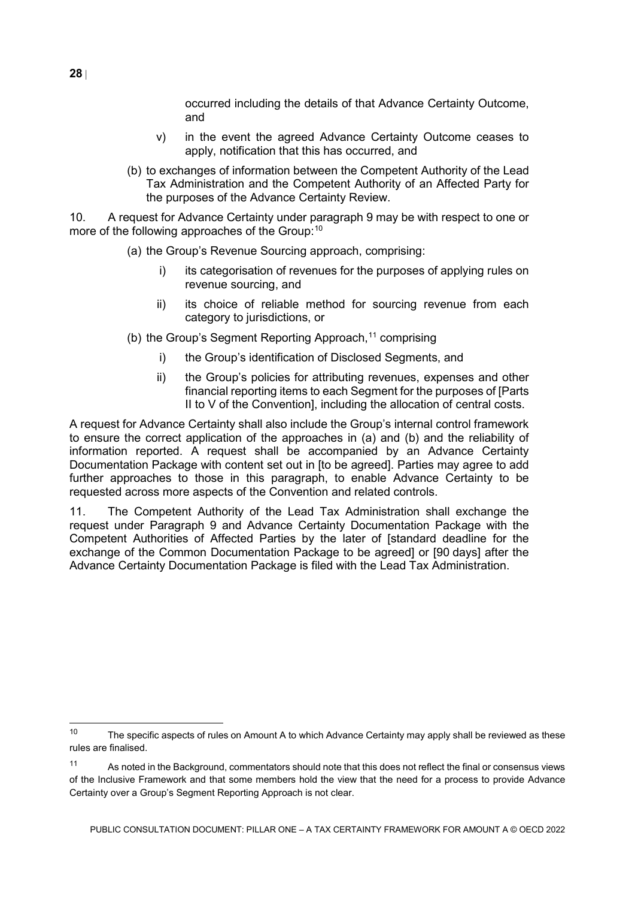occurred including the details of that Advance Certainty Outcome, and

v) in the event the agreed Advance Certainty Outcome ceases to apply, notification that this has occurred, and

(b) to exchanges of information between the Competent Authority of the Lead Tax Administration and the Competent Authority of an Affected Party for the purposes of the Advance Certainty Review.

10. A request for Advance Certainty under paragraph 9 may be with respect to one or more of the following approaches of the Group:[10]

(a) the Group's Revenue Sourcing approach, comprising:

i) its categorisation of revenues for the purposes of applying rules on revenue sourcing, and

ii) its choice of reliable method for sourcing revenue from each category to jurisdictions, or

(b) the Group's Segment Reporting Approach,[11] comprising

i) the Group's identification of Disclosed Segments, and

ii) the Group's policies for attributing revenues, expenses and other financial reporting items to each Segment for the purposes of [Parts II to V of the Convention], including the allocation of central costs.

A request for Advance Certainty shall also include the Group's internal control framework to ensure the correct application of the approaches in (a) and (b) and the reliability of information reported. A request shall be accompanied by an Advance Certainty Documentation Package with content set out in [to be agreed]. Parties may agree to add further approaches to those in this paragraph, to enable Advance Certainty to be requested across more aspects of the Convention and related controls.

11. The Competent Authority of the Lead Tax Administration shall exchange the request under Paragraph 9 and Advance Certainty Documentation Package with the Competent Authorities of Affected Parties by the later of [standard deadline for the exchange of the Common Documentation Package to be agreed] or [90 days] after the Advance Certainty Documentation Package is filed with the Lead Tax Administration.

---

[10] The specific aspects of rules on Amount A to which Advance Certainty may apply shall be reviewed as these rules are finalised.

[11] As noted in the Background, commentators should note that this does not reflect the final or consensus views of the Inclusive Framework and that some members hold the view that the need for a process to provide Advance Certainty over a Group's Segment Reporting Approach is not clear.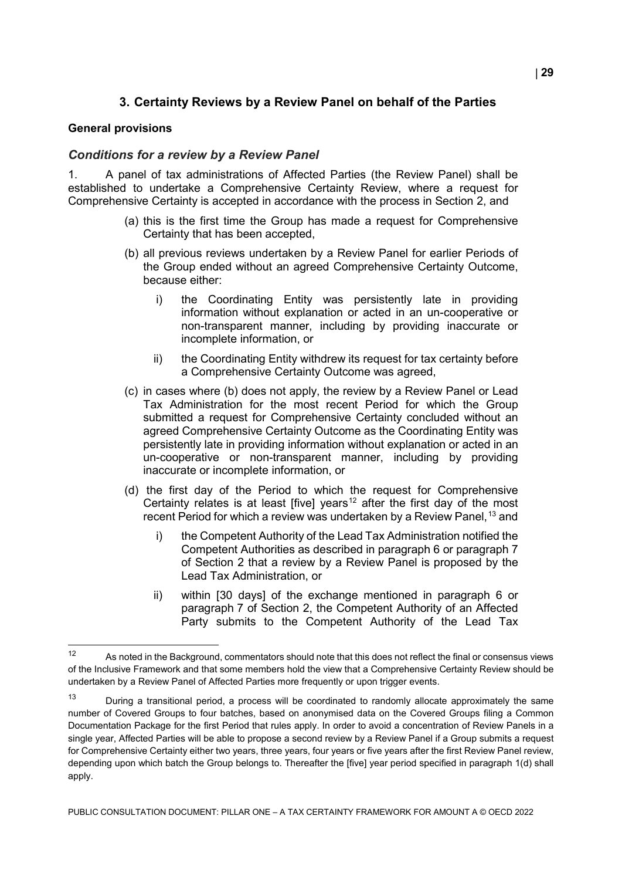## 3. Certainty Reviews by a Review Panel on behalf of the Parties

### General provisions

### *Conditions for a review by a Review Panel*

1. A panel of tax administrations of Affected Parties (the Review Panel) shall be established to undertake a Comprehensive Certainty Review, where a request for Comprehensive Certainty is accepted in accordance with the process in Section 2, and

   (a) this is the first time the Group has made a request for Comprehensive Certainty that has been accepted,

   (b) all previous reviews undertaken by a Review Panel for earlier Periods of the Group ended without an agreed Comprehensive Certainty Outcome, because either:

      i) the Coordinating Entity was persistently late in providing information without explanation or acted in an un-cooperative or non-transparent manner, including by providing inaccurate or incomplete information, or

      ii) the Coordinating Entity withdrew its request for tax certainty before a Comprehensive Certainty Outcome was agreed,

   (c) in cases where (b) does not apply, the review by a Review Panel or Lead Tax Administration for the most recent Period for which the Group submitted a request for Comprehensive Certainty concluded without an agreed Comprehensive Certainty Outcome as the Coordinating Entity was persistently late in providing information without explanation or acted in an un-cooperative or non-transparent manner, including by providing inaccurate or incomplete information, or

   (d) the first day of the Period to which the request for Comprehensive Certainty relates is at least [five] years[12] after the first day of the most recent Period for which a review was undertaken by a Review Panel,[13] and

      i) the Competent Authority of the Lead Tax Administration notified the Competent Authorities as described in paragraph 6 or paragraph 7 of Section 2 that a review by a Review Panel is proposed by the Lead Tax Administration, or

      ii) within [30 days] of the exchange mentioned in paragraph 6 or paragraph 7 of Section 2, the Competent Authority of an Affected Party submits to the Competent Authority of the Lead Tax

---

[12] As noted in the Background, commentators should note that this does not reflect the final or consensus views of the Inclusive Framework and that some members hold the view that a Comprehensive Certainty Review should be undertaken by a Review Panel of Affected Parties more frequently or upon trigger events.

[13] During a transitional period, a process will be coordinated to randomly allocate approximately the same number of Covered Groups to four batches, based on anonymised data on the Covered Groups filing a Common Documentation Package for the first Period that rules apply. In order to avoid a concentration of Review Panels in a single year, Affected Parties will be able to propose a second review by a Review Panel if a Group submits a request for Comprehensive Certainty either two years, three years, four years or five years after the first Review Panel review, depending upon which batch the Group belongs to. Thereafter the [five] year period specified in paragraph 1(d) shall apply.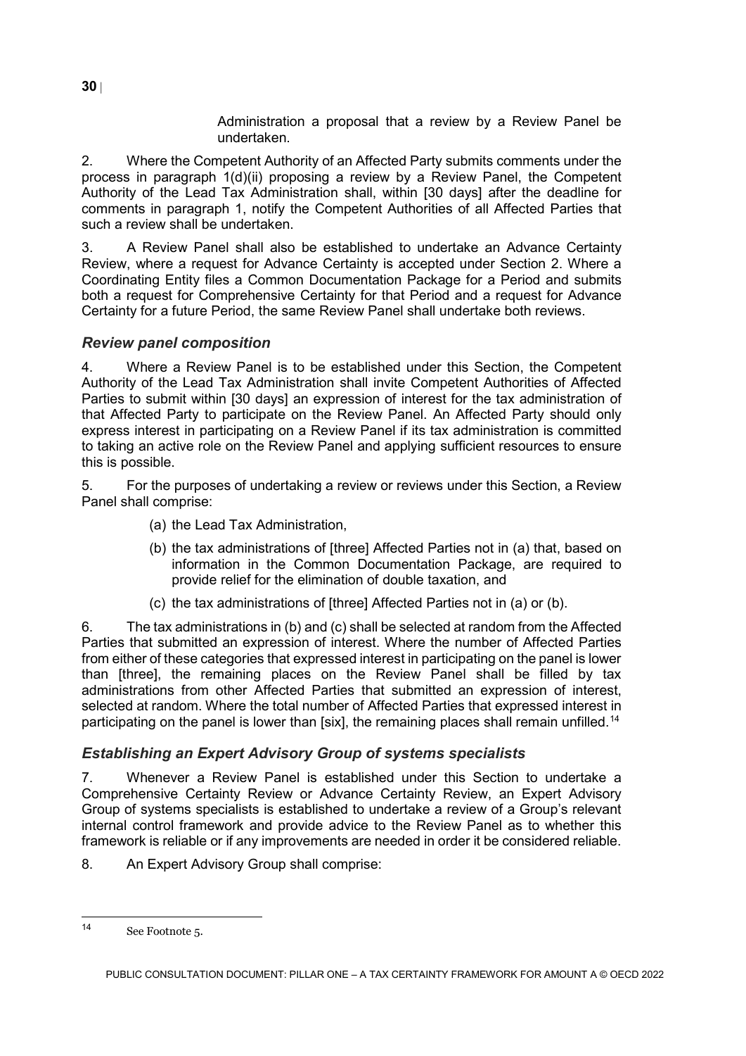Administration a proposal that a review by a Review Panel be undertaken.

2. Where the Competent Authority of an Affected Party submits comments under the process in paragraph 1(d)(ii) proposing a review by a Review Panel, the Competent Authority of the Lead Tax Administration shall, within [30 days] after the deadline for comments in paragraph 1, notify the Competent Authorities of all Affected Parties that such a review shall be undertaken.

3. A Review Panel shall also be established to undertake an Advance Certainty Review, where a request for Advance Certainty is accepted under Section 2. Where a Coordinating Entity files a Common Documentation Package for a Period and submits both a request for Comprehensive Certainty for that Period and a request for Advance Certainty for a future Period, the same Review Panel shall undertake both reviews.

### *Review panel composition*

4. Where a Review Panel is to be established under this Section, the Competent Authority of the Lead Tax Administration shall invite Competent Authorities of Affected Parties to submit within [30 days] an expression of interest for the tax administration of that Affected Party to participate on the Review Panel. An Affected Party should only express interest in participating on a Review Panel if its tax administration is committed to taking an active role on the Review Panel and applying sufficient resources to ensure this is possible.

5. For the purposes of undertaking a review or reviews under this Section, a Review Panel shall comprise:

(a) the Lead Tax Administration,

(b) the tax administrations of [three] Affected Parties not in (a) that, based on information in the Common Documentation Package, are required to provide relief for the elimination of double taxation, and

(c) the tax administrations of [three] Affected Parties not in (a) or (b).

6. The tax administrations in (b) and (c) shall be selected at random from the Affected Parties that submitted an expression of interest. Where the number of Affected Parties from either of these categories that expressed interest in participating on the panel is lower than [three], the remaining places on the Review Panel shall be filled by tax administrations from other Affected Parties that submitted an expression of interest, selected at random. Where the total number of Affected Parties that expressed interest in participating on the panel is lower than [six], the remaining places shall remain unfilled.[14]

### *Establishing an Expert Advisory Group of systems specialists*

7. Whenever a Review Panel is established under this Section to undertake a Comprehensive Certainty Review or Advance Certainty Review, an Expert Advisory Group of systems specialists is established to undertake a review of a Group's relevant internal control framework and provide advice to the Review Panel as to whether this framework is reliable or if any improvements are needed in order it be considered reliable.

8. An Expert Advisory Group shall comprise:

---

[14] See Footnote 5.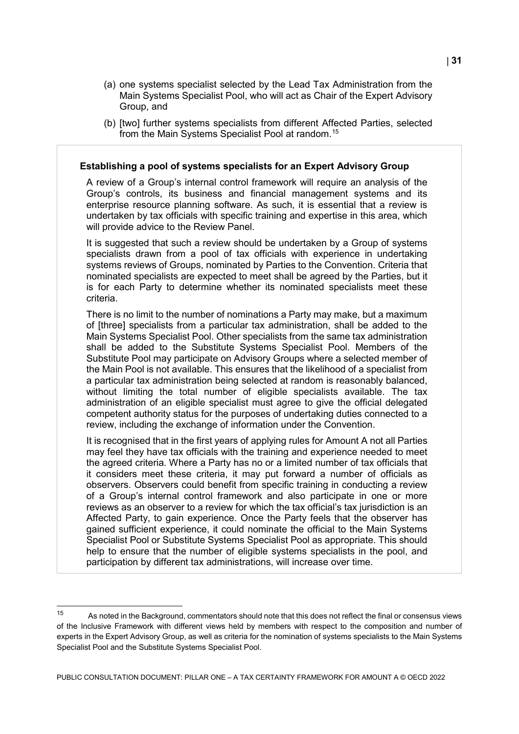(a) one systems specialist selected by the Lead Tax Administration from the Main Systems Specialist Pool, who will act as Chair of the Expert Advisory Group, and

(b) [two] further systems specialists from different Affected Parties, selected from the Main Systems Specialist Pool at random.[15]

**Establishing a pool of systems specialists for an Expert Advisory Group**

A review of a Group's internal control framework will require an analysis of the Group's controls, its business and financial management systems and its enterprise resource planning software. As such, it is essential that a review is undertaken by tax officials with specific training and expertise in this area, which will provide advice to the Review Panel.

It is suggested that such a review should be undertaken by a Group of systems specialists drawn from a pool of tax officials with experience in undertaking systems reviews of Groups, nominated by Parties to the Convention. Criteria that nominated specialists are expected to meet shall be agreed by the Parties, but it is for each Party to determine whether its nominated specialists meet these criteria.

There is no limit to the number of nominations a Party may make, but a maximum of [three] specialists from a particular tax administration, shall be added to the Main Systems Specialist Pool. Other specialists from the same tax administration shall be added to the Substitute Systems Specialist Pool. Members of the Substitute Pool may participate on Advisory Groups where a selected member of the Main Pool is not available. This ensures that the likelihood of a specialist from a particular tax administration being selected at random is reasonably balanced, without limiting the total number of eligible specialists available. The tax administration of an eligible specialist must agree to give the official delegated competent authority status for the purposes of undertaking duties connected to a review, including the exchange of information under the Convention.

It is recognised that in the first years of applying rules for Amount A not all Parties may feel they have tax officials with the training and experience needed to meet the agreed criteria. Where a Party has no or a limited number of tax officials that it considers meet these criteria, it may put forward a number of officials as observers. Observers could benefit from specific training in conducting a review of a Group's internal control framework and also participate in one or more reviews as an observer to a review for which the tax official's tax jurisdiction is an Affected Party, to gain experience. Once the Party feels that the observer has gained sufficient experience, it could nominate the official to the Main Systems Specialist Pool or Substitute Systems Specialist Pool as appropriate. This should help to ensure that the number of eligible systems specialists in the pool, and participation by different tax administrations, will increase over time.

---

[15] As noted in the Background, commentators should note that this does not reflect the final or consensus views of the Inclusive Framework with different views held by members with respect to the composition and number of experts in the Expert Advisory Group, as well as criteria for the nomination of systems specialists to the Main Systems Specialist Pool and the Substitute Systems Specialist Pool.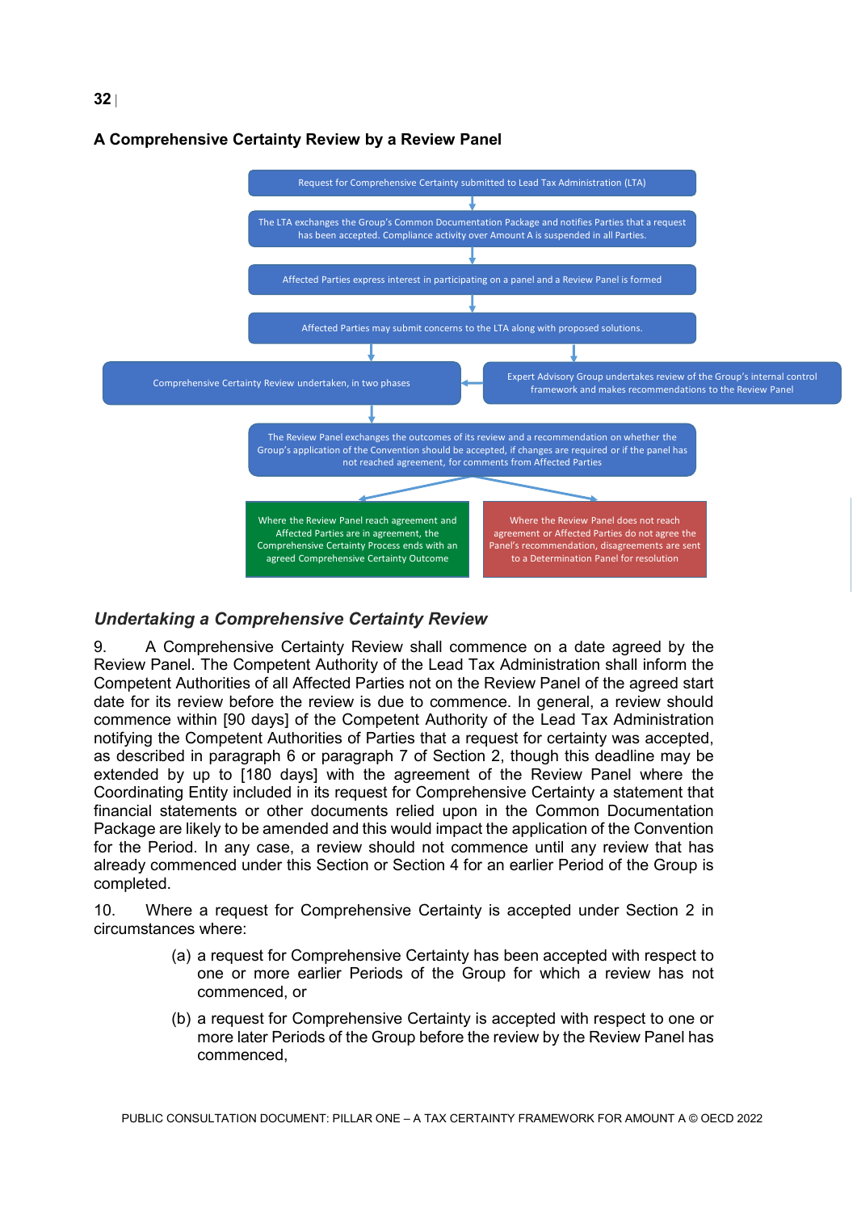### A Comprehensive Certainty Review by a Review Panel

Request for Comprehensive Certainty submitted to Lead Tax Administration (LTA)

The LTA exchanges the Group's Common Documentation Package and notifies Parties that a request has been accepted. Compliance activity over Amount A is suspended in all Parties.

Affected Parties express interest in participating on a panel and a Review Panel is formed

Affected Parties may submit concerns to the LTA along with proposed solutions.

Comprehensive Certainty Review undertaken, in two phases

Expert Advisory Group undertakes review of the Group's internal control framework and makes recommendations to the Review Panel

The Review Panel exchanges the outcomes of its review and a recommendation on whether the Group's application of the Convention should be accepted, if changes are required or if the panel has not reached agreement, for comments from Affected Parties

Where the Review Panel reach agreement and Affected Parties are in agreement, the Comprehensive Certainty Process ends with an agreed Comprehensive Certainty Outcome

Where the Review Panel does not reach agreement or Affected Parties do not agree the Panel's recommendation, disagreements are sent to a Determination Panel for resolution

### *Undertaking a Comprehensive Certainty Review*

9. A Comprehensive Certainty Review shall commence on a date agreed by the Review Panel. The Competent Authority of the Lead Tax Administration shall inform the Competent Authorities of all Affected Parties not on the Review Panel of the agreed start date for its review before the review is due to commence. In general, a review should commence within [90 days] of the Competent Authority of the Lead Tax Administration notifying the Competent Authorities of Parties that a request for certainty was accepted, as described in paragraph 6 or paragraph 7 of Section 2, though this deadline may be extended by up to [180 days] with the agreement of the Review Panel where the Coordinating Entity included in its request for Comprehensive Certainty a statement that financial statements or other documents relied upon in the Common Documentation Package are likely to be amended and this would impact the application of the Convention for the Period. In any case, a review should not commence until any review that has already commenced under this Section or Section 4 for an earlier Period of the Group is completed.

10. Where a request for Comprehensive Certainty is accepted under Section 2 in circumstances where:

(a) a request for Comprehensive Certainty has been accepted with respect to one or more earlier Periods of the Group for which a review has not commenced, or

(b) a request for Comprehensive Certainty is accepted with respect to one or more later Periods of the Group before the review by the Review Panel has commenced,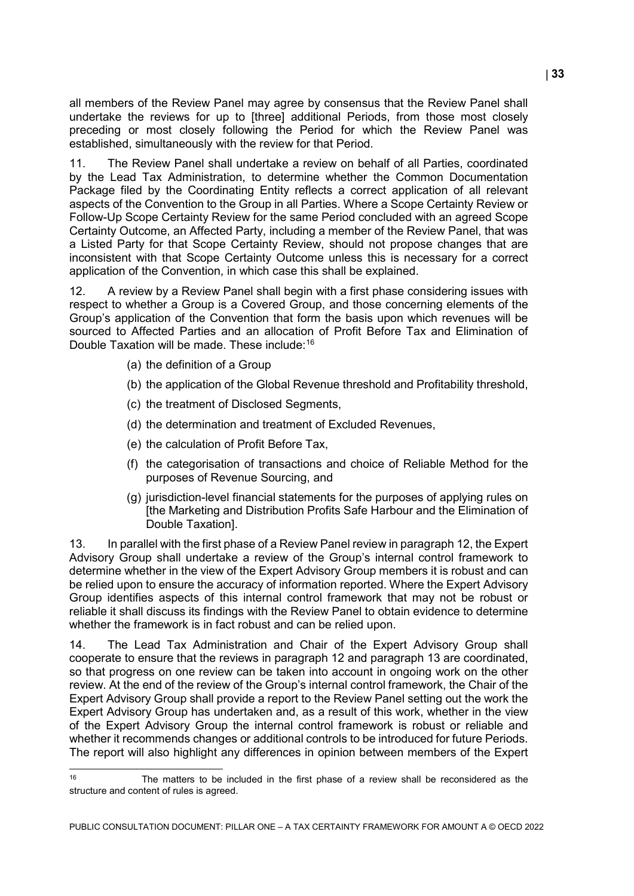all members of the Review Panel may agree by consensus that the Review Panel shall undertake the reviews for up to [three] additional Periods, from those most closely preceding or most closely following the Period for which the Review Panel was established, simultaneously with the review for that Period.

11. The Review Panel shall undertake a review on behalf of all Parties, coordinated by the Lead Tax Administration, to determine whether the Common Documentation Package filed by the Coordinating Entity reflects a correct application of all relevant aspects of the Convention to the Group in all Parties. Where a Scope Certainty Review or Follow-Up Scope Certainty Review for the same Period concluded with an agreed Scope Certainty Outcome, an Affected Party, including a member of the Review Panel, that was a Listed Party for that Scope Certainty Review, should not propose changes that are inconsistent with that Scope Certainty Outcome unless this is necessary for a correct application of the Convention, in which case this shall be explained.

12. A review by a Review Panel shall begin with a first phase considering issues with respect to whether a Group is a Covered Group, and those concerning elements of the Group's application of the Convention that form the basis upon which revenues will be sourced to Affected Parties and an allocation of Profit Before Tax and Elimination of Double Taxation will be made. These include:[16]

(a) the definition of a Group

(b) the application of the Global Revenue threshold and Profitability threshold,

(c) the treatment of Disclosed Segments,

(d) the determination and treatment of Excluded Revenues,

(e) the calculation of Profit Before Tax,

(f) the categorisation of transactions and choice of Reliable Method for the purposes of Revenue Sourcing, and

(g) jurisdiction-level financial statements for the purposes of applying rules on [the Marketing and Distribution Profits Safe Harbour and the Elimination of Double Taxation].

13. In parallel with the first phase of a Review Panel review in paragraph 12, the Expert Advisory Group shall undertake a review of the Group's internal control framework to determine whether in the view of the Expert Advisory Group members it is robust and can be relied upon to ensure the accuracy of information reported. Where the Expert Advisory Group identifies aspects of this internal control framework that may not be robust or reliable it shall discuss its findings with the Review Panel to obtain evidence to determine whether the framework is in fact robust and can be relied upon.

14. The Lead Tax Administration and Chair of the Expert Advisory Group shall cooperate to ensure that the reviews in paragraph 12 and paragraph 13 are coordinated, so that progress on one review can be taken into account in ongoing work on the other review. At the end of the review of the Group's internal control framework, the Chair of the Expert Advisory Group shall provide a report to the Review Panel setting out the work the Expert Advisory Group has undertaken and, as a result of this work, whether in the view of the Expert Advisory Group the internal control framework is robust or reliable and whether it recommends changes or additional controls to be introduced for future Periods. The report will also highlight any differences in opinion between members of the Expert

---

[16] The matters to be included in the first phase of a review shall be reconsidered as the structure and content of rules is agreed.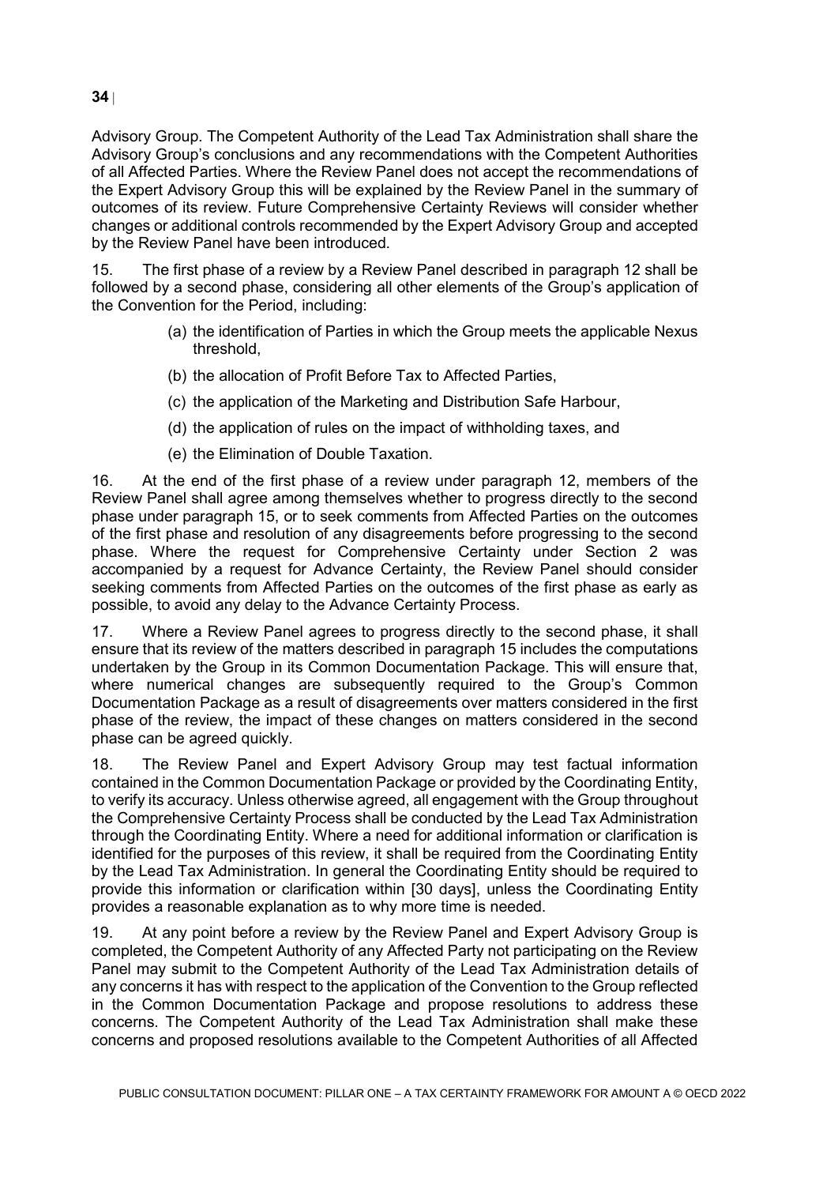Advisory Group. The Competent Authority of the Lead Tax Administration shall share the Advisory Group's conclusions and any recommendations with the Competent Authorities of all Affected Parties. Where the Review Panel does not accept the recommendations of the Expert Advisory Group this will be explained by the Review Panel in the summary of outcomes of its review. Future Comprehensive Certainty Reviews will consider whether changes or additional controls recommended by the Expert Advisory Group and accepted by the Review Panel have been introduced.

15. The first phase of a review by a Review Panel described in paragraph 12 shall be followed by a second phase, considering all other elements of the Group's application of the Convention for the Period, including:

(a) the identification of Parties in which the Group meets the applicable Nexus threshold,

(b) the allocation of Profit Before Tax to Affected Parties,

(c) the application of the Marketing and Distribution Safe Harbour,

(d) the application of rules on the impact of withholding taxes, and

(e) the Elimination of Double Taxation.

16. At the end of the first phase of a review under paragraph 12, members of the Review Panel shall agree among themselves whether to progress directly to the second phase under paragraph 15, or to seek comments from Affected Parties on the outcomes of the first phase and resolution of any disagreements before progressing to the second phase. Where the request for Comprehensive Certainty under Section 2 was accompanied by a request for Advance Certainty, the Review Panel should consider seeking comments from Affected Parties on the outcomes of the first phase as early as possible, to avoid any delay to the Advance Certainty Process.

17. Where a Review Panel agrees to progress directly to the second phase, it shall ensure that its review of the matters described in paragraph 15 includes the computations undertaken by the Group in its Common Documentation Package. This will ensure that, where numerical changes are subsequently required to the Group's Common Documentation Package as a result of disagreements over matters considered in the first phase of the review, the impact of these changes on matters considered in the second phase can be agreed quickly.

18. The Review Panel and Expert Advisory Group may test factual information contained in the Common Documentation Package or provided by the Coordinating Entity, to verify its accuracy. Unless otherwise agreed, all engagement with the Group throughout the Comprehensive Certainty Process shall be conducted by the Lead Tax Administration through the Coordinating Entity. Where a need for additional information or clarification is identified for the purposes of this review, it shall be required from the Coordinating Entity by the Lead Tax Administration. In general the Coordinating Entity should be required to provide this information or clarification within [30 days], unless the Coordinating Entity provides a reasonable explanation as to why more time is needed.

19. At any point before a review by the Review Panel and Expert Advisory Group is completed, the Competent Authority of any Affected Party not participating on the Review Panel may submit to the Competent Authority of the Lead Tax Administration details of any concerns it has with respect to the application of the Convention to the Group reflected in the Common Documentation Package and propose resolutions to address these concerns. The Competent Authority of the Lead Tax Administration shall make these concerns and proposed resolutions available to the Competent Authorities of all Affected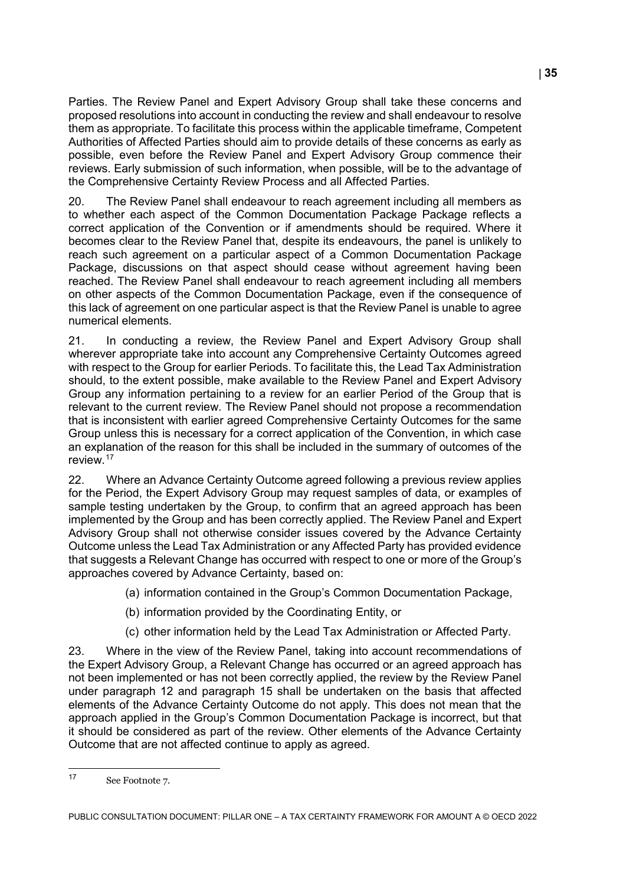Parties. The Review Panel and Expert Advisory Group shall take these concerns and proposed resolutions into account in conducting the review and shall endeavour to resolve them as appropriate. To facilitate this process within the applicable timeframe, Competent Authorities of Affected Parties should aim to provide details of these concerns as early as possible, even before the Review Panel and Expert Advisory Group commence their reviews. Early submission of such information, when possible, will be to the advantage of the Comprehensive Certainty Review Process and all Affected Parties.

20. The Review Panel shall endeavour to reach agreement including all members as to whether each aspect of the Common Documentation Package Package reflects a correct application of the Convention or if amendments should be required. Where it becomes clear to the Review Panel that, despite its endeavours, the panel is unlikely to reach such agreement on a particular aspect of a Common Documentation Package Package, discussions on that aspect should cease without agreement having been reached. The Review Panel shall endeavour to reach agreement including all members on other aspects of the Common Documentation Package, even if the consequence of this lack of agreement on one particular aspect is that the Review Panel is unable to agree numerical elements.

21. In conducting a review, the Review Panel and Expert Advisory Group shall wherever appropriate take into account any Comprehensive Certainty Outcomes agreed with respect to the Group for earlier Periods. To facilitate this, the Lead Tax Administration should, to the extent possible, make available to the Review Panel and Expert Advisory Group any information pertaining to a review for an earlier Period of the Group that is relevant to the current review. The Review Panel should not propose a recommendation that is inconsistent with earlier agreed Comprehensive Certainty Outcomes for the same Group unless this is necessary for a correct application of the Convention, in which case an explanation of the reason for this shall be included in the summary of outcomes of the review.[17]

22. Where an Advance Certainty Outcome agreed following a previous review applies for the Period, the Expert Advisory Group may request samples of data, or examples of sample testing undertaken by the Group, to confirm that an agreed approach has been implemented by the Group and has been correctly applied. The Review Panel and Expert Advisory Group shall not otherwise consider issues covered by the Advance Certainty Outcome unless the Lead Tax Administration or any Affected Party has provided evidence that suggests a Relevant Change has occurred with respect to one or more of the Group's approaches covered by Advance Certainty, based on:

(a) information contained in the Group's Common Documentation Package,

(b) information provided by the Coordinating Entity, or

(c) other information held by the Lead Tax Administration or Affected Party.

23. Where in the view of the Review Panel, taking into account recommendations of the Expert Advisory Group, a Relevant Change has occurred or an agreed approach has not been implemented or has not been correctly applied, the review by the Review Panel under paragraph 12 and paragraph 15 shall be undertaken on the basis that affected elements of the Advance Certainty Outcome do not apply. This does not mean that the approach applied in the Group's Common Documentation Package is incorrect, but that it should be considered as part of the review. Other elements of the Advance Certainty Outcome that are not affected continue to apply as agreed.

[17] See Footnote 7.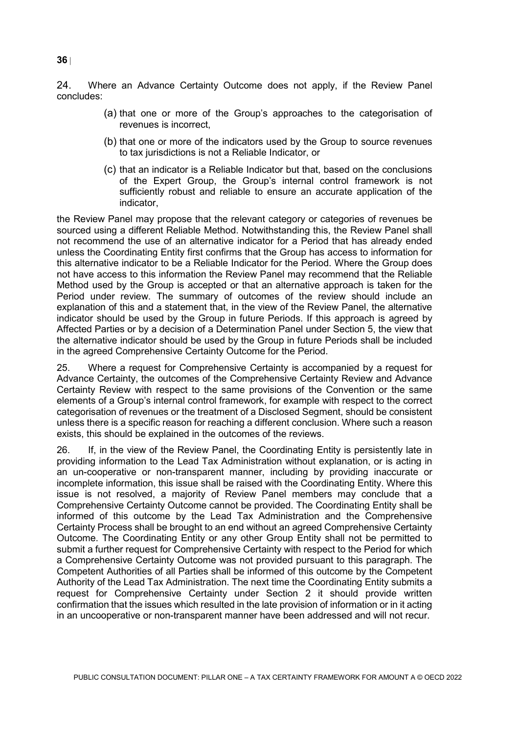24. Where an Advance Certainty Outcome does not apply, if the Review Panel concludes:

(a) that one or more of the Group's approaches to the categorisation of revenues is incorrect,

(b) that one or more of the indicators used by the Group to source revenues to tax jurisdictions is not a Reliable Indicator, or

(c) that an indicator is a Reliable Indicator but that, based on the conclusions of the Expert Group, the Group's internal control framework is not sufficiently robust and reliable to ensure an accurate application of the indicator,

the Review Panel may propose that the relevant category or categories of revenues be sourced using a different Reliable Method. Notwithstanding this, the Review Panel shall not recommend the use of an alternative indicator for a Period that has already ended unless the Coordinating Entity first confirms that the Group has access to information for this alternative indicator to be a Reliable Indicator for the Period. Where the Group does not have access to this information the Review Panel may recommend that the Reliable Method used by the Group is accepted or that an alternative approach is taken for the Period under review. The summary of outcomes of the review should include an explanation of this and a statement that, in the view of the Review Panel, the alternative indicator should be used by the Group in future Periods. If this approach is agreed by Affected Parties or by a decision of a Determination Panel under Section 5, the view that the alternative indicator should be used by the Group in future Periods shall be included in the agreed Comprehensive Certainty Outcome for the Period.

25. Where a request for Comprehensive Certainty is accompanied by a request for Advance Certainty, the outcomes of the Comprehensive Certainty Review and Advance Certainty Review with respect to the same provisions of the Convention or the same elements of a Group's internal control framework, for example with respect to the correct categorisation of revenues or the treatment of a Disclosed Segment, should be consistent unless there is a specific reason for reaching a different conclusion. Where such a reason exists, this should be explained in the outcomes of the reviews.

26. If, in the view of the Review Panel, the Coordinating Entity is persistently late in providing information to the Lead Tax Administration without explanation, or is acting in an un-cooperative or non-transparent manner, including by providing inaccurate or incomplete information, this issue shall be raised with the Coordinating Entity. Where this issue is not resolved, a majority of Review Panel members may conclude that a Comprehensive Certainty Outcome cannot be provided. The Coordinating Entity shall be informed of this outcome by the Lead Tax Administration and the Comprehensive Certainty Process shall be brought to an end without an agreed Comprehensive Certainty Outcome. The Coordinating Entity or any other Group Entity shall not be permitted to submit a further request for Comprehensive Certainty with respect to the Period for which a Comprehensive Certainty Outcome was not provided pursuant to this paragraph. The Competent Authorities of all Parties shall be informed of this outcome by the Competent Authority of the Lead Tax Administration. The next time the Coordinating Entity submits a request for Comprehensive Certainty under Section 2 it should provide written confirmation that the issues which resulted in the late provision of information or in it acting in an uncooperative or non-transparent manner have been addressed and will not recur.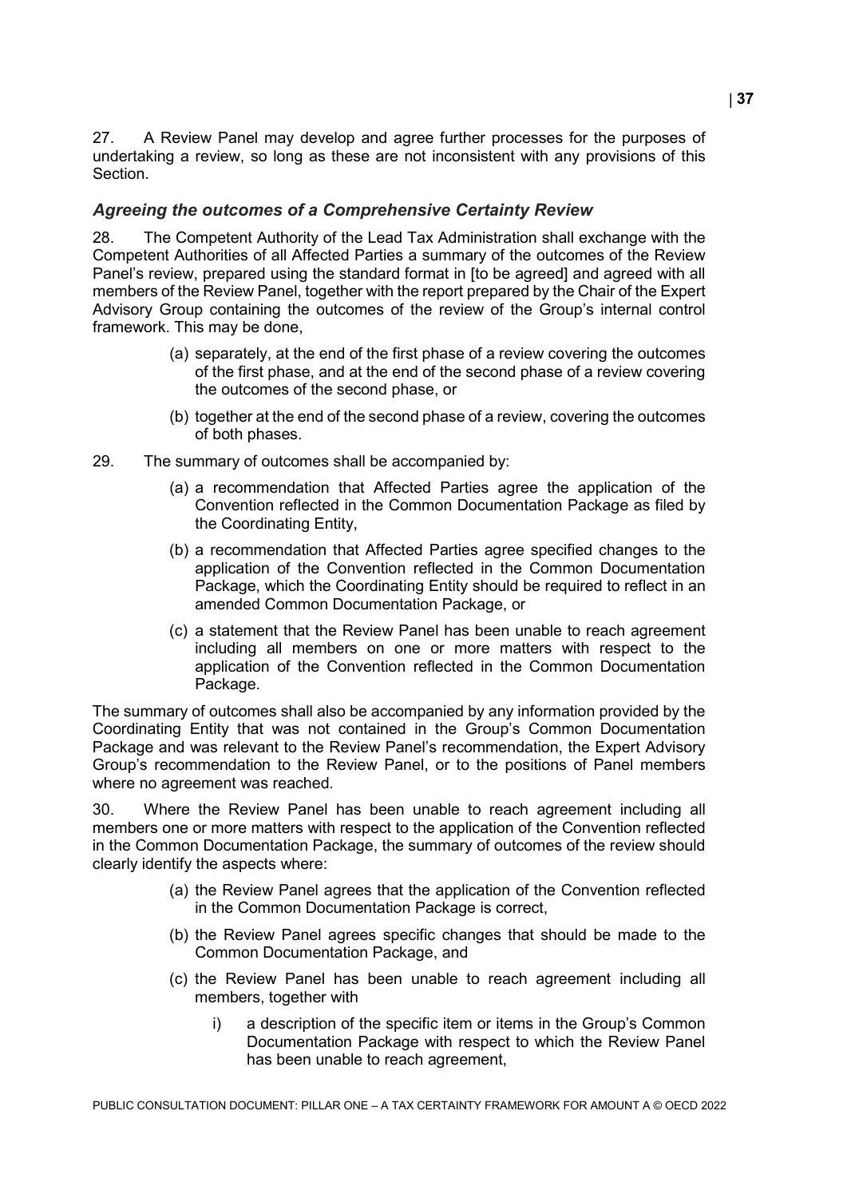27. A Review Panel may develop and agree further processes for the purposes of undertaking a review, so long as these are not inconsistent with any provisions of this Section.

### *Agreeing the outcomes of a Comprehensive Certainty Review*

28. The Competent Authority of the Lead Tax Administration shall exchange with the Competent Authorities of all Affected Parties a summary of the outcomes of the Review Panel's review, prepared using the standard format in [to be agreed] and agreed with all members of the Review Panel, together with the report prepared by the Chair of the Expert Advisory Group containing the outcomes of the review of the Group's internal control framework. This may be done,

- (a) separately, at the end of the first phase of a review covering the outcomes of the first phase, and at the end of the second phase of a review covering the outcomes of the second phase, or
- (b) together at the end of the second phase of a review, covering the outcomes of both phases.

29. The summary of outcomes shall be accompanied by:

- (a) a recommendation that Affected Parties agree the application of the Convention reflected in the Common Documentation Package as filed by the Coordinating Entity,
- (b) a recommendation that Affected Parties agree specified changes to the application of the Convention reflected in the Common Documentation Package, which the Coordinating Entity should be required to reflect in an amended Common Documentation Package, or
- (c) a statement that the Review Panel has been unable to reach agreement including all members on one or more matters with respect to the application of the Convention reflected in the Common Documentation Package.

The summary of outcomes shall also be accompanied by any information provided by the Coordinating Entity that was not contained in the Group's Common Documentation Package and was relevant to the Review Panel's recommendation, the Expert Advisory Group's recommendation to the Review Panel, or to the positions of Panel members where no agreement was reached.

30. Where the Review Panel has been unable to reach agreement including all members one or more matters with respect to the application of the Convention reflected in the Common Documentation Package, the summary of outcomes of the review should clearly identify the aspects where:

- (a) the Review Panel agrees that the application of the Convention reflected in the Common Documentation Package is correct,
- (b) the Review Panel agrees specific changes that should be made to the Common Documentation Package, and
- (c) the Review Panel has been unable to reach agreement including all members, together with
  - i) a description of the specific item or items in the Group's Common Documentation Package with respect to which the Review Panel has been unable to reach agreement,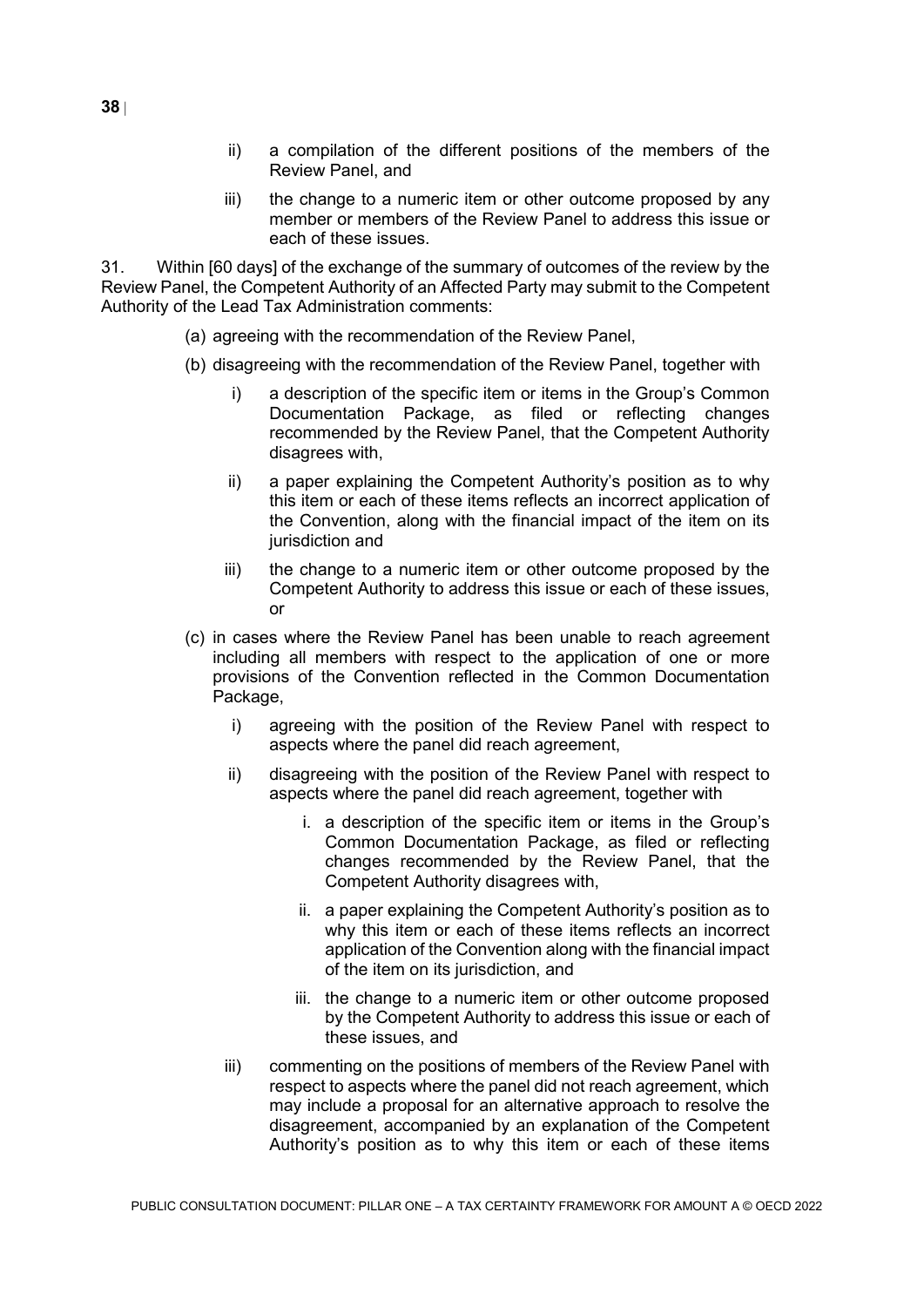ii) a compilation of the different positions of the members of the Review Panel, and

iii) the change to a numeric item or other outcome proposed by any member or members of the Review Panel to address this issue or each of these issues.

31. Within [60 days] of the exchange of the summary of outcomes of the review by the Review Panel, the Competent Authority of an Affected Party may submit to the Competent Authority of the Lead Tax Administration comments:

(a) agreeing with the recommendation of the Review Panel,

(b) disagreeing with the recommendation of the Review Panel, together with

  i) a description of the specific item or items in the Group's Common Documentation Package, as filed or reflecting changes recommended by the Review Panel, that the Competent Authority disagrees with,

  ii) a paper explaining the Competent Authority's position as to why this item or each of these items reflects an incorrect application of the Convention, along with the financial impact of the item on its jurisdiction and

  iii) the change to a numeric item or other outcome proposed by the Competent Authority to address this issue or each of these issues, or

(c) in cases where the Review Panel has been unable to reach agreement including all members with respect to the application of one or more provisions of the Convention reflected in the Common Documentation Package,

  i) agreeing with the position of the Review Panel with respect to aspects where the panel did reach agreement,

  ii) disagreeing with the position of the Review Panel with respect to aspects where the panel did reach agreement, together with

    i. a description of the specific item or items in the Group's Common Documentation Package, as filed or reflecting changes recommended by the Review Panel, that the Competent Authority disagrees with,

    ii. a paper explaining the Competent Authority's position as to why this item or each of these items reflects an incorrect application of the Convention along with the financial impact of the item on its jurisdiction, and

    iii. the change to a numeric item or other outcome proposed by the Competent Authority to address this issue or each of these issues, and

  iii) commenting on the positions of members of the Review Panel with respect to aspects where the panel did not reach agreement, which may include a proposal for an alternative approach to resolve the disagreement, accompanied by an explanation of the Competent Authority's position as to why this item or each of these items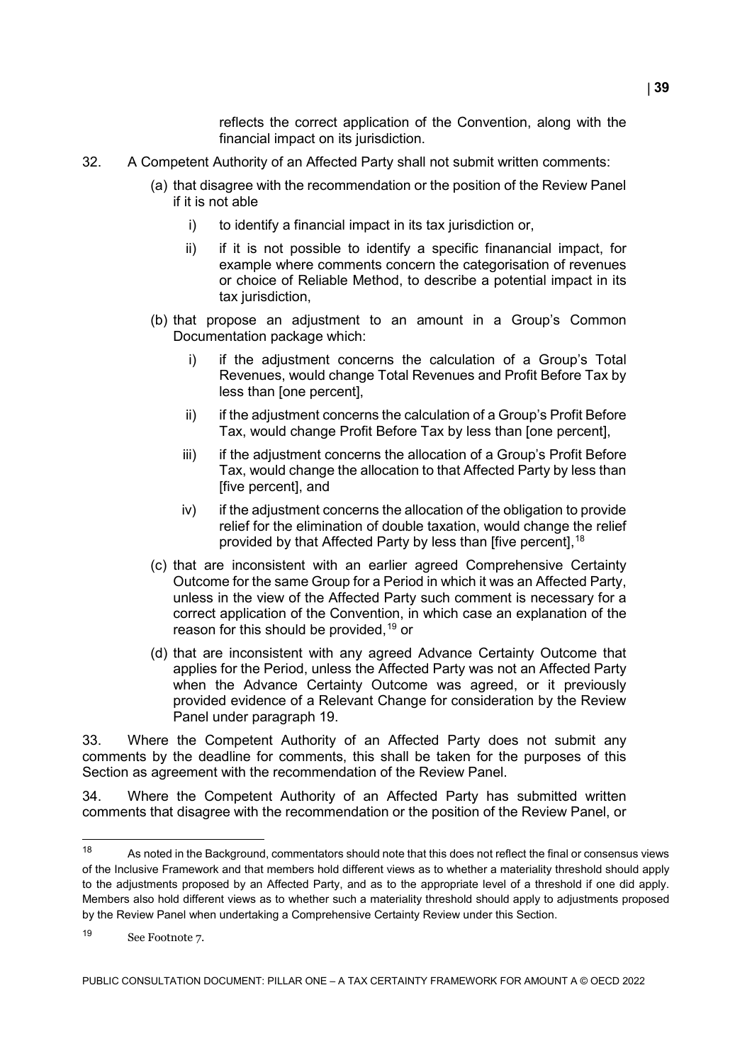reflects the correct application of the Convention, along with the financial impact on its jurisdiction.

32. A Competent Authority of an Affected Party shall not submit written comments:

(a) that disagree with the recommendation or the position of the Review Panel if it is not able

i) to identify a financial impact in its tax jurisdiction or,

ii) if it is not possible to identify a specific finanancial impact, for example where comments concern the categorisation of revenues or choice of Reliable Method, to describe a potential impact in its tax jurisdiction,

(b) that propose an adjustment to an amount in a Group's Common Documentation package which:

i) if the adjustment concerns the calculation of a Group's Total Revenues, would change Total Revenues and Profit Before Tax by less than [one percent],

ii) if the adjustment concerns the calculation of a Group's Profit Before Tax, would change Profit Before Tax by less than [one percent],

iii) if the adjustment concerns the allocation of a Group's Profit Before Tax, would change the allocation to that Affected Party by less than [five percent], and

iv) if the adjustment concerns the allocation of the obligation to provide relief for the elimination of double taxation, would change the relief provided by that Affected Party by less than [five percent],[18]

(c) that are inconsistent with an earlier agreed Comprehensive Certainty Outcome for the same Group for a Period in which it was an Affected Party, unless in the view of the Affected Party such comment is necessary for a correct application of the Convention, in which case an explanation of the reason for this should be provided,[19] or

(d) that are inconsistent with any agreed Advance Certainty Outcome that applies for the Period, unless the Affected Party was not an Affected Party when the Advance Certainty Outcome was agreed, or it previously provided evidence of a Relevant Change for consideration by the Review Panel under paragraph 19.

33. Where the Competent Authority of an Affected Party does not submit any comments by the deadline for comments, this shall be taken for the purposes of this Section as agreement with the recommendation of the Review Panel.

34. Where the Competent Authority of an Affected Party has submitted written comments that disagree with the recommendation or the position of the Review Panel, or

---

[18] As noted in the Background, commentators should note that this does not reflect the final or consensus views of the Inclusive Framework and that members hold different views as to whether a materiality threshold should apply to the adjustments proposed by an Affected Party, and as to the appropriate level of a threshold if one did apply. Members also hold different views as to whether such a materiality threshold should apply to adjustments proposed by the Review Panel when undertaking a Comprehensive Certainty Review under this Section.

[19] See Footnote 7.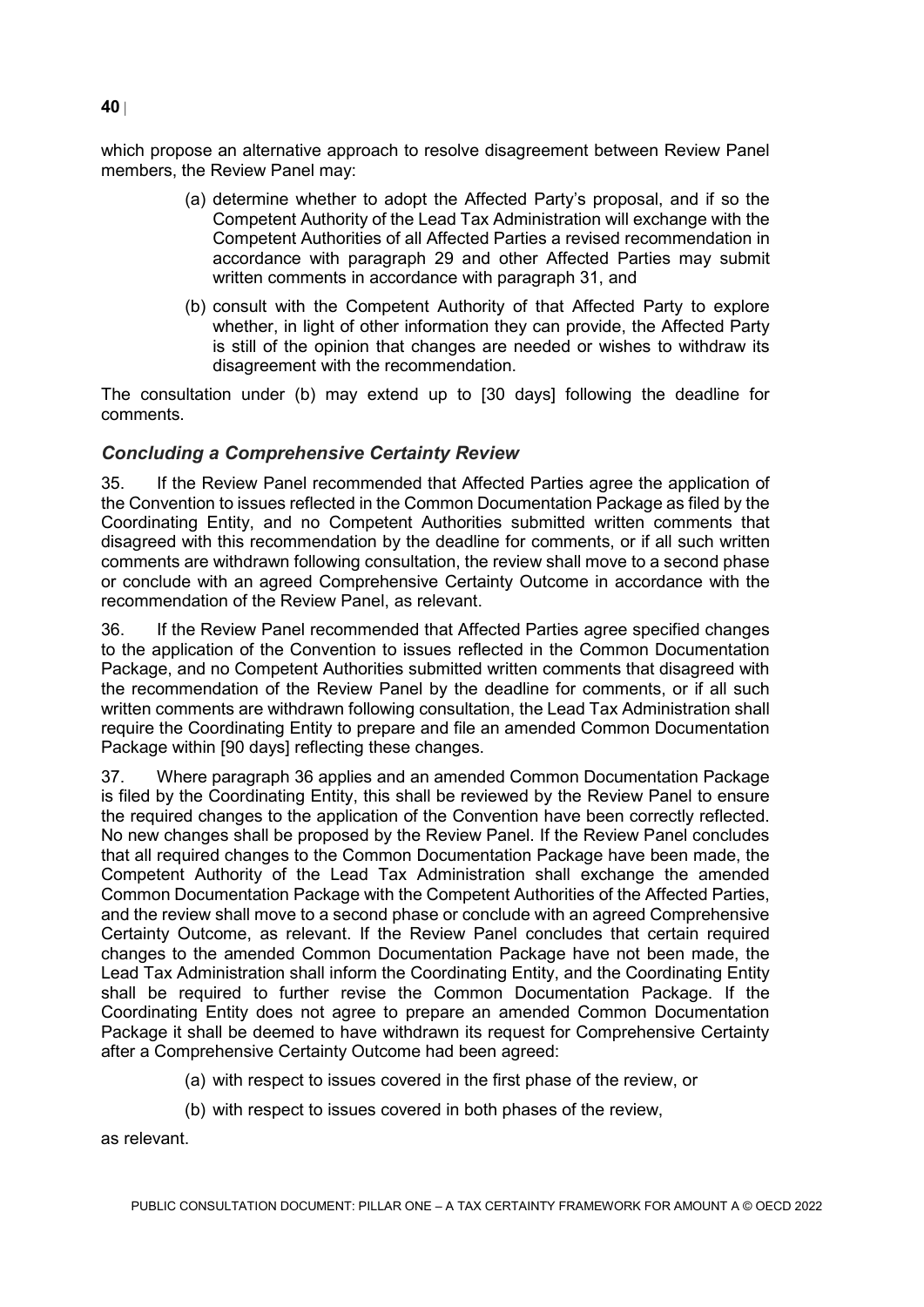which propose an alternative approach to resolve disagreement between Review Panel members, the Review Panel may:

(a) determine whether to adopt the Affected Party's proposal, and if so the Competent Authority of the Lead Tax Administration will exchange with the Competent Authorities of all Affected Parties a revised recommendation in accordance with paragraph 29 and other Affected Parties may submit written comments in accordance with paragraph 31, and

(b) consult with the Competent Authority of that Affected Party to explore whether, in light of other information they can provide, the Affected Party is still of the opinion that changes are needed or wishes to withdraw its disagreement with the recommendation.

The consultation under (b) may extend up to [30 days] following the deadline for comments.

### *Concluding a Comprehensive Certainty Review*

35. If the Review Panel recommended that Affected Parties agree the application of the Convention to issues reflected in the Common Documentation Package as filed by the Coordinating Entity, and no Competent Authorities submitted written comments that disagreed with this recommendation by the deadline for comments, or if all such written comments are withdrawn following consultation, the review shall move to a second phase or conclude with an agreed Comprehensive Certainty Outcome in accordance with the recommendation of the Review Panel, as relevant.

36. If the Review Panel recommended that Affected Parties agree specified changes to the application of the Convention to issues reflected in the Common Documentation Package, and no Competent Authorities submitted written comments that disagreed with the recommendation of the Review Panel by the deadline for comments, or if all such written comments are withdrawn following consultation, the Lead Tax Administration shall require the Coordinating Entity to prepare and file an amended Common Documentation Package within [90 days] reflecting these changes.

37. Where paragraph 36 applies and an amended Common Documentation Package is filed by the Coordinating Entity, this shall be reviewed by the Review Panel to ensure the required changes to the application of the Convention have been correctly reflected. No new changes shall be proposed by the Review Panel. If the Review Panel concludes that all required changes to the Common Documentation Package have been made, the Competent Authority of the Lead Tax Administration shall exchange the amended Common Documentation Package with the Competent Authorities of the Affected Parties, and the review shall move to a second phase or conclude with an agreed Comprehensive Certainty Outcome, as relevant. If the Review Panel concludes that certain required changes to the amended Common Documentation Package have not been made, the Lead Tax Administration shall inform the Coordinating Entity, and the Coordinating Entity shall be required to further revise the Common Documentation Package. If the Coordinating Entity does not agree to prepare an amended Common Documentation Package it shall be deemed to have withdrawn its request for Comprehensive Certainty after a Comprehensive Certainty Outcome had been agreed:

(a) with respect to issues covered in the first phase of the review, or

(b) with respect to issues covered in both phases of the review,

as relevant.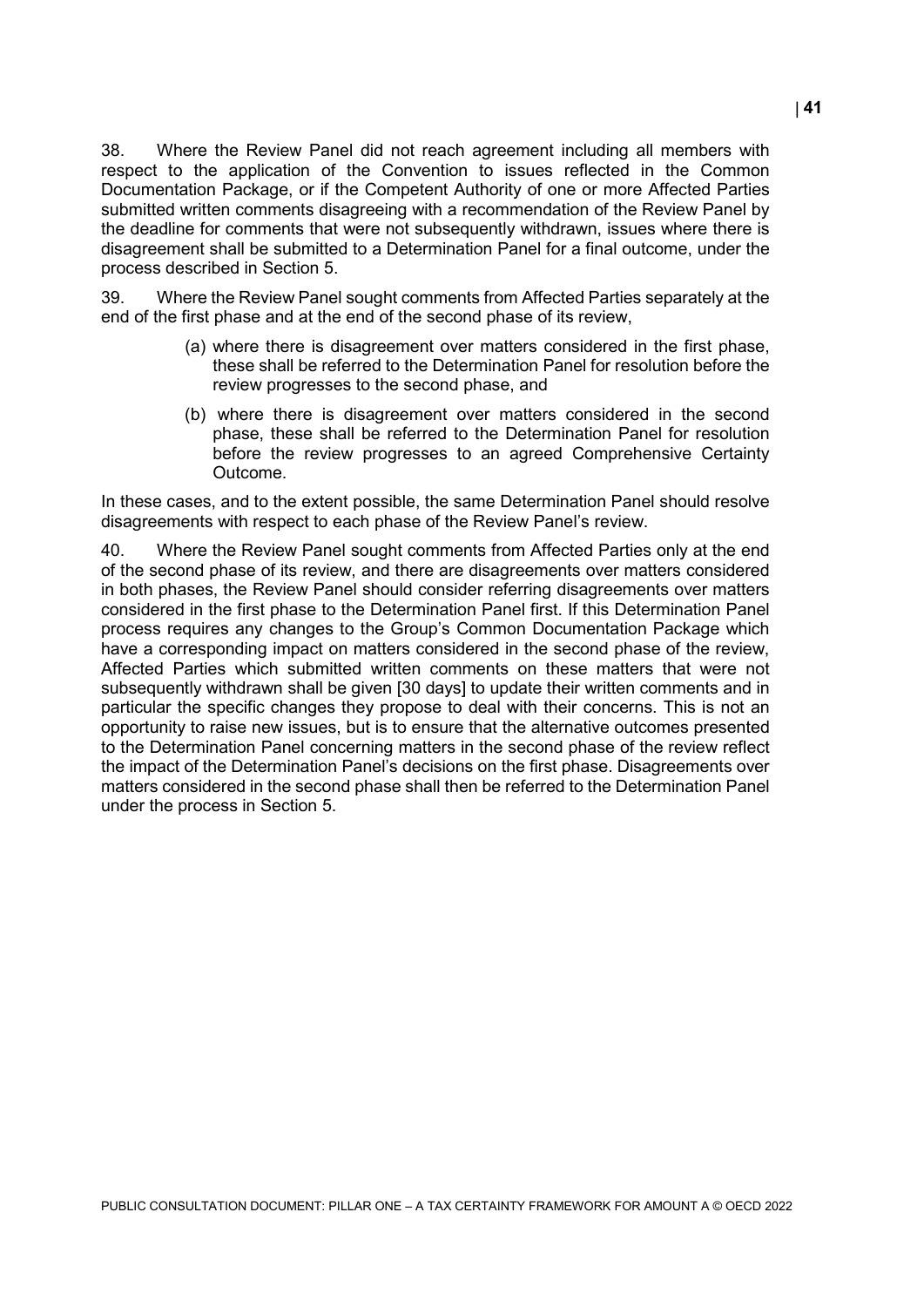38. Where the Review Panel did not reach agreement including all members with respect to the application of the Convention to issues reflected in the Common Documentation Package, or if the Competent Authority of one or more Affected Parties submitted written comments disagreeing with a recommendation of the Review Panel by the deadline for comments that were not subsequently withdrawn, issues where there is disagreement shall be submitted to a Determination Panel for a final outcome, under the process described in Section 5.

39. Where the Review Panel sought comments from Affected Parties separately at the end of the first phase and at the end of the second phase of its review,

(a) where there is disagreement over matters considered in the first phase, these shall be referred to the Determination Panel for resolution before the review progresses to the second phase, and

(b) where there is disagreement over matters considered in the second phase, these shall be referred to the Determination Panel for resolution before the review progresses to an agreed Comprehensive Certainty Outcome.

In these cases, and to the extent possible, the same Determination Panel should resolve disagreements with respect to each phase of the Review Panel's review.

40. Where the Review Panel sought comments from Affected Parties only at the end of the second phase of its review, and there are disagreements over matters considered in both phases, the Review Panel should consider referring disagreements over matters considered in the first phase to the Determination Panel first. If this Determination Panel process requires any changes to the Group's Common Documentation Package which have a corresponding impact on matters considered in the second phase of the review, Affected Parties which submitted written comments on these matters that were not subsequently withdrawn shall be given [30 days] to update their written comments and in particular the specific changes they propose to deal with their concerns. This is not an opportunity to raise new issues, but is to ensure that the alternative outcomes presented to the Determination Panel concerning matters in the second phase of the review reflect the impact of the Determination Panel's decisions on the first phase. Disagreements over matters considered in the second phase shall then be referred to the Determination Panel under the process in Section 5.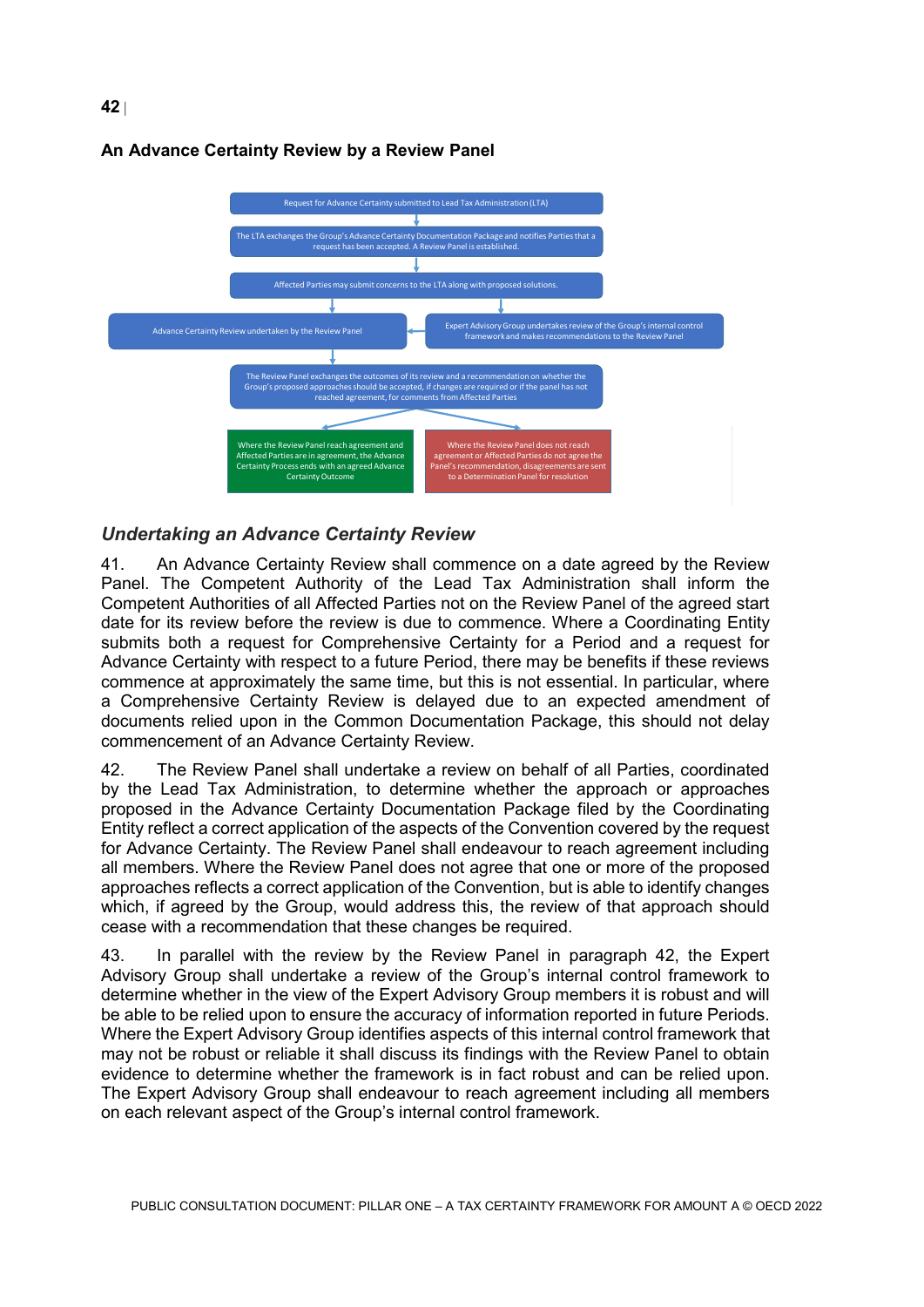**An Advance Certainty Review by a Review Panel**

Request for Advance Certainty submitted to Lead Tax Administration (LTA)

The LTA exchanges the Group's Advance Certainty Documentation Package and notifies Parties that a request has been accepted. A Review Panel is established.

Affected Parties may submit concerns to the LTA along with proposed solutions.

Advance Certainty Review undertaken by the Review Panel

Expert Advisory Group undertakes review of the Group's internal control framework and makes recommendations to the Review Panel

The Review Panel exchanges the outcomes of its review and a recommendation on whether the Group's proposed approaches should be accepted, if changes are required or if the panel has not reached agreement, for comments from Affected Parties

Where the Review Panel reach agreement and Affected Parties are in agreement, the Advance Certainty Process ends with an agreed Advance Certainty Outcome

Where the Review Panel does not reach agreement or Affected Parties do not agree the Panel's recommendation, disagreements are sent to a Determination Panel for resolution

## *Undertaking an Advance Certainty Review*

41. An Advance Certainty Review shall commence on a date agreed by the Review Panel. The Competent Authority of the Lead Tax Administration shall inform the Competent Authorities of all Affected Parties not on the Review Panel of the agreed start date for its review before the review is due to commence. Where a Coordinating Entity submits both a request for Comprehensive Certainty for a Period and a request for Advance Certainty with respect to a future Period, there may be benefits if these reviews commence at approximately the same time, but this is not essential. In particular, where a Comprehensive Certainty Review is delayed due to an expected amendment of documents relied upon in the Common Documentation Package, this should not delay commencement of an Advance Certainty Review.

42. The Review Panel shall undertake a review on behalf of all Parties, coordinated by the Lead Tax Administration, to determine whether the approach or approaches proposed in the Advance Certainty Documentation Package filed by the Coordinating Entity reflect a correct application of the aspects of the Convention covered by the request for Advance Certainty. The Review Panel shall endeavour to reach agreement including all members. Where the Review Panel does not agree that one or more of the proposed approaches reflects a correct application of the Convention, but is able to identify changes which, if agreed by the Group, would address this, the review of that approach should cease with a recommendation that these changes be required.

43. In parallel with the review by the Review Panel in paragraph 42, the Expert Advisory Group shall undertake a review of the Group's internal control framework to determine whether in the view of the Expert Advisory Group members it is robust and will be able to be relied upon to ensure the accuracy of information reported in future Periods. Where the Expert Advisory Group identifies aspects of this internal control framework that may not be robust or reliable it shall discuss its findings with the Review Panel to obtain evidence to determine whether the framework is in fact robust and can be relied upon. The Expert Advisory Group shall endeavour to reach agreement including all members on each relevant aspect of the Group's internal control framework.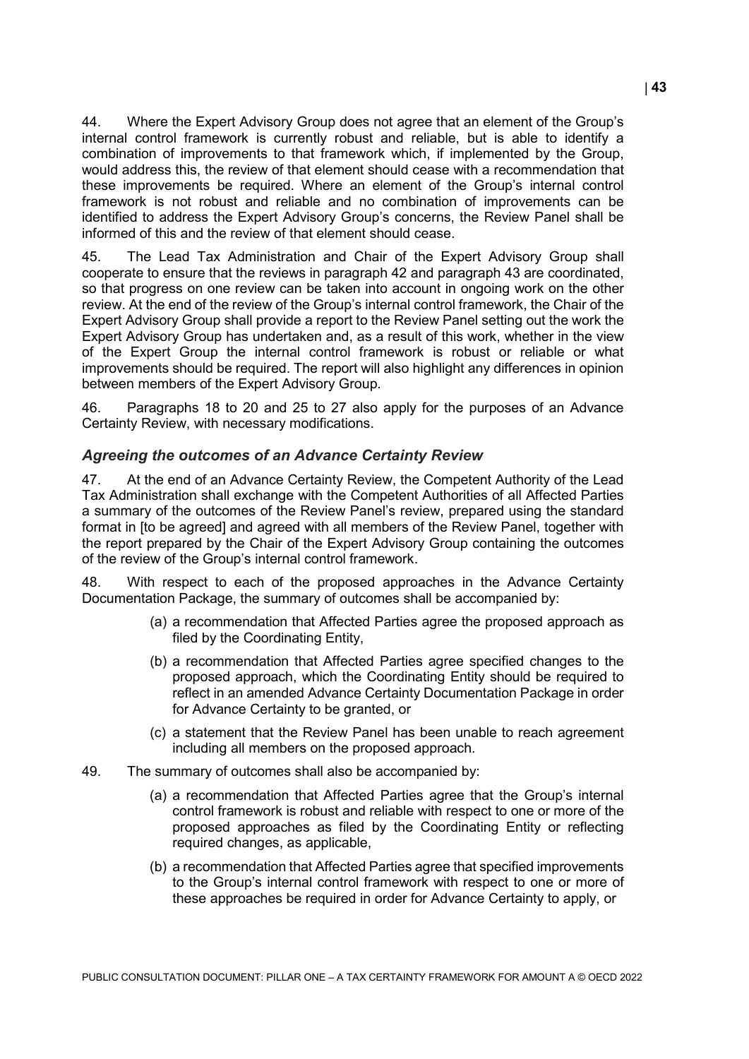44. Where the Expert Advisory Group does not agree that an element of the Group's internal control framework is currently robust and reliable, but is able to identify a combination of improvements to that framework which, if implemented by the Group, would address this, the review of that element should cease with a recommendation that these improvements be required. Where an element of the Group's internal control framework is not robust and reliable and no combination of improvements can be identified to address the Expert Advisory Group's concerns, the Review Panel shall be informed of this and the review of that element should cease.

45. The Lead Tax Administration and Chair of the Expert Advisory Group shall cooperate to ensure that the reviews in paragraph 42 and paragraph 43 are coordinated, so that progress on one review can be taken into account in ongoing work on the other review. At the end of the review of the Group's internal control framework, the Chair of the Expert Advisory Group shall provide a report to the Review Panel setting out the work the Expert Advisory Group has undertaken and, as a result of this work, whether in the view of the Expert Group the internal control framework is robust or reliable or what improvements should be required. The report will also highlight any differences in opinion between members of the Expert Advisory Group.

46. Paragraphs 18 to 20 and 25 to 27 also apply for the purposes of an Advance Certainty Review, with necessary modifications.

### *Agreeing the outcomes of an Advance Certainty Review*

47. At the end of an Advance Certainty Review, the Competent Authority of the Lead Tax Administration shall exchange with the Competent Authorities of all Affected Parties a summary of the outcomes of the Review Panel's review, prepared using the standard format in [to be agreed] and agreed with all members of the Review Panel, together with the report prepared by the Chair of the Expert Advisory Group containing the outcomes of the review of the Group's internal control framework.

48. With respect to each of the proposed approaches in the Advance Certainty Documentation Package, the summary of outcomes shall be accompanied by:

(a) a recommendation that Affected Parties agree the proposed approach as filed by the Coordinating Entity,

(b) a recommendation that Affected Parties agree specified changes to the proposed approach, which the Coordinating Entity should be required to reflect in an amended Advance Certainty Documentation Package in order for Advance Certainty to be granted, or

(c) a statement that the Review Panel has been unable to reach agreement including all members on the proposed approach.

49. The summary of outcomes shall also be accompanied by:

(a) a recommendation that Affected Parties agree that the Group's internal control framework is robust and reliable with respect to one or more of the proposed approaches as filed by the Coordinating Entity or reflecting required changes, as applicable,

(b) a recommendation that Affected Parties agree that specified improvements to the Group's internal control framework with respect to one or more of these approaches be required in order for Advance Certainty to apply, or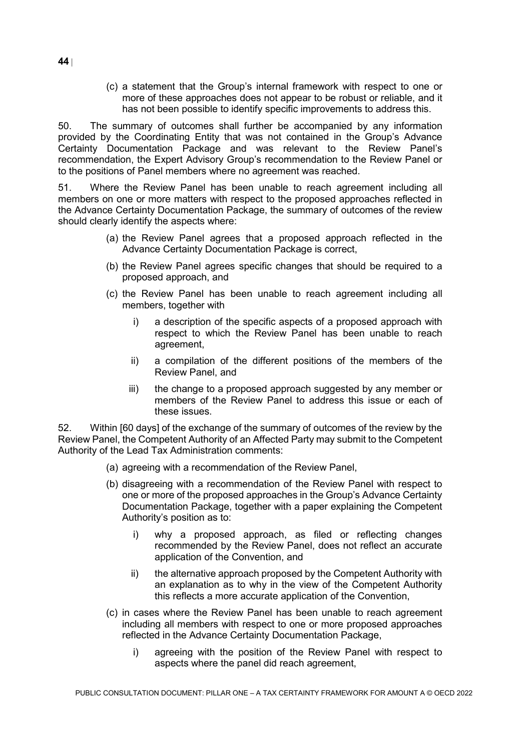(c) a statement that the Group's internal framework with respect to one or more of these approaches does not appear to be robust or reliable, and it has not been possible to identify specific improvements to address this.

50. The summary of outcomes shall further be accompanied by any information provided by the Coordinating Entity that was not contained in the Group's Advance Certainty Documentation Package and was relevant to the Review Panel's recommendation, the Expert Advisory Group's recommendation to the Review Panel or to the positions of Panel members where no agreement was reached.

51. Where the Review Panel has been unable to reach agreement including all members on one or more matters with respect to the proposed approaches reflected in the Advance Certainty Documentation Package, the summary of outcomes of the review should clearly identify the aspects where:

(a) the Review Panel agrees that a proposed approach reflected in the Advance Certainty Documentation Package is correct,

(b) the Review Panel agrees specific changes that should be required to a proposed approach, and

(c) the Review Panel has been unable to reach agreement including all members, together with

i) a description of the specific aspects of a proposed approach with respect to which the Review Panel has been unable to reach agreement,

ii) a compilation of the different positions of the members of the Review Panel, and

iii) the change to a proposed approach suggested by any member or members of the Review Panel to address this issue or each of these issues.

52. Within [60 days] of the exchange of the summary of outcomes of the review by the Review Panel, the Competent Authority of an Affected Party may submit to the Competent Authority of the Lead Tax Administration comments:

(a) agreeing with a recommendation of the Review Panel,

(b) disagreeing with a recommendation of the Review Panel with respect to one or more of the proposed approaches in the Group's Advance Certainty Documentation Package, together with a paper explaining the Competent Authority's position as to:

i) why a proposed approach, as filed or reflecting changes recommended by the Review Panel, does not reflect an accurate application of the Convention, and

ii) the alternative approach proposed by the Competent Authority with an explanation as to why in the view of the Competent Authority this reflects a more accurate application of the Convention,

(c) in cases where the Review Panel has been unable to reach agreement including all members with respect to one or more proposed approaches reflected in the Advance Certainty Documentation Package,

i) agreeing with the position of the Review Panel with respect to aspects where the panel did reach agreement,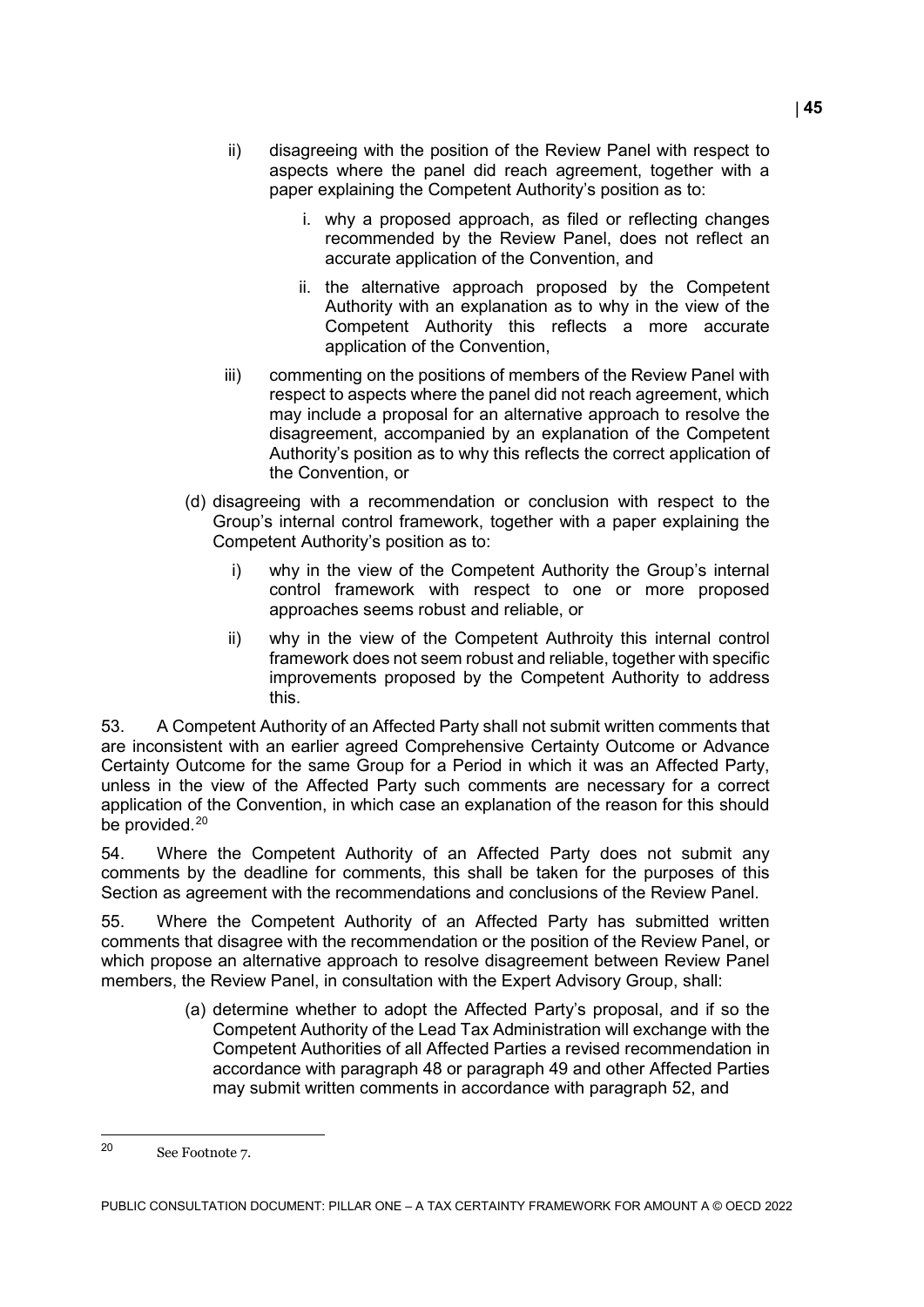ii) disagreeing with the position of the Review Panel with respect to aspects where the panel did reach agreement, together with a paper explaining the Competent Authority's position as to:

   i. why a proposed approach, as filed or reflecting changes recommended by the Review Panel, does not reflect an accurate application of the Convention, and

   ii. the alternative approach proposed by the Competent Authority with an explanation as to why in the view of the Competent Authority this reflects a more accurate application of the Convention,

iii) commenting on the positions of members of the Review Panel with respect to aspects where the panel did not reach agreement, which may include a proposal for an alternative approach to resolve the disagreement, accompanied by an explanation of the Competent Authority's position as to why this reflects the correct application of the Convention, or

(d) disagreeing with a recommendation or conclusion with respect to the Group's internal control framework, together with a paper explaining the Competent Authority's position as to:

   i) why in the view of the Competent Authority the Group's internal control framework with respect to one or more proposed approaches seems robust and reliable, or

   ii) why in the view of the Competent Authroity this internal control framework does not seem robust and reliable, together with specific improvements proposed by the Competent Authority to address this.

53. A Competent Authority of an Affected Party shall not submit written comments that are inconsistent with an earlier agreed Comprehensive Certainty Outcome or Advance Certainty Outcome for the same Group for a Period in which it was an Affected Party, unless in the view of the Affected Party such comments are necessary for a correct application of the Convention, in which case an explanation of the reason for this should be provided.[20]

54. Where the Competent Authority of an Affected Party does not submit any comments by the deadline for comments, this shall be taken for the purposes of this Section as agreement with the recommendations and conclusions of the Review Panel.

55. Where the Competent Authority of an Affected Party has submitted written comments that disagree with the recommendation or the position of the Review Panel, or which propose an alternative approach to resolve disagreement between Review Panel members, the Review Panel, in consultation with the Expert Advisory Group, shall:

(a) determine whether to adopt the Affected Party's proposal, and if so the Competent Authority of the Lead Tax Administration will exchange with the Competent Authorities of all Affected Parties a revised recommendation in accordance with paragraph 48 or paragraph 49 and other Affected Parties may submit written comments in accordance with paragraph 52, and

[20] See Footnote 7.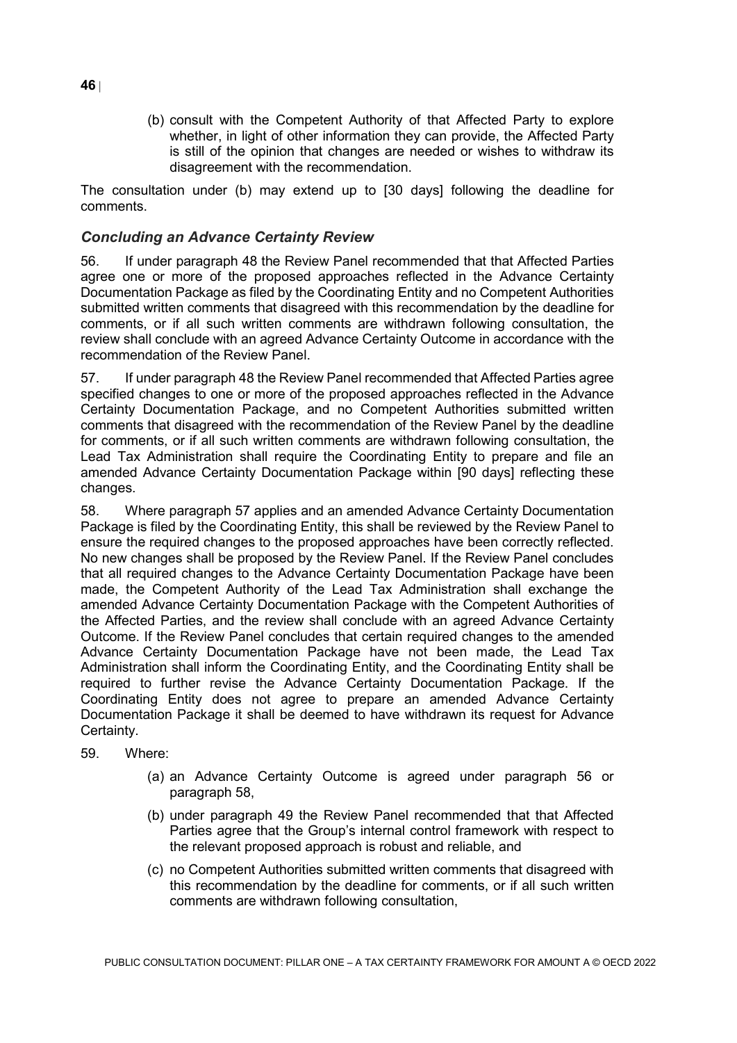(b) consult with the Competent Authority of that Affected Party to explore whether, in light of other information they can provide, the Affected Party is still of the opinion that changes are needed or wishes to withdraw its disagreement with the recommendation.

The consultation under (b) may extend up to [30 days] following the deadline for comments.

### *Concluding an Advance Certainty Review*

56. If under paragraph 48 the Review Panel recommended that that Affected Parties agree one or more of the proposed approaches reflected in the Advance Certainty Documentation Package as filed by the Coordinating Entity and no Competent Authorities submitted written comments that disagreed with this recommendation by the deadline for comments, or if all such written comments are withdrawn following consultation, the review shall conclude with an agreed Advance Certainty Outcome in accordance with the recommendation of the Review Panel.

57. If under paragraph 48 the Review Panel recommended that Affected Parties agree specified changes to one or more of the proposed approaches reflected in the Advance Certainty Documentation Package, and no Competent Authorities submitted written comments that disagreed with the recommendation of the Review Panel by the deadline for comments, or if all such written comments are withdrawn following consultation, the Lead Tax Administration shall require the Coordinating Entity to prepare and file an amended Advance Certainty Documentation Package within [90 days] reflecting these changes.

58. Where paragraph 57 applies and an amended Advance Certainty Documentation Package is filed by the Coordinating Entity, this shall be reviewed by the Review Panel to ensure the required changes to the proposed approaches have been correctly reflected. No new changes shall be proposed by the Review Panel. If the Review Panel concludes that all required changes to the Advance Certainty Documentation Package have been made, the Competent Authority of the Lead Tax Administration shall exchange the amended Advance Certainty Documentation Package with the Competent Authorities of the Affected Parties, and the review shall conclude with an agreed Advance Certainty Outcome. If the Review Panel concludes that certain required changes to the amended Advance Certainty Documentation Package have not been made, the Lead Tax Administration shall inform the Coordinating Entity, and the Coordinating Entity shall be required to further revise the Advance Certainty Documentation Package. If the Coordinating Entity does not agree to prepare an amended Advance Certainty Documentation Package it shall be deemed to have withdrawn its request for Advance Certainty.

59. Where:

(a) an Advance Certainty Outcome is agreed under paragraph 56 or paragraph 58,

(b) under paragraph 49 the Review Panel recommended that that Affected Parties agree that the Group's internal control framework with respect to the relevant proposed approach is robust and reliable, and

(c) no Competent Authorities submitted written comments that disagreed with this recommendation by the deadline for comments, or if all such written comments are withdrawn following consultation,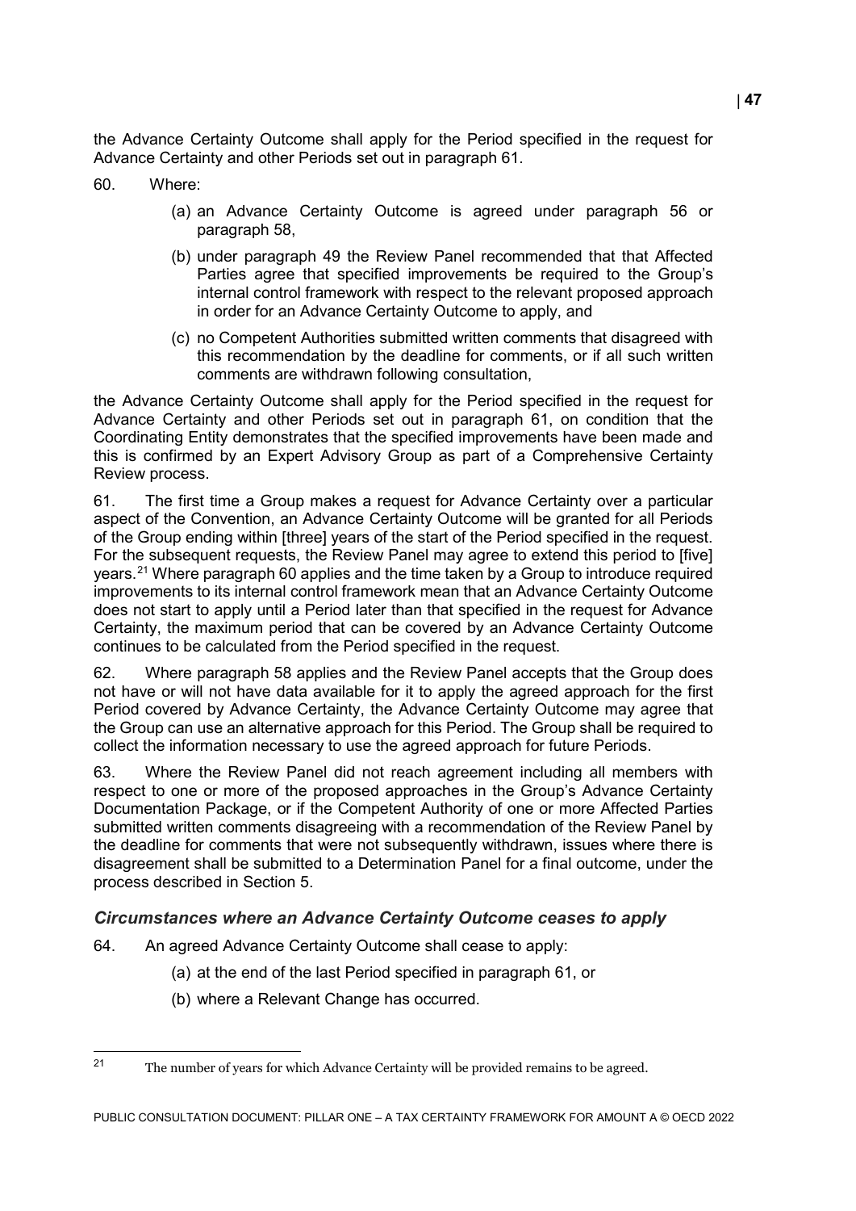the Advance Certainty Outcome shall apply for the Period specified in the request for Advance Certainty and other Periods set out in paragraph 61.

60. Where:

(a) an Advance Certainty Outcome is agreed under paragraph 56 or paragraph 58,

(b) under paragraph 49 the Review Panel recommended that that Affected Parties agree that specified improvements be required to the Group's internal control framework with respect to the relevant proposed approach in order for an Advance Certainty Outcome to apply, and

(c) no Competent Authorities submitted written comments that disagreed with this recommendation by the deadline for comments, or if all such written comments are withdrawn following consultation,

the Advance Certainty Outcome shall apply for the Period specified in the request for Advance Certainty and other Periods set out in paragraph 61, on condition that the Coordinating Entity demonstrates that the specified improvements have been made and this is confirmed by an Expert Advisory Group as part of a Comprehensive Certainty Review process.

61. The first time a Group makes a request for Advance Certainty over a particular aspect of the Convention, an Advance Certainty Outcome will be granted for all Periods of the Group ending within [three] years of the start of the Period specified in the request. For the subsequent requests, the Review Panel may agree to extend this period to [five] years.[21] Where paragraph 60 applies and the time taken by a Group to introduce required improvements to its internal control framework mean that an Advance Certainty Outcome does not start to apply until a Period later than that specified in the request for Advance Certainty, the maximum period that can be covered by an Advance Certainty Outcome continues to be calculated from the Period specified in the request.

62. Where paragraph 58 applies and the Review Panel accepts that the Group does not have or will not have data available for it to apply the agreed approach for the first Period covered by Advance Certainty, the Advance Certainty Outcome may agree that the Group can use an alternative approach for this Period. The Group shall be required to collect the information necessary to use the agreed approach for future Periods.

63. Where the Review Panel did not reach agreement including all members with respect to one or more of the proposed approaches in the Group's Advance Certainty Documentation Package, or if the Competent Authority of one or more Affected Parties submitted written comments disagreeing with a recommendation of the Review Panel by the deadline for comments that were not subsequently withdrawn, issues where there is disagreement shall be submitted to a Determination Panel for a final outcome, under the process described in Section 5.

### *Circumstances where an Advance Certainty Outcome ceases to apply*

64. An agreed Advance Certainty Outcome shall cease to apply:

(a) at the end of the last Period specified in paragraph 61, or

(b) where a Relevant Change has occurred.

---

[21] The number of years for which Advance Certainty will be provided remains to be agreed.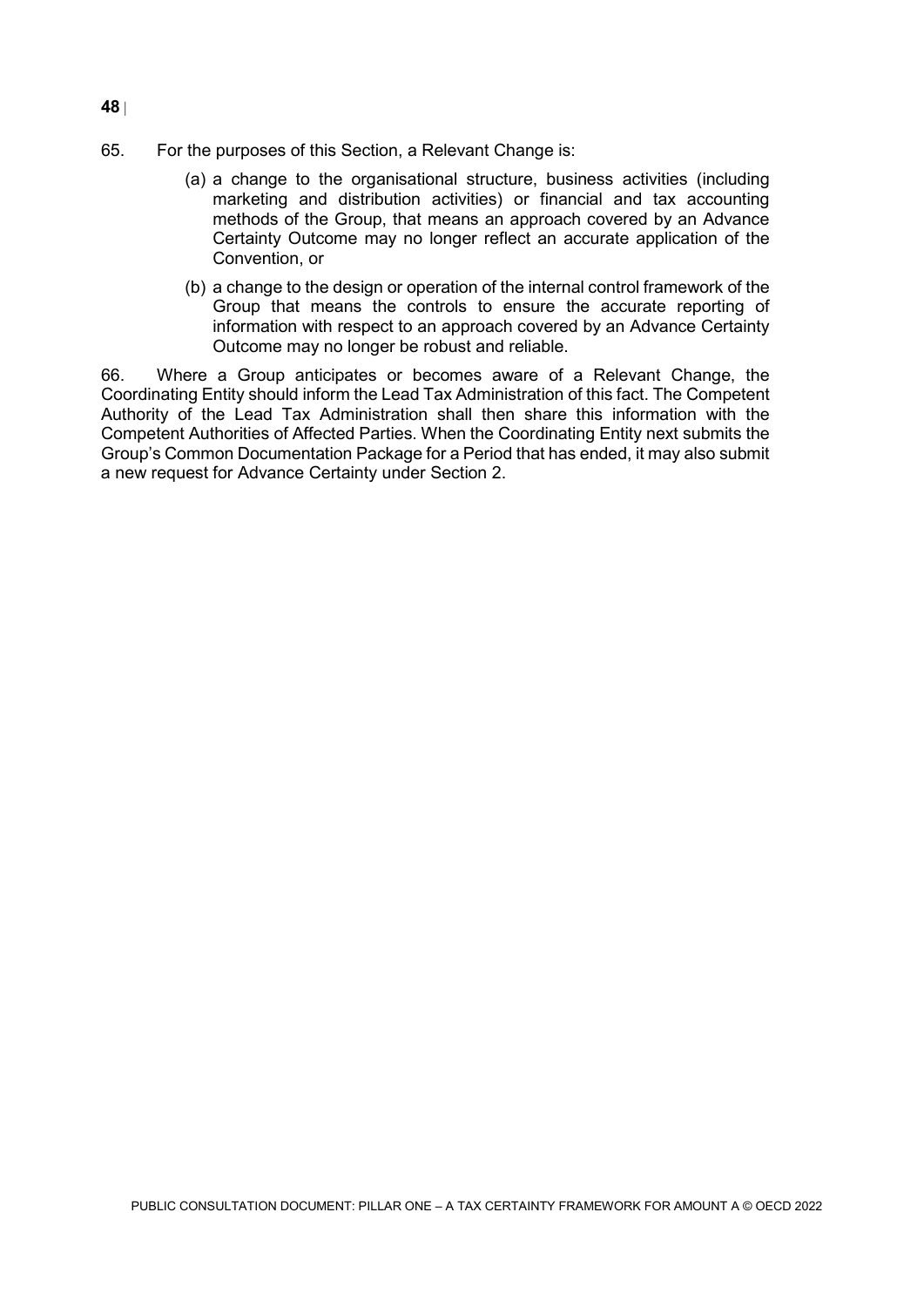65. For the purposes of this Section, a Relevant Change is:

   (a) a change to the organisational structure, business activities (including marketing and distribution activities) or financial and tax accounting methods of the Group, that means an approach covered by an Advance Certainty Outcome may no longer reflect an accurate application of the Convention, or

   (b) a change to the design or operation of the internal control framework of the Group that means the controls to ensure the accurate reporting of information with respect to an approach covered by an Advance Certainty Outcome may no longer be robust and reliable.

66. Where a Group anticipates or becomes aware of a Relevant Change, the Coordinating Entity should inform the Lead Tax Administration of this fact. The Competent Authority of the Lead Tax Administration shall then share this information with the Competent Authorities of Affected Parties. When the Coordinating Entity next submits the Group's Common Documentation Package for a Period that has ended, it may also submit a new request for Advance Certainty under Section 2.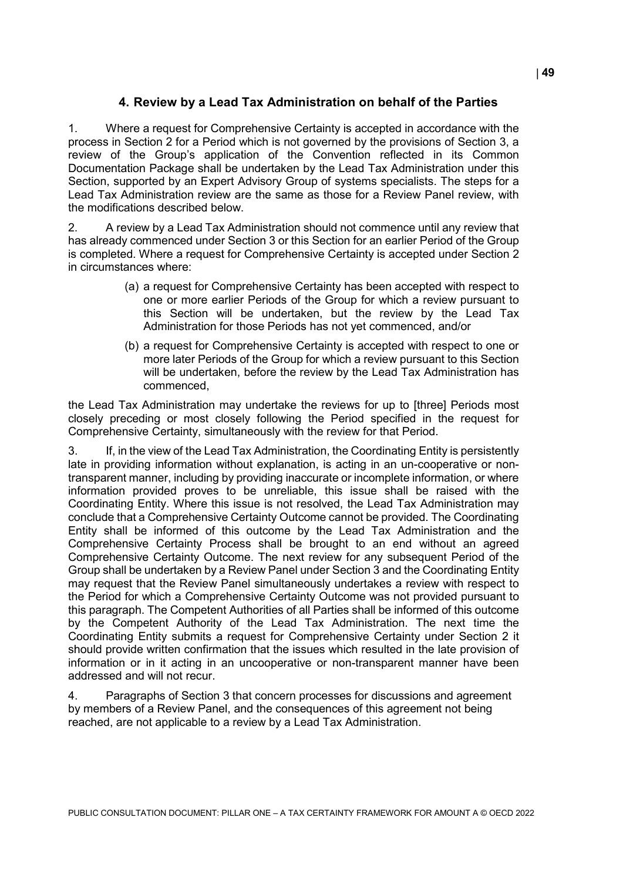## 4. Review by a Lead Tax Administration on behalf of the Parties

1. Where a request for Comprehensive Certainty is accepted in accordance with the process in Section 2 for a Period which is not governed by the provisions of Section 3, a review of the Group's application of the Convention reflected in its Common Documentation Package shall be undertaken by the Lead Tax Administration under this Section, supported by an Expert Advisory Group of systems specialists. The steps for a Lead Tax Administration review are the same as those for a Review Panel review, with the modifications described below.

2. A review by a Lead Tax Administration should not commence until any review that has already commenced under Section 3 or this Section for an earlier Period of the Group is completed. Where a request for Comprehensive Certainty is accepted under Section 2 in circumstances where:

(a) a request for Comprehensive Certainty has been accepted with respect to one or more earlier Periods of the Group for which a review pursuant to this Section will be undertaken, but the review by the Lead Tax Administration for those Periods has not yet commenced, and/or

(b) a request for Comprehensive Certainty is accepted with respect to one or more later Periods of the Group for which a review pursuant to this Section will be undertaken, before the review by the Lead Tax Administration has commenced,

the Lead Tax Administration may undertake the reviews for up to [three] Periods most closely preceding or most closely following the Period specified in the request for Comprehensive Certainty, simultaneously with the review for that Period.

3. If, in the view of the Lead Tax Administration, the Coordinating Entity is persistently late in providing information without explanation, is acting in an un-cooperative or non-transparent manner, including by providing inaccurate or incomplete information, or where information provided proves to be unreliable, this issue shall be raised with the Coordinating Entity. Where this issue is not resolved, the Lead Tax Administration may conclude that a Comprehensive Certainty Outcome cannot be provided. The Coordinating Entity shall be informed of this outcome by the Lead Tax Administration and the Comprehensive Certainty Process shall be brought to an end without an agreed Comprehensive Certainty Outcome. The next review for any subsequent Period of the Group shall be undertaken by a Review Panel under Section 3 and the Coordinating Entity may request that the Review Panel simultaneously undertakes a review with respect to the Period for which a Comprehensive Certainty Outcome was not provided pursuant to this paragraph. The Competent Authorities of all Parties shall be informed of this outcome by the Competent Authority of the Lead Tax Administration. The next time the Coordinating Entity submits a request for Comprehensive Certainty under Section 2 it should provide written confirmation that the issues which resulted in the late provision of information or in it acting in an uncooperative or non-transparent manner have been addressed and will not recur.

4. Paragraphs of Section 3 that concern processes for discussions and agreement by members of a Review Panel, and the consequences of this agreement not being reached, are not applicable to a review by a Lead Tax Administration.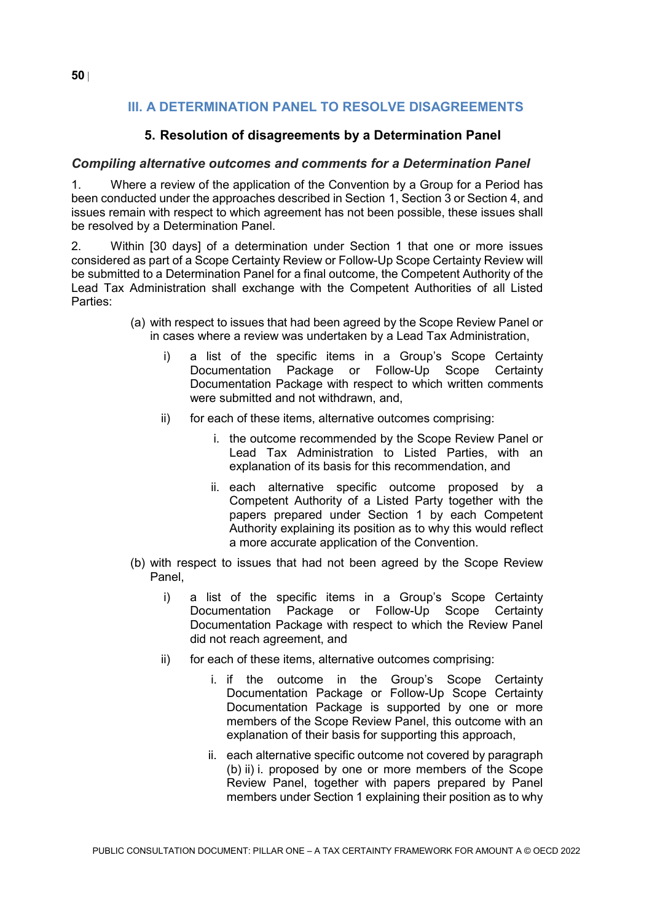# III. A DETERMINATION PANEL TO RESOLVE DISAGREEMENTS

## 5. Resolution of disagreements by a Determination Panel

### *Compiling alternative outcomes and comments for a Determination Panel*

1. Where a review of the application of the Convention by a Group for a Period has been conducted under the approaches described in Section 1, Section 3 or Section 4, and issues remain with respect to which agreement has not been possible, these issues shall be resolved by a Determination Panel.

2. Within [30 days] of a determination under Section 1 that one or more issues considered as part of a Scope Certainty Review or Follow-Up Scope Certainty Review will be submitted to a Determination Panel for a final outcome, the Competent Authority of the Lead Tax Administration shall exchange with the Competent Authorities of all Listed Parties:

(a) with respect to issues that had been agreed by the Scope Review Panel or in cases where a review was undertaken by a Lead Tax Administration,

- i) a list of the specific items in a Group's Scope Certainty Documentation Package or Follow-Up Scope Certainty Documentation Package with respect to which written comments were submitted and not withdrawn, and,
- ii) for each of these items, alternative outcomes comprising:
  - i. the outcome recommended by the Scope Review Panel or Lead Tax Administration to Listed Parties, with an explanation of its basis for this recommendation, and
  - ii. each alternative specific outcome proposed by a Competent Authority of a Listed Party together with the papers prepared under Section 1 by each Competent Authority explaining its position as to why this would reflect a more accurate application of the Convention.

(b) with respect to issues that had not been agreed by the Scope Review Panel,

- i) a list of the specific items in a Group's Scope Certainty Documentation Package or Follow-Up Scope Certainty Documentation Package with respect to which the Review Panel did not reach agreement, and
- ii) for each of these items, alternative outcomes comprising:
  - i. if the outcome in the Group's Scope Certainty Documentation Package or Follow-Up Scope Certainty Documentation Package is supported by one or more members of the Scope Review Panel, this outcome with an explanation of their basis for supporting this approach,
  - ii. each alternative specific outcome not covered by paragraph (b) ii) i. proposed by one or more members of the Scope Review Panel, together with papers prepared by Panel members under Section 1 explaining their position as to why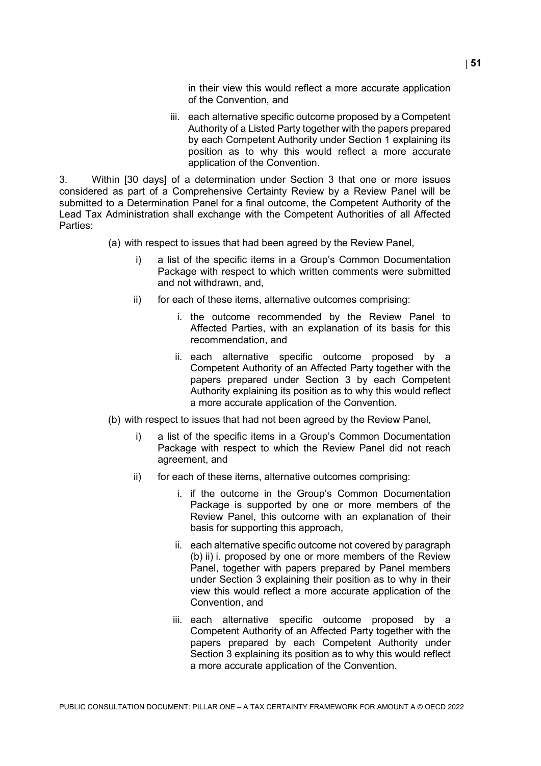in their view this would reflect a more accurate application of the Convention, and

iii. each alternative specific outcome proposed by a Competent Authority of a Listed Party together with the papers prepared by each Competent Authority under Section 1 explaining its position as to why this would reflect a more accurate application of the Convention.

3. Within [30 days] of a determination under Section 3 that one or more issues considered as part of a Comprehensive Certainty Review by a Review Panel will be submitted to a Determination Panel for a final outcome, the Competent Authority of the Lead Tax Administration shall exchange with the Competent Authorities of all Affected Parties:

(a) with respect to issues that had been agreed by the Review Panel,

i) a list of the specific items in a Group's Common Documentation Package with respect to which written comments were submitted and not withdrawn, and,

ii) for each of these items, alternative outcomes comprising:

i. the outcome recommended by the Review Panel to Affected Parties, with an explanation of its basis for this recommendation, and

ii. each alternative specific outcome proposed by a Competent Authority of an Affected Party together with the papers prepared under Section 3 by each Competent Authority explaining its position as to why this would reflect a more accurate application of the Convention.

(b) with respect to issues that had not been agreed by the Review Panel,

i) a list of the specific items in a Group's Common Documentation Package with respect to which the Review Panel did not reach agreement, and

ii) for each of these items, alternative outcomes comprising:

i. if the outcome in the Group's Common Documentation Package is supported by one or more members of the Review Panel, this outcome with an explanation of their basis for supporting this approach,

ii. each alternative specific outcome not covered by paragraph (b) ii) i. proposed by one or more members of the Review Panel, together with papers prepared by Panel members under Section 3 explaining their position as to why in their view this would reflect a more accurate application of the Convention, and

iii. each alternative specific outcome proposed by a Competent Authority of an Affected Party together with the papers prepared by each Competent Authority under Section 3 explaining its position as to why this would reflect a more accurate application of the Convention.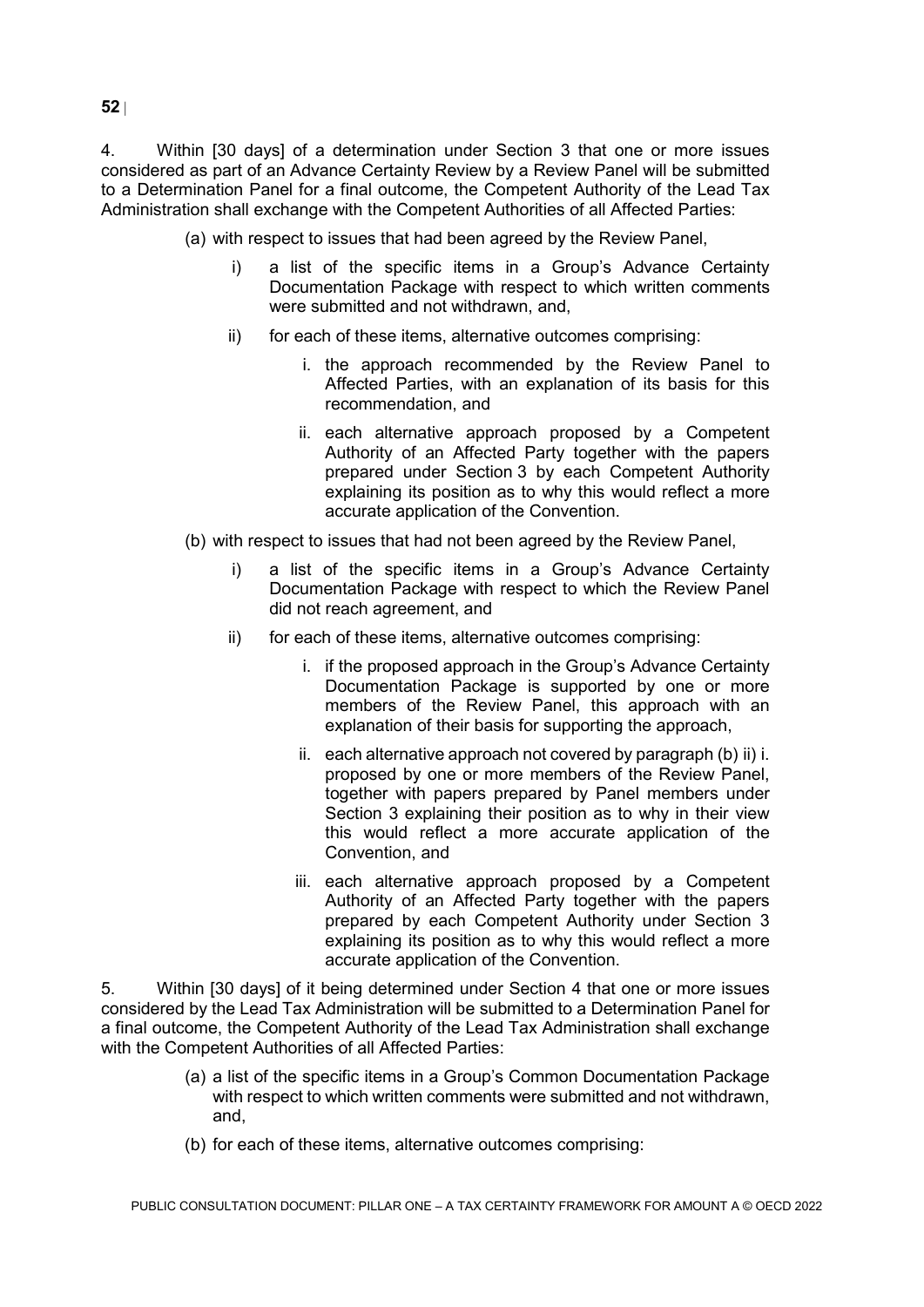4. Within [30 days] of a determination under Section 3 that one or more issues considered as part of an Advance Certainty Review by a Review Panel will be submitted to a Determination Panel for a final outcome, the Competent Authority of the Lead Tax Administration shall exchange with the Competent Authorities of all Affected Parties:

(a) with respect to issues that had been agreed by the Review Panel,

   i) a list of the specific items in a Group's Advance Certainty Documentation Package with respect to which written comments were submitted and not withdrawn, and,

   ii) for each of these items, alternative outcomes comprising:

      i. the approach recommended by the Review Panel to Affected Parties, with an explanation of its basis for this recommendation, and

      ii. each alternative approach proposed by a Competent Authority of an Affected Party together with the papers prepared under Section 3 by each Competent Authority explaining its position as to why this would reflect a more accurate application of the Convention.

(b) with respect to issues that had not been agreed by the Review Panel,

   i) a list of the specific items in a Group's Advance Certainty Documentation Package with respect to which the Review Panel did not reach agreement, and

   ii) for each of these items, alternative outcomes comprising:

      i. if the proposed approach in the Group's Advance Certainty Documentation Package is supported by one or more members of the Review Panel, this approach with an explanation of their basis for supporting the approach,

      ii. each alternative approach not covered by paragraph (b) ii) i. proposed by one or more members of the Review Panel, together with papers prepared by Panel members under Section 3 explaining their position as to why in their view this would reflect a more accurate application of the Convention, and

      iii. each alternative approach proposed by a Competent Authority of an Affected Party together with the papers prepared by each Competent Authority under Section 3 explaining its position as to why this would reflect a more accurate application of the Convention.

5. Within [30 days] of it being determined under Section 4 that one or more issues considered by the Lead Tax Administration will be submitted to a Determination Panel for a final outcome, the Competent Authority of the Lead Tax Administration shall exchange with the Competent Authorities of all Affected Parties:

(a) a list of the specific items in a Group's Common Documentation Package with respect to which written comments were submitted and not withdrawn, and,

(b) for each of these items, alternative outcomes comprising: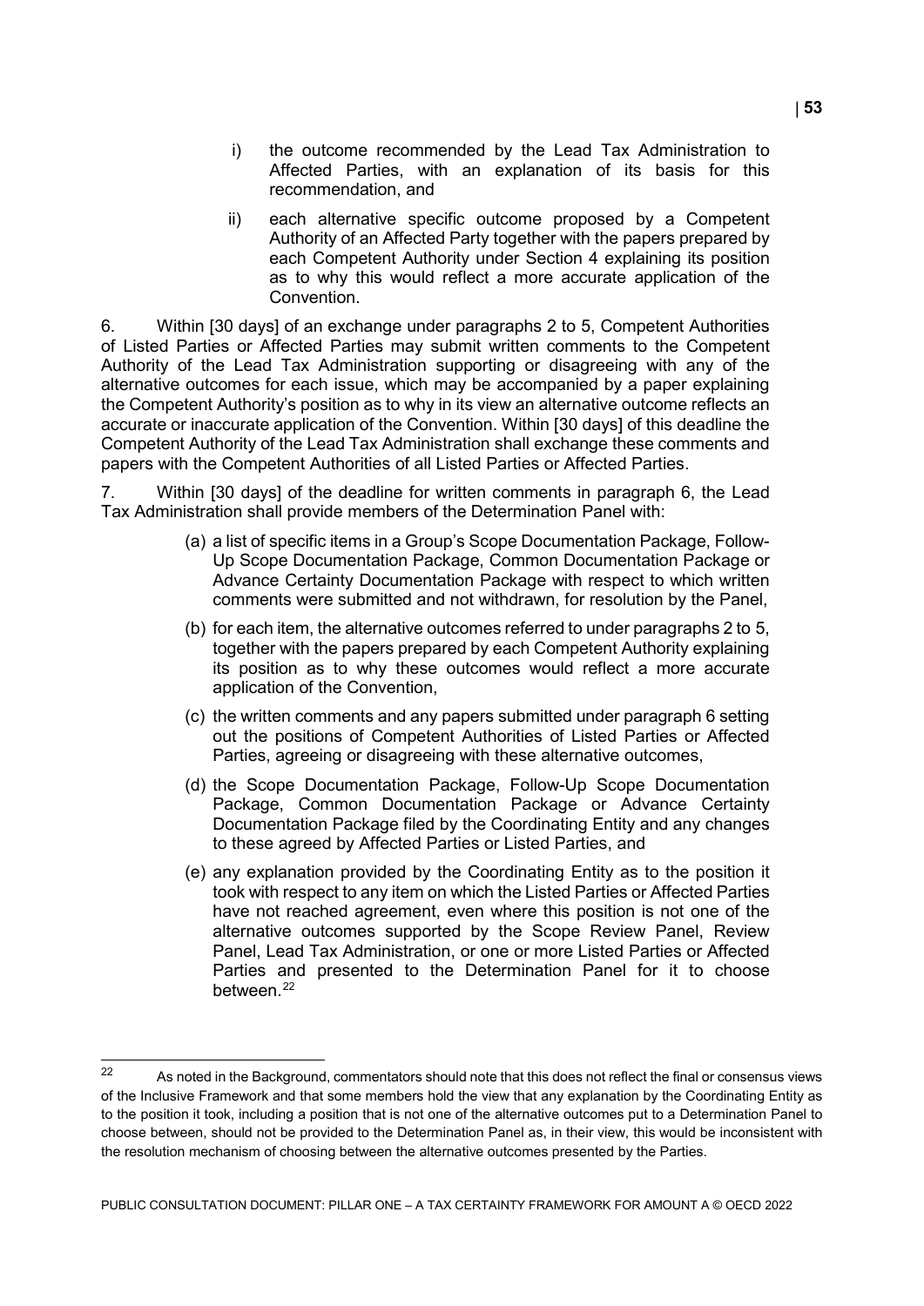i) the outcome recommended by the Lead Tax Administration to Affected Parties, with an explanation of its basis for this recommendation, and

ii) each alternative specific outcome proposed by a Competent Authority of an Affected Party together with the papers prepared by each Competent Authority under Section 4 explaining its position as to why this would reflect a more accurate application of the Convention.

6. Within [30 days] of an exchange under paragraphs 2 to 5, Competent Authorities of Listed Parties or Affected Parties may submit written comments to the Competent Authority of the Lead Tax Administration supporting or disagreeing with any of the alternative outcomes for each issue, which may be accompanied by a paper explaining the Competent Authority's position as to why in its view an alternative outcome reflects an accurate or inaccurate application of the Convention. Within [30 days] of this deadline the Competent Authority of the Lead Tax Administration shall exchange these comments and papers with the Competent Authorities of all Listed Parties or Affected Parties.

7. Within [30 days] of the deadline for written comments in paragraph 6, the Lead Tax Administration shall provide members of the Determination Panel with:

(a) a list of specific items in a Group's Scope Documentation Package, Follow-Up Scope Documentation Package, Common Documentation Package or Advance Certainty Documentation Package with respect to which written comments were submitted and not withdrawn, for resolution by the Panel,

(b) for each item, the alternative outcomes referred to under paragraphs 2 to 5, together with the papers prepared by each Competent Authority explaining its position as to why these outcomes would reflect a more accurate application of the Convention,

(c) the written comments and any papers submitted under paragraph 6 setting out the positions of Competent Authorities of Listed Parties or Affected Parties, agreeing or disagreeing with these alternative outcomes,

(d) the Scope Documentation Package, Follow-Up Scope Documentation Package, Common Documentation Package or Advance Certainty Documentation Package filed by the Coordinating Entity and any changes to these agreed by Affected Parties or Listed Parties, and

(e) any explanation provided by the Coordinating Entity as to the position it took with respect to any item on which the Listed Parties or Affected Parties have not reached agreement, even where this position is not one of the alternative outcomes supported by the Scope Review Panel, Review Panel, Lead Tax Administration, or one or more Listed Parties or Affected Parties and presented to the Determination Panel for it to choose between.[22]

[22] As noted in the Background, commentators should note that this does not reflect the final or consensus views of the Inclusive Framework and that some members hold the view that any explanation by the Coordinating Entity as to the position it took, including a position that is not one of the alternative outcomes put to a Determination Panel to choose between, should not be provided to the Determination Panel as, in their view, this would be inconsistent with the resolution mechanism of choosing between the alternative outcomes presented by the Parties.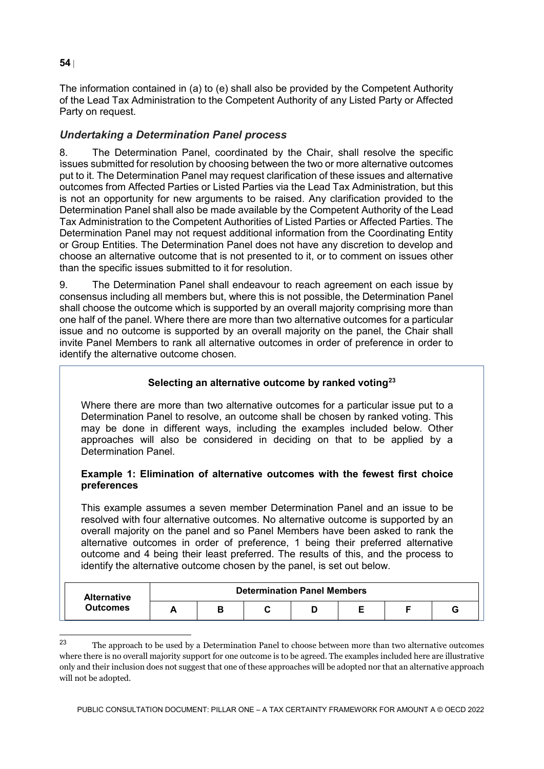The information contained in (a) to (e) shall also be provided by the Competent Authority of the Lead Tax Administration to the Competent Authority of any Listed Party or Affected Party on request.

### *Undertaking a Determination Panel process*

8. The Determination Panel, coordinated by the Chair, shall resolve the specific issues submitted for resolution by choosing between the two or more alternative outcomes put to it. The Determination Panel may request clarification of these issues and alternative outcomes from Affected Parties or Listed Parties via the Lead Tax Administration, but this is not an opportunity for new arguments to be raised. Any clarification provided to the Determination Panel shall also be made available by the Competent Authority of the Lead Tax Administration to the Competent Authorities of Listed Parties or Affected Parties. The Determination Panel may not request additional information from the Coordinating Entity or Group Entities. The Determination Panel does not have any discretion to develop and choose an alternative outcome that is not presented to it, or to comment on issues other than the specific issues submitted to it for resolution.

9. The Determination Panel shall endeavour to reach agreement on each issue by consensus including all members but, where this is not possible, the Determination Panel shall choose the outcome which is supported by an overall majority comprising more than one half of the panel. Where there are more than two alternative outcomes for a particular issue and no outcome is supported by an overall majority on the panel, the Chair shall invite Panel Members to rank all alternative outcomes in order of preference in order to identify the alternative outcome chosen.

**Selecting an alternative outcome by ranked voting[23]**

Where there are more than two alternative outcomes for a particular issue put to a Determination Panel to resolve, an outcome shall be chosen by ranked voting. This may be done in different ways, including the examples included below. Other approaches will also be considered in deciding on that to be applied by a Determination Panel.

**Example 1: Elimination of alternative outcomes with the fewest first choice preferences**

This example assumes a seven member Determination Panel and an issue to be resolved with four alternative outcomes. No alternative outcome is supported by an overall majority on the panel and so Panel Members have been asked to rank the alternative outcomes in order of preference, 1 being their preferred alternative outcome and 4 being their least preferred. The results of this, and the process to identify the alternative outcome chosen by the panel, is set out below.

| Alternative Outcomes | Determination Panel Members | | | | | | |
|---|---|---|---|---|---|---|---|
| | A | B | C | D | E | F | G |

[23] The approach to be used by a Determination Panel to choose between more than two alternative outcomes where there is no overall majority support for one outcome is to be agreed. The examples included here are illustrative only and their inclusion does not suggest that one of these approaches will be adopted nor that an alternative approach will not be adopted.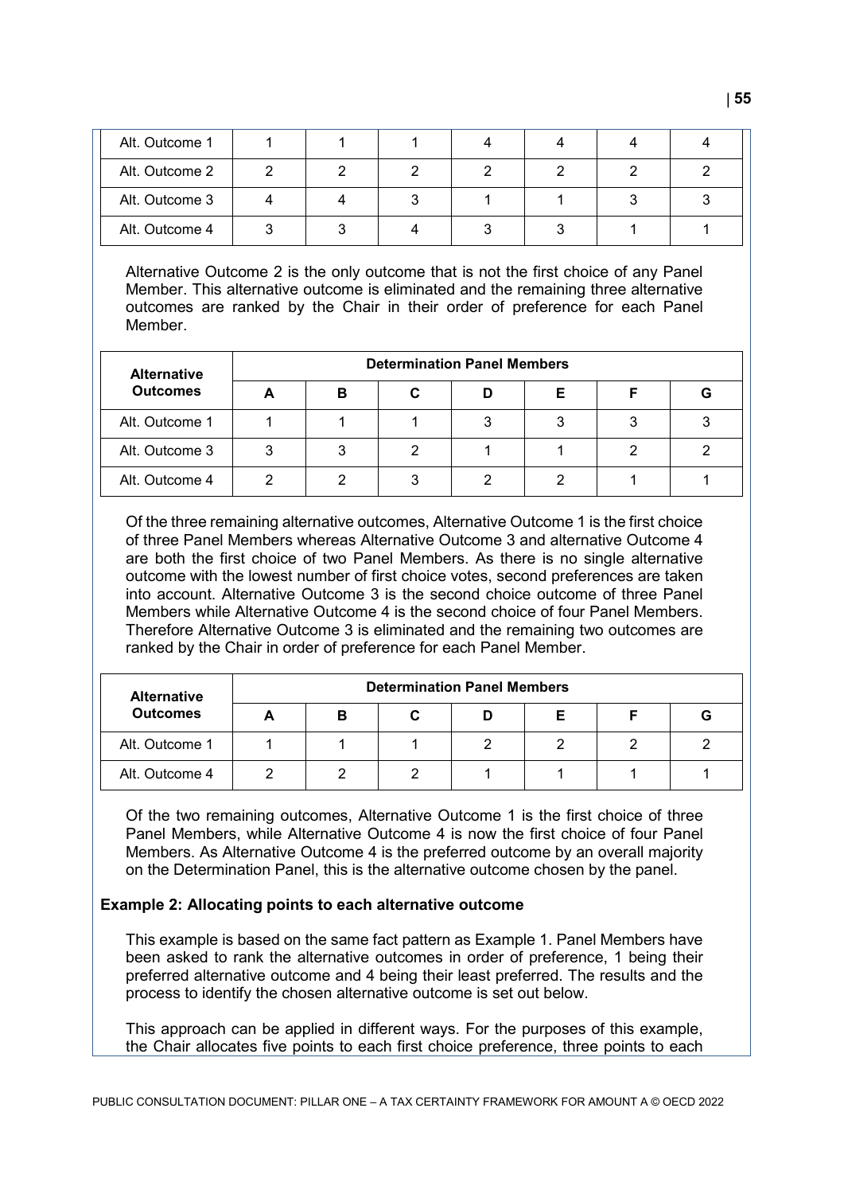| Alt. Outcome 1 | 1 | 1 | 1 | 4 | 4 | 4 | 4 |
|---|---|---|---|---|---|---|---|
| Alt. Outcome 2 | 2 | 2 | 2 | 2 | 2 | 2 | 2 |
| Alt. Outcome 3 | 4 | 4 | 3 | 1 | 1 | 3 | 3 |
| Alt. Outcome 4 | 3 | 3 | 4 | 3 | 3 | 1 | 1 |

Alternative Outcome 2 is the only outcome that is not the first choice of any Panel Member. This alternative outcome is eliminated and the remaining three alternative outcomes are ranked by the Chair in their order of preference for each Panel Member.

| Alternative Outcomes | Determination Panel Members | | | | | | |
|---|---|---|---|---|---|---|---|
| | A | B | C | D | E | F | G |
| Alt. Outcome 1 | 1 | 1 | 1 | 3 | 3 | 3 | 3 |
| Alt. Outcome 3 | 3 | 3 | 2 | 1 | 1 | 2 | 2 |
| Alt. Outcome 4 | 2 | 2 | 3 | 2 | 2 | 1 | 1 |

Of the three remaining alternative outcomes, Alternative Outcome 1 is the first choice of three Panel Members whereas Alternative Outcome 3 and alternative Outcome 4 are both the first choice of two Panel Members. As there is no single alternative outcome with the lowest number of first choice votes, second preferences are taken into account. Alternative Outcome 3 is the second choice outcome of three Panel Members while Alternative Outcome 4 is the second choice of four Panel Members. Therefore Alternative Outcome 3 is eliminated and the remaining two outcomes are ranked by the Chair in order of preference for each Panel Member.

| Alternative Outcomes | Determination Panel Members | | | | | | |
|---|---|---|---|---|---|---|---|
| | A | B | C | D | E | F | G |
| Alt. Outcome 1 | 1 | 1 | 1 | 2 | 2 | 2 | 2 |
| Alt. Outcome 4 | 2 | 2 | 2 | 1 | 1 | 1 | 1 |

Of the two remaining outcomes, Alternative Outcome 1 is the first choice of three Panel Members, while Alternative Outcome 4 is now the first choice of four Panel Members. As Alternative Outcome 4 is the preferred outcome by an overall majority on the Determination Panel, this is the alternative outcome chosen by the panel.

**Example 2: Allocating points to each alternative outcome**

This example is based on the same fact pattern as Example 1. Panel Members have been asked to rank the alternative outcomes in order of preference, 1 being their preferred alternative outcome and 4 being their least preferred. The results and the process to identify the chosen alternative outcome is set out below.

This approach can be applied in different ways. For the purposes of this example, the Chair allocates five points to each first choice preference, three points to each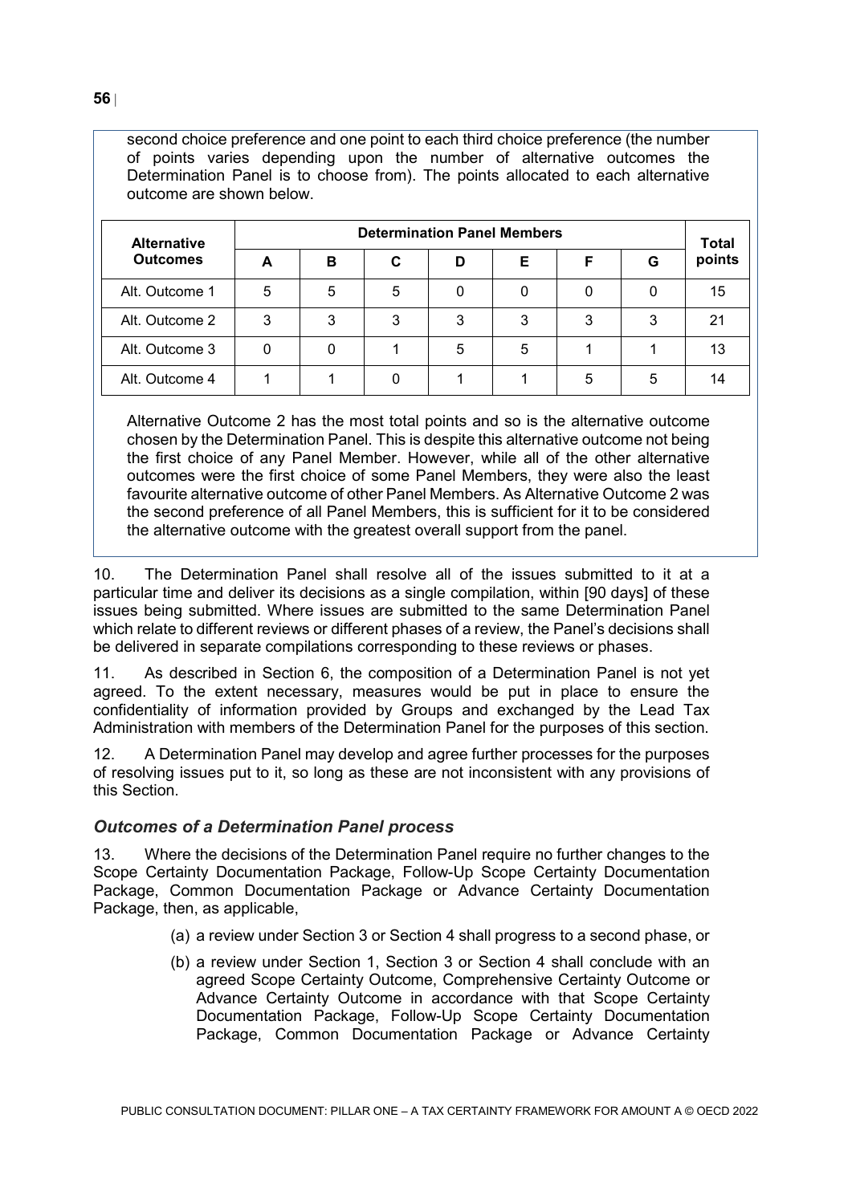second choice preference and one point to each third choice preference (the number of points varies depending upon the number of alternative outcomes the Determination Panel is to choose from). The points allocated to each alternative outcome are shown below.

| Alternative Outcomes | Determination Panel Members | | | | | | | Total points |
|---|---|---|---|---|---|---|---|---|
| | A | B | C | D | E | F | G | |
| Alt. Outcome 1 | 5 | 5 | 5 | 0 | 0 | 0 | 0 | 15 |
| Alt. Outcome 2 | 3 | 3 | 3 | 3 | 3 | 3 | 3 | 21 |
| Alt. Outcome 3 | 0 | 0 | 1 | 5 | 5 | 1 | 1 | 13 |
| Alt. Outcome 4 | 1 | 1 | 0 | 1 | 1 | 5 | 5 | 14 |

Alternative Outcome 2 has the most total points and so is the alternative outcome chosen by the Determination Panel. This is despite this alternative outcome not being the first choice of any Panel Member. However, while all of the other alternative outcomes were the first choice of some Panel Members, they were also the least favourite alternative outcome of other Panel Members. As Alternative Outcome 2 was the second preference of all Panel Members, this is sufficient for it to be considered the alternative outcome with the greatest overall support from the panel.

10. The Determination Panel shall resolve all of the issues submitted to it at a particular time and deliver its decisions as a single compilation, within [90 days] of these issues being submitted. Where issues are submitted to the same Determination Panel which relate to different reviews or different phases of a review, the Panel's decisions shall be delivered in separate compilations corresponding to these reviews or phases.

11. As described in Section 6, the composition of a Determination Panel is not yet agreed. To the extent necessary, measures would be put in place to ensure the confidentiality of information provided by Groups and exchanged by the Lead Tax Administration with members of the Determination Panel for the purposes of this section.

12. A Determination Panel may develop and agree further processes for the purposes of resolving issues put to it, so long as these are not inconsistent with any provisions of this Section.

### *Outcomes of a Determination Panel process*

13. Where the decisions of the Determination Panel require no further changes to the Scope Certainty Documentation Package, Follow-Up Scope Certainty Documentation Package, Common Documentation Package or Advance Certainty Documentation Package, then, as applicable,

(a) a review under Section 3 or Section 4 shall progress to a second phase, or

(b) a review under Section 1, Section 3 or Section 4 shall conclude with an agreed Scope Certainty Outcome, Comprehensive Certainty Outcome or Advance Certainty Outcome in accordance with that Scope Certainty Documentation Package, Follow-Up Scope Certainty Documentation Package, Common Documentation Package or Advance Certainty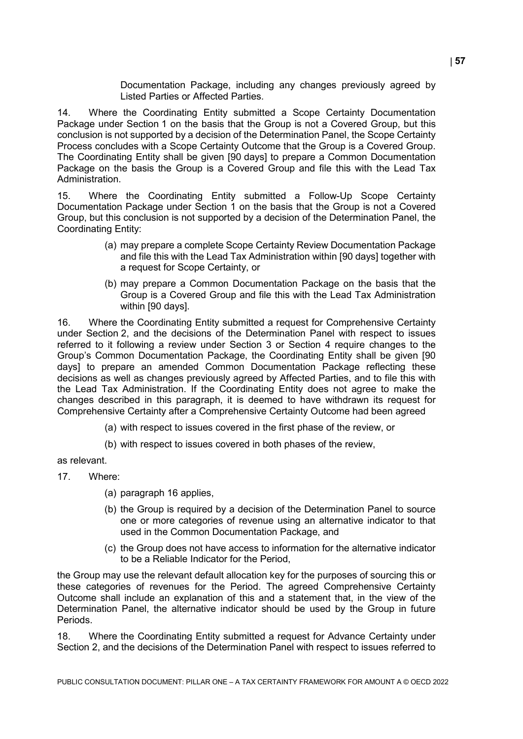Documentation Package, including any changes previously agreed by Listed Parties or Affected Parties.

14. Where the Coordinating Entity submitted a Scope Certainty Documentation Package under Section 1 on the basis that the Group is not a Covered Group, but this conclusion is not supported by a decision of the Determination Panel, the Scope Certainty Process concludes with a Scope Certainty Outcome that the Group is a Covered Group. The Coordinating Entity shall be given [90 days] to prepare a Common Documentation Package on the basis the Group is a Covered Group and file this with the Lead Tax Administration.

15. Where the Coordinating Entity submitted a Follow-Up Scope Certainty Documentation Package under Section 1 on the basis that the Group is not a Covered Group, but this conclusion is not supported by a decision of the Determination Panel, the Coordinating Entity:

(a) may prepare a complete Scope Certainty Review Documentation Package and file this with the Lead Tax Administration within [90 days] together with a request for Scope Certainty, or

(b) may prepare a Common Documentation Package on the basis that the Group is a Covered Group and file this with the Lead Tax Administration within [90 days].

16. Where the Coordinating Entity submitted a request for Comprehensive Certainty under Section 2, and the decisions of the Determination Panel with respect to issues referred to it following a review under Section 3 or Section 4 require changes to the Group's Common Documentation Package, the Coordinating Entity shall be given [90 days] to prepare an amended Common Documentation Package reflecting these decisions as well as changes previously agreed by Affected Parties, and to file this with the Lead Tax Administration. If the Coordinating Entity does not agree to make the changes described in this paragraph, it is deemed to have withdrawn its request for Comprehensive Certainty after a Comprehensive Certainty Outcome had been agreed

(a) with respect to issues covered in the first phase of the review, or

(b) with respect to issues covered in both phases of the review,

as relevant.

17. Where:

(a) paragraph 16 applies,

(b) the Group is required by a decision of the Determination Panel to source one or more categories of revenue using an alternative indicator to that used in the Common Documentation Package, and

(c) the Group does not have access to information for the alternative indicator to be a Reliable Indicator for the Period,

the Group may use the relevant default allocation key for the purposes of sourcing this or these categories of revenues for the Period. The agreed Comprehensive Certainty Outcome shall include an explanation of this and a statement that, in the view of the Determination Panel, the alternative indicator should be used by the Group in future Periods.

18. Where the Coordinating Entity submitted a request for Advance Certainty under Section 2, and the decisions of the Determination Panel with respect to issues referred to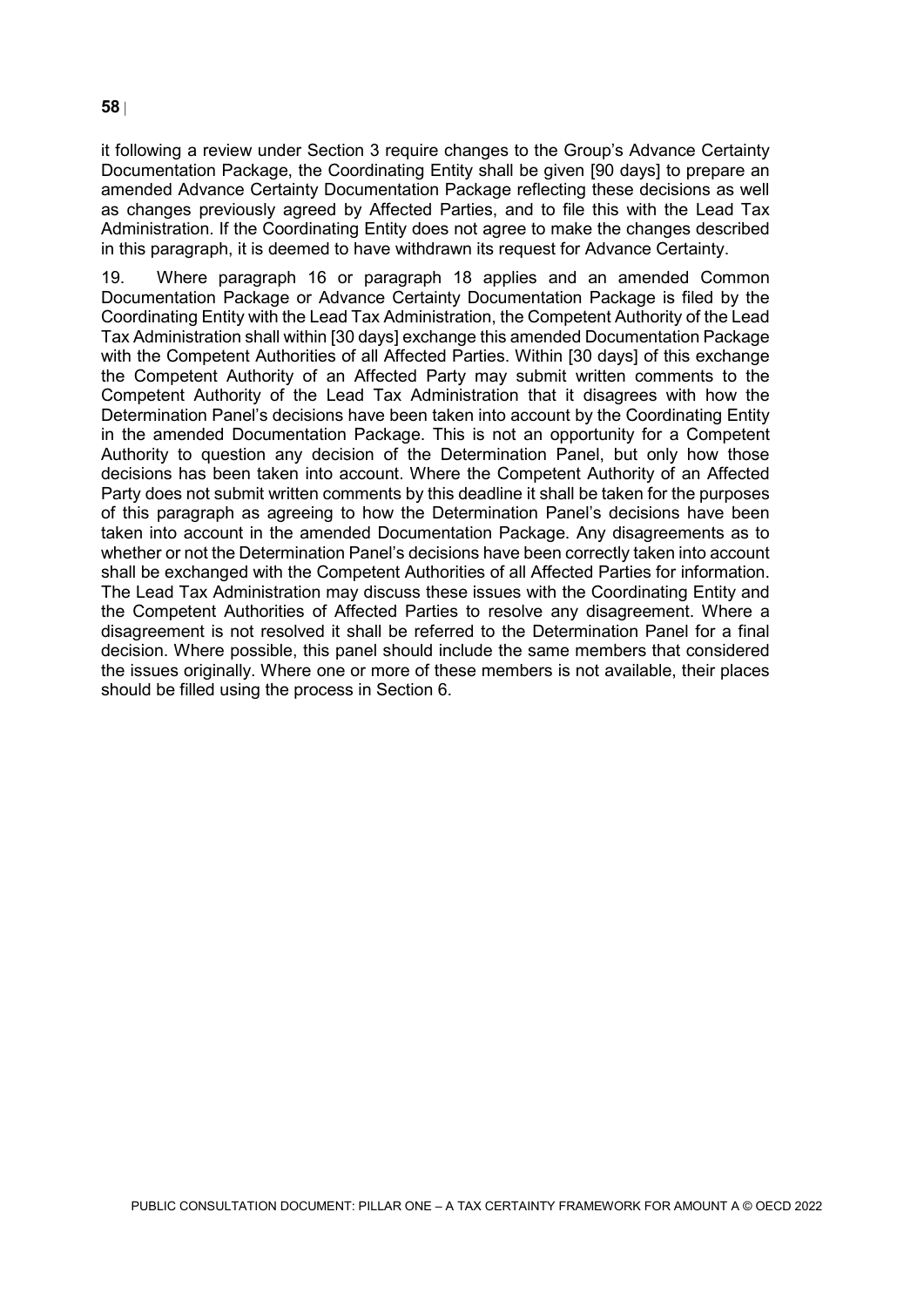it following a review under Section 3 require changes to the Group's Advance Certainty Documentation Package, the Coordinating Entity shall be given [90 days] to prepare an amended Advance Certainty Documentation Package reflecting these decisions as well as changes previously agreed by Affected Parties, and to file this with the Lead Tax Administration. If the Coordinating Entity does not agree to make the changes described in this paragraph, it is deemed to have withdrawn its request for Advance Certainty.

19. Where paragraph 16 or paragraph 18 applies and an amended Common Documentation Package or Advance Certainty Documentation Package is filed by the Coordinating Entity with the Lead Tax Administration, the Competent Authority of the Lead Tax Administration shall within [30 days] exchange this amended Documentation Package with the Competent Authorities of all Affected Parties. Within [30 days] of this exchange the Competent Authority of an Affected Party may submit written comments to the Competent Authority of the Lead Tax Administration that it disagrees with how the Determination Panel's decisions have been taken into account by the Coordinating Entity in the amended Documentation Package. This is not an opportunity for a Competent Authority to question any decision of the Determination Panel, but only how those decisions has been taken into account. Where the Competent Authority of an Affected Party does not submit written comments by this deadline it shall be taken for the purposes of this paragraph as agreeing to how the Determination Panel's decisions have been taken into account in the amended Documentation Package. Any disagreements as to whether or not the Determination Panel's decisions have been correctly taken into account shall be exchanged with the Competent Authorities of all Affected Parties for information. The Lead Tax Administration may discuss these issues with the Coordinating Entity and the Competent Authorities of Affected Parties to resolve any disagreement. Where a disagreement is not resolved it shall be referred to the Determination Panel for a final decision. Where possible, this panel should include the same members that considered the issues originally. Where one or more of these members is not available, their places should be filled using the process in Section 6.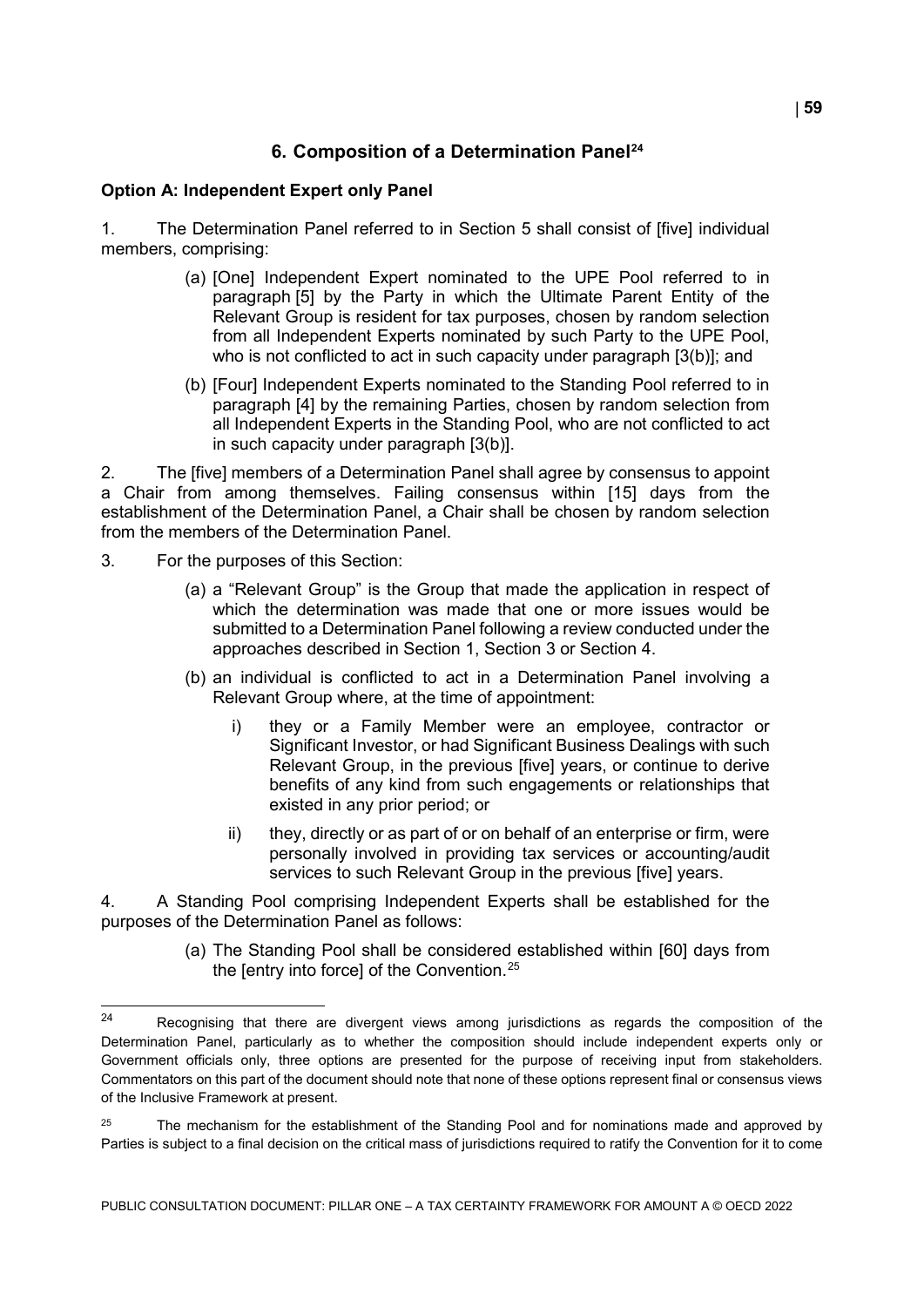# 6. Composition of a Determination Panel[24]

**Option A: Independent Expert only Panel**

1. The Determination Panel referred to in Section 5 shall consist of [five] individual members, comprising:

   (a) [One] Independent Expert nominated to the UPE Pool referred to in paragraph [5] by the Party in which the Ultimate Parent Entity of the Relevant Group is resident for tax purposes, chosen by random selection from all Independent Experts nominated by such Party to the UPE Pool, who is not conflicted to act in such capacity under paragraph [3(b)]; and

   (b) [Four] Independent Experts nominated to the Standing Pool referred to in paragraph [4] by the remaining Parties, chosen by random selection from all Independent Experts in the Standing Pool, who are not conflicted to act in such capacity under paragraph [3(b)].

2. The [five] members of a Determination Panel shall agree by consensus to appoint a Chair from among themselves. Failing consensus within [15] days from the establishment of the Determination Panel, a Chair shall be chosen by random selection from the members of the Determination Panel.

3. For the purposes of this Section:

   (a) a "Relevant Group" is the Group that made the application in respect of which the determination was made that one or more issues would be submitted to a Determination Panel following a review conducted under the approaches described in Section 1, Section 3 or Section 4.

   (b) an individual is conflicted to act in a Determination Panel involving a Relevant Group where, at the time of appointment:

      i) they or a Family Member were an employee, contractor or Significant Investor, or had Significant Business Dealings with such Relevant Group, in the previous [five] years, or continue to derive benefits of any kind from such engagements or relationships that existed in any prior period; or

      ii) they, directly or as part of or on behalf of an enterprise or firm, were personally involved in providing tax services or accounting/audit services to such Relevant Group in the previous [five] years.

4. A Standing Pool comprising Independent Experts shall be established for the purposes of the Determination Panel as follows:

   (a) The Standing Pool shall be considered established within [60] days from the [entry into force] of the Convention.[25]

---

[24] Recognising that there are divergent views among jurisdictions as regards the composition of the Determination Panel, particularly as to whether the composition should include independent experts only or Government officials only, three options are presented for the purpose of receiving input from stakeholders. Commentators on this part of the document should note that none of these options represent final or consensus views of the Inclusive Framework at present.

[25] The mechanism for the establishment of the Standing Pool and for nominations made and approved by Parties is subject to a final decision on the critical mass of jurisdictions required to ratify the Convention for it to come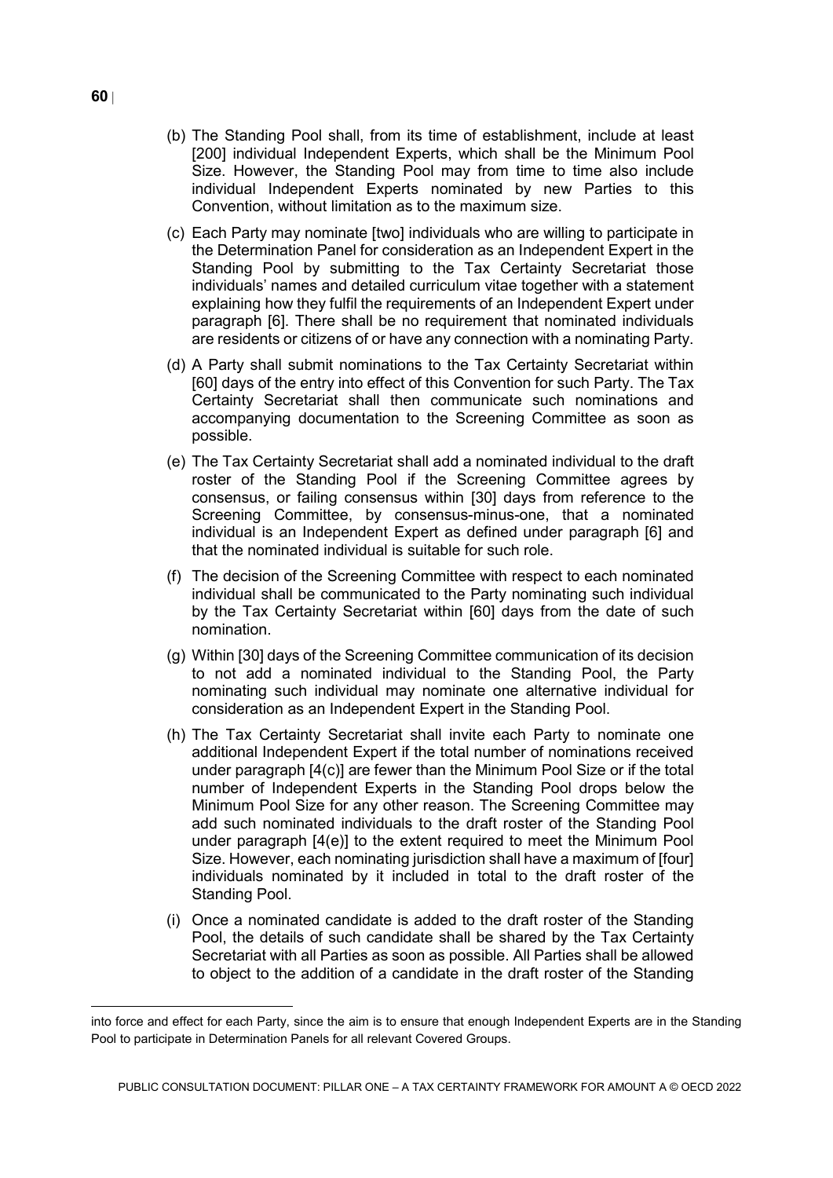(b) The Standing Pool shall, from its time of establishment, include at least [200] individual Independent Experts, which shall be the Minimum Pool Size. However, the Standing Pool may from time to time also include individual Independent Experts nominated by new Parties to this Convention, without limitation as to the maximum size.

(c) Each Party may nominate [two] individuals who are willing to participate in the Determination Panel for consideration as an Independent Expert in the Standing Pool by submitting to the Tax Certainty Secretariat those individuals' names and detailed curriculum vitae together with a statement explaining how they fulfil the requirements of an Independent Expert under paragraph [6]. There shall be no requirement that nominated individuals are residents or citizens of or have any connection with a nominating Party.

(d) A Party shall submit nominations to the Tax Certainty Secretariat within [60] days of the entry into effect of this Convention for such Party. The Tax Certainty Secretariat shall then communicate such nominations and accompanying documentation to the Screening Committee as soon as possible.

(e) The Tax Certainty Secretariat shall add a nominated individual to the draft roster of the Standing Pool if the Screening Committee agrees by consensus, or failing consensus within [30] days from reference to the Screening Committee, by consensus-minus-one, that a nominated individual is an Independent Expert as defined under paragraph [6] and that the nominated individual is suitable for such role.

(f) The decision of the Screening Committee with respect to each nominated individual shall be communicated to the Party nominating such individual by the Tax Certainty Secretariat within [60] days from the date of such nomination.

(g) Within [30] days of the Screening Committee communication of its decision to not add a nominated individual to the Standing Pool, the Party nominating such individual may nominate one alternative individual for consideration as an Independent Expert in the Standing Pool.

(h) The Tax Certainty Secretariat shall invite each Party to nominate one additional Independent Expert if the total number of nominations received under paragraph [4(c)] are fewer than the Minimum Pool Size or if the total number of Independent Experts in the Standing Pool drops below the Minimum Pool Size for any other reason. The Screening Committee may add such nominated individuals to the draft roster of the Standing Pool under paragraph [4(e)] to the extent required to meet the Minimum Pool Size. However, each nominating jurisdiction shall have a maximum of [four] individuals nominated by it included in total to the draft roster of the Standing Pool.

(i) Once a nominated candidate is added to the draft roster of the Standing Pool, the details of such candidate shall be shared by the Tax Certainty Secretariat with all Parties as soon as possible. All Parties shall be allowed to object to the addition of a candidate in the draft roster of the Standing

---

into force and effect for each Party, since the aim is to ensure that enough Independent Experts are in the Standing Pool to participate in Determination Panels for all relevant Covered Groups.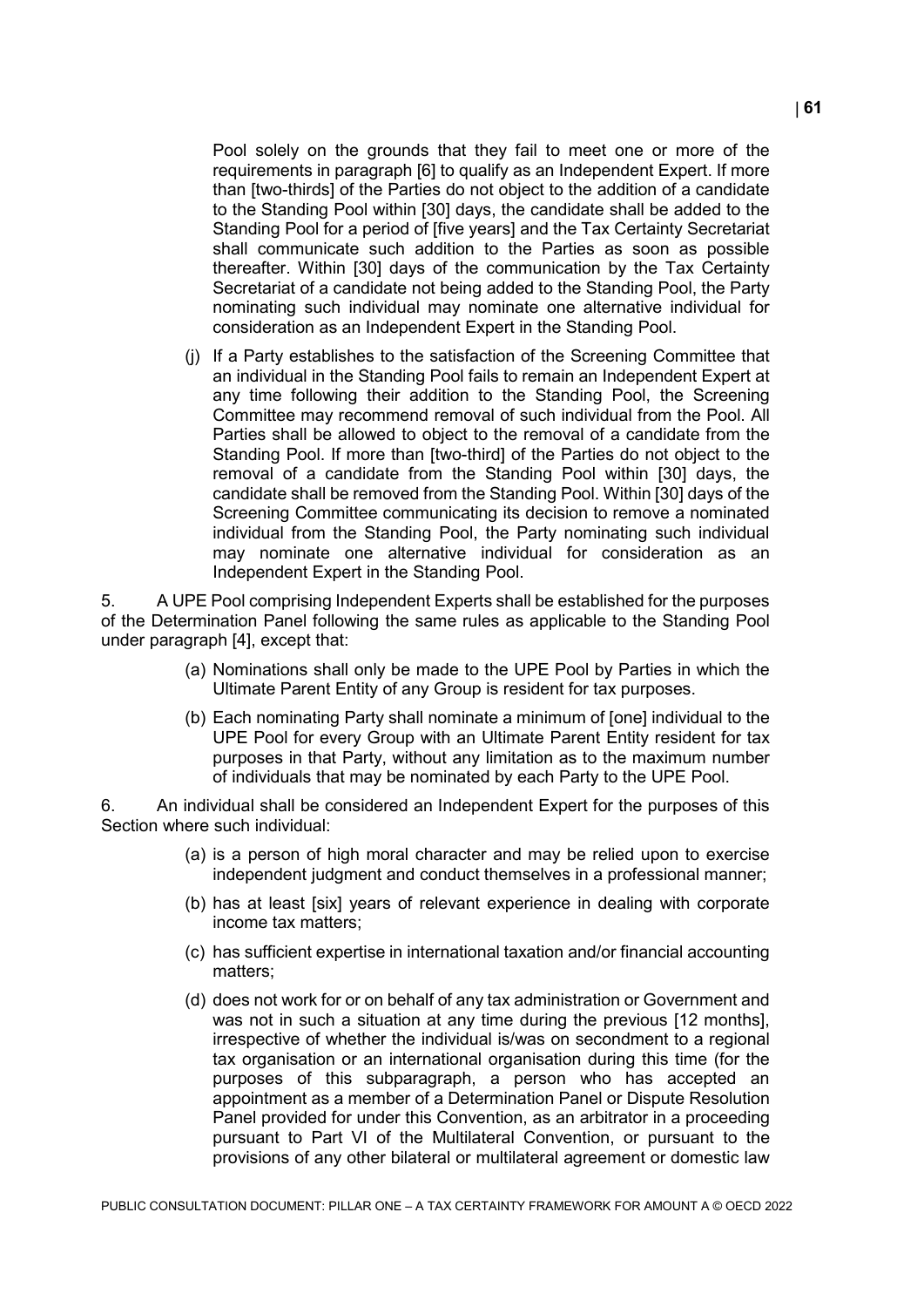Pool solely on the grounds that they fail to meet one or more of the requirements in paragraph [6] to qualify as an Independent Expert. If more than [two-thirds] of the Parties do not object to the addition of a candidate to the Standing Pool within [30] days, the candidate shall be added to the Standing Pool for a period of [five years] and the Tax Certainty Secretariat shall communicate such addition to the Parties as soon as possible thereafter. Within [30] days of the communication by the Tax Certainty Secretariat of a candidate not being added to the Standing Pool, the Party nominating such individual may nominate one alternative individual for consideration as an Independent Expert in the Standing Pool.

(j) If a Party establishes to the satisfaction of the Screening Committee that an individual in the Standing Pool fails to remain an Independent Expert at any time following their addition to the Standing Pool, the Screening Committee may recommend removal of such individual from the Pool. All Parties shall be allowed to object to the removal of a candidate from the Standing Pool. If more than [two-third] of the Parties do not object to the removal of a candidate from the Standing Pool within [30] days, the candidate shall be removed from the Standing Pool. Within [30] days of the Screening Committee communicating its decision to remove a nominated individual from the Standing Pool, the Party nominating such individual may nominate one alternative individual for consideration as an Independent Expert in the Standing Pool.

5. A UPE Pool comprising Independent Experts shall be established for the purposes of the Determination Panel following the same rules as applicable to the Standing Pool under paragraph [4], except that:

(a) Nominations shall only be made to the UPE Pool by Parties in which the Ultimate Parent Entity of any Group is resident for tax purposes.

(b) Each nominating Party shall nominate a minimum of [one] individual to the UPE Pool for every Group with an Ultimate Parent Entity resident for tax purposes in that Party, without any limitation as to the maximum number of individuals that may be nominated by each Party to the UPE Pool.

6. An individual shall be considered an Independent Expert for the purposes of this Section where such individual:

(a) is a person of high moral character and may be relied upon to exercise independent judgment and conduct themselves in a professional manner;

(b) has at least [six] years of relevant experience in dealing with corporate income tax matters;

(c) has sufficient expertise in international taxation and/or financial accounting matters;

(d) does not work for or on behalf of any tax administration or Government and was not in such a situation at any time during the previous [12 months], irrespective of whether the individual is/was on secondment to a regional tax organisation or an international organisation during this time (for the purposes of this subparagraph, a person who has accepted an appointment as a member of a Determination Panel or Dispute Resolution Panel provided for under this Convention, as an arbitrator in a proceeding pursuant to Part VI of the Multilateral Convention, or pursuant to the provisions of any other bilateral or multilateral agreement or domestic law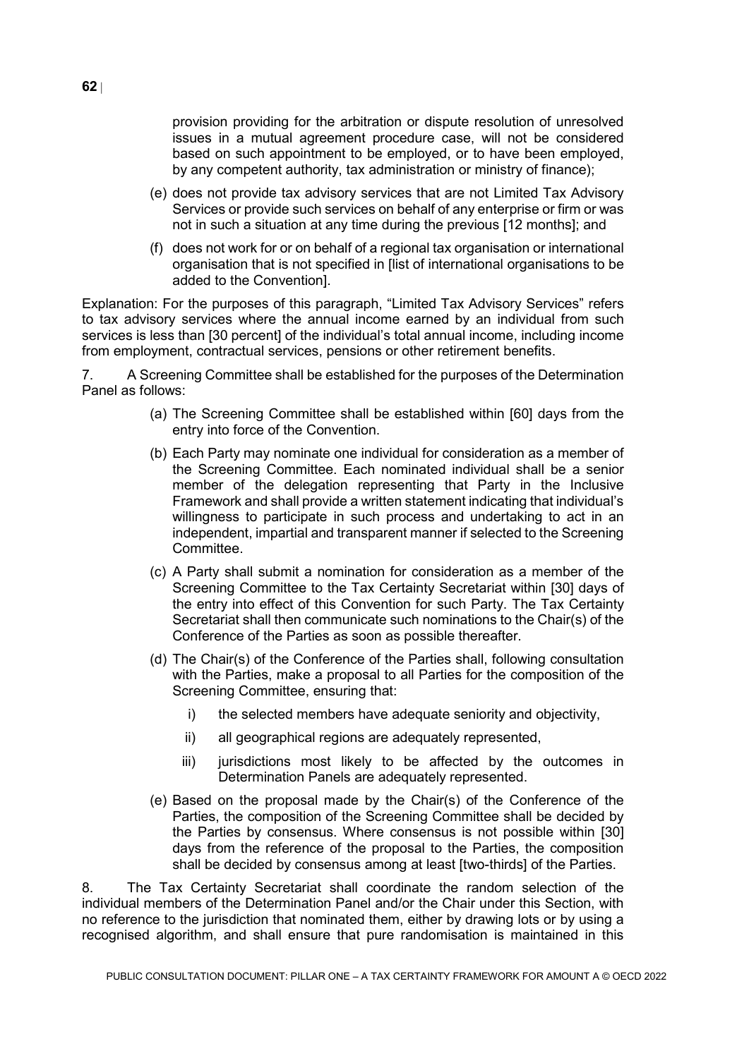provision providing for the arbitration or dispute resolution of unresolved issues in a mutual agreement procedure case, will not be considered based on such appointment to be employed, or to have been employed, by any competent authority, tax administration or ministry of finance);

(e) does not provide tax advisory services that are not Limited Tax Advisory Services or provide such services on behalf of any enterprise or firm or was not in such a situation at any time during the previous [12 months]; and

(f) does not work for or on behalf of a regional tax organisation or international organisation that is not specified in [list of international organisations to be added to the Convention].

Explanation: For the purposes of this paragraph, "Limited Tax Advisory Services" refers to tax advisory services where the annual income earned by an individual from such services is less than [30 percent] of the individual's total annual income, including income from employment, contractual services, pensions or other retirement benefits.

7. A Screening Committee shall be established for the purposes of the Determination Panel as follows:

(a) The Screening Committee shall be established within [60] days from the entry into force of the Convention.

(b) Each Party may nominate one individual for consideration as a member of the Screening Committee. Each nominated individual shall be a senior member of the delegation representing that Party in the Inclusive Framework and shall provide a written statement indicating that individual's willingness to participate in such process and undertaking to act in an independent, impartial and transparent manner if selected to the Screening Committee.

(c) A Party shall submit a nomination for consideration as a member of the Screening Committee to the Tax Certainty Secretariat within [30] days of the entry into effect of this Convention for such Party. The Tax Certainty Secretariat shall then communicate such nominations to the Chair(s) of the Conference of the Parties as soon as possible thereafter.

(d) The Chair(s) of the Conference of the Parties shall, following consultation with the Parties, make a proposal to all Parties for the composition of the Screening Committee, ensuring that:

   i) the selected members have adequate seniority and objectivity,

   ii) all geographical regions are adequately represented,

   iii) jurisdictions most likely to be affected by the outcomes in Determination Panels are adequately represented.

(e) Based on the proposal made by the Chair(s) of the Conference of the Parties, the composition of the Screening Committee shall be decided by the Parties by consensus. Where consensus is not possible within [30] days from the reference of the proposal to the Parties, the composition shall be decided by consensus among at least [two-thirds] of the Parties.

8. The Tax Certainty Secretariat shall coordinate the random selection of the individual members of the Determination Panel and/or the Chair under this Section, with no reference to the jurisdiction that nominated them, either by drawing lots or by using a recognised algorithm, and shall ensure that pure randomisation is maintained in this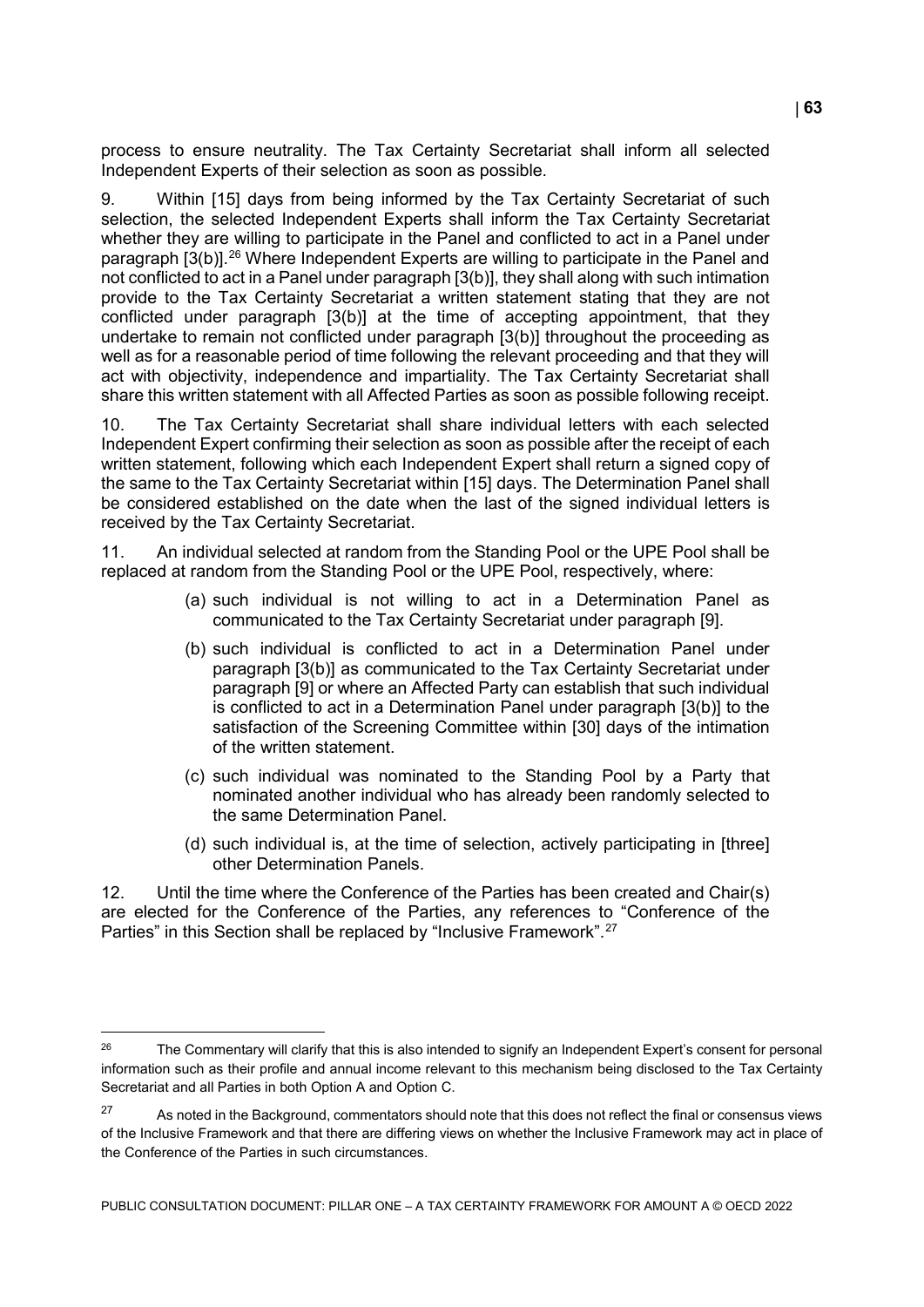process to ensure neutrality. The Tax Certainty Secretariat shall inform all selected Independent Experts of their selection as soon as possible.

9. Within [15] days from being informed by the Tax Certainty Secretariat of such selection, the selected Independent Experts shall inform the Tax Certainty Secretariat whether they are willing to participate in the Panel and conflicted to act in a Panel under paragraph [3(b)].[26] Where Independent Experts are willing to participate in the Panel and not conflicted to act in a Panel under paragraph [3(b)], they shall along with such intimation provide to the Tax Certainty Secretariat a written statement stating that they are not conflicted under paragraph [3(b)] at the time of accepting appointment, that they undertake to remain not conflicted under paragraph [3(b)] throughout the proceeding as well as for a reasonable period of time following the relevant proceeding and that they will act with objectivity, independence and impartiality. The Tax Certainty Secretariat shall share this written statement with all Affected Parties as soon as possible following receipt.

10. The Tax Certainty Secretariat shall share individual letters with each selected Independent Expert confirming their selection as soon as possible after the receipt of each written statement, following which each Independent Expert shall return a signed copy of the same to the Tax Certainty Secretariat within [15] days. The Determination Panel shall be considered established on the date when the last of the signed individual letters is received by the Tax Certainty Secretariat.

11. An individual selected at random from the Standing Pool or the UPE Pool shall be replaced at random from the Standing Pool or the UPE Pool, respectively, where:

(a) such individual is not willing to act in a Determination Panel as communicated to the Tax Certainty Secretariat under paragraph [9].

(b) such individual is conflicted to act in a Determination Panel under paragraph [3(b)] as communicated to the Tax Certainty Secretariat under paragraph [9] or where an Affected Party can establish that such individual is conflicted to act in a Determination Panel under paragraph [3(b)] to the satisfaction of the Screening Committee within [30] days of the intimation of the written statement.

(c) such individual was nominated to the Standing Pool by a Party that nominated another individual who has already been randomly selected to the same Determination Panel.

(d) such individual is, at the time of selection, actively participating in [three] other Determination Panels.

12. Until the time where the Conference of the Parties has been created and Chair(s) are elected for the Conference of the Parties, any references to "Conference of the Parties" in this Section shall be replaced by "Inclusive Framework".[27]

[26] The Commentary will clarify that this is also intended to signify an Independent Expert's consent for personal information such as their profile and annual income relevant to this mechanism being disclosed to the Tax Certainty Secretariat and all Parties in both Option A and Option C.

[27] As noted in the Background, commentators should note that this does not reflect the final or consensus views of the Inclusive Framework and that there are differing views on whether the Inclusive Framework may act in place of the Conference of the Parties in such circumstances.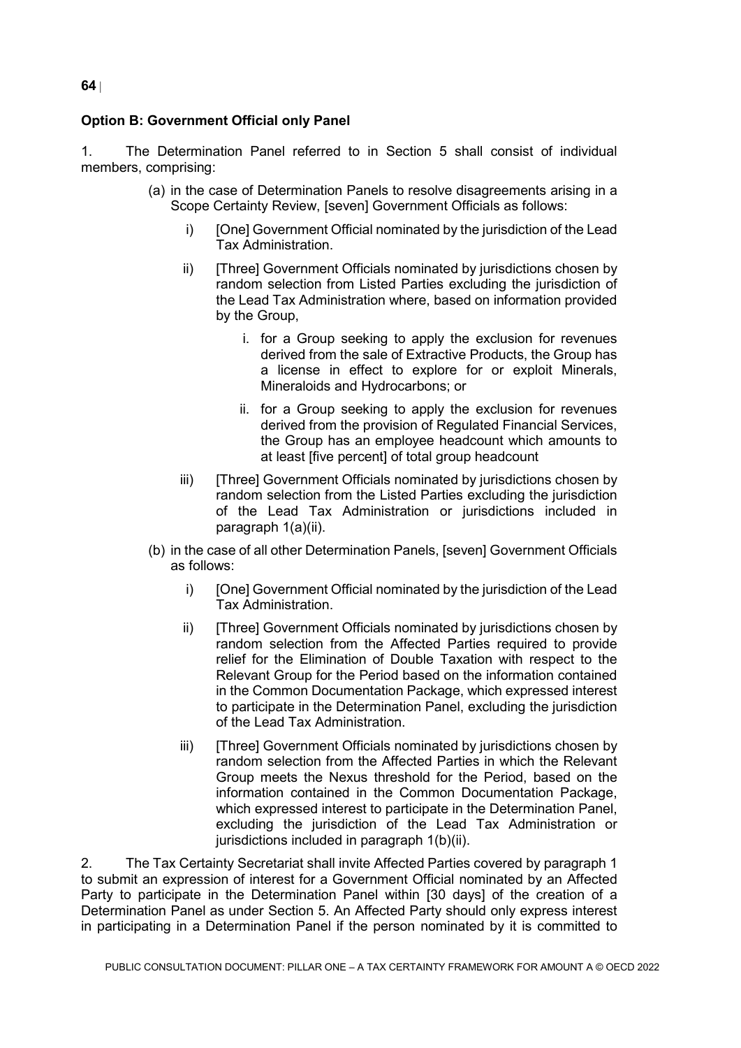**Option B: Government Official only Panel**

1. The Determination Panel referred to in Section 5 shall consist of individual members, comprising:

   (a) in the case of Determination Panels to resolve disagreements arising in a Scope Certainty Review, [seven] Government Officials as follows:

      i) [One] Government Official nominated by the jurisdiction of the Lead Tax Administration.

      ii) [Three] Government Officials nominated by jurisdictions chosen by random selection from Listed Parties excluding the jurisdiction of the Lead Tax Administration where, based on information provided by the Group,

         i. for a Group seeking to apply the exclusion for revenues derived from the sale of Extractive Products, the Group has a license in effect to explore for or exploit Minerals, Mineraloids and Hydrocarbons; or

         ii. for a Group seeking to apply the exclusion for revenues derived from the provision of Regulated Financial Services, the Group has an employee headcount which amounts to at least [five percent] of total group headcount

      iii) [Three] Government Officials nominated by jurisdictions chosen by random selection from the Listed Parties excluding the jurisdiction of the Lead Tax Administration or jurisdictions included in paragraph 1(a)(ii).

   (b) in the case of all other Determination Panels, [seven] Government Officials as follows:

      i) [One] Government Official nominated by the jurisdiction of the Lead Tax Administration.

      ii) [Three] Government Officials nominated by jurisdictions chosen by random selection from the Affected Parties required to provide relief for the Elimination of Double Taxation with respect to the Relevant Group for the Period based on the information contained in the Common Documentation Package, which expressed interest to participate in the Determination Panel, excluding the jurisdiction of the Lead Tax Administration.

      iii) [Three] Government Officials nominated by jurisdictions chosen by random selection from the Affected Parties in which the Relevant Group meets the Nexus threshold for the Period, based on the information contained in the Common Documentation Package, which expressed interest to participate in the Determination Panel, excluding the jurisdiction of the Lead Tax Administration or jurisdictions included in paragraph 1(b)(ii).

2. The Tax Certainty Secretariat shall invite Affected Parties covered by paragraph 1 to submit an expression of interest for a Government Official nominated by an Affected Party to participate in the Determination Panel within [30 days] of the creation of a Determination Panel as under Section 5. An Affected Party should only express interest in participating in a Determination Panel if the person nominated by it is committed to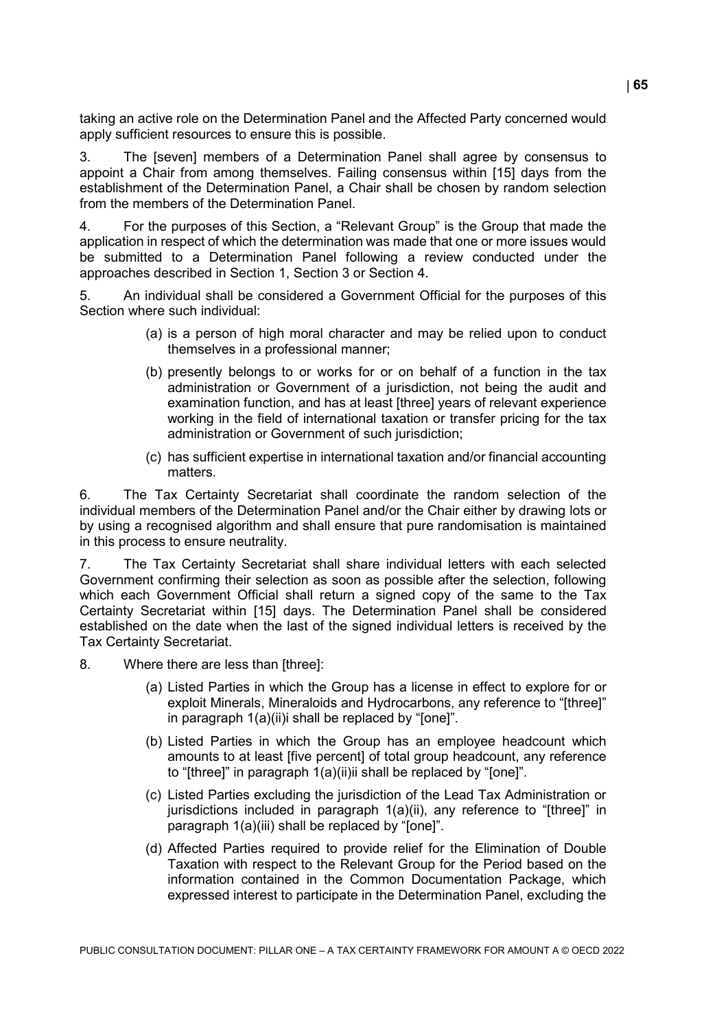taking an active role on the Determination Panel and the Affected Party concerned would apply sufficient resources to ensure this is possible.

3. The [seven] members of a Determination Panel shall agree by consensus to appoint a Chair from among themselves. Failing consensus within [15] days from the establishment of the Determination Panel, a Chair shall be chosen by random selection from the members of the Determination Panel.

4. For the purposes of this Section, a "Relevant Group" is the Group that made the application in respect of which the determination was made that one or more issues would be submitted to a Determination Panel following a review conducted under the approaches described in Section 1, Section 3 or Section 4.

5. An individual shall be considered a Government Official for the purposes of this Section where such individual:

(a) is a person of high moral character and may be relied upon to conduct themselves in a professional manner;

(b) presently belongs to or works for or on behalf of a function in the tax administration or Government of a jurisdiction, not being the audit and examination function, and has at least [three] years of relevant experience working in the field of international taxation or transfer pricing for the tax administration or Government of such jurisdiction;

(c) has sufficient expertise in international taxation and/or financial accounting matters.

6. The Tax Certainty Secretariat shall coordinate the random selection of the individual members of the Determination Panel and/or the Chair either by drawing lots or by using a recognised algorithm and shall ensure that pure randomisation is maintained in this process to ensure neutrality.

7. The Tax Certainty Secretariat shall share individual letters with each selected Government confirming their selection as soon as possible after the selection, following which each Government Official shall return a signed copy of the same to the Tax Certainty Secretariat within [15] days. The Determination Panel shall be considered established on the date when the last of the signed individual letters is received by the Tax Certainty Secretariat.

8. Where there are less than [three]:

(a) Listed Parties in which the Group has a license in effect to explore for or exploit Minerals, Mineraloids and Hydrocarbons, any reference to "[three]" in paragraph 1(a)(ii)i shall be replaced by "[one]".

(b) Listed Parties in which the Group has an employee headcount which amounts to at least [five percent] of total group headcount, any reference to "[three]" in paragraph 1(a)(ii)ii shall be replaced by "[one]".

(c) Listed Parties excluding the jurisdiction of the Lead Tax Administration or jurisdictions included in paragraph 1(a)(ii), any reference to "[three]" in paragraph 1(a)(iii) shall be replaced by "[one]".

(d) Affected Parties required to provide relief for the Elimination of Double Taxation with respect to the Relevant Group for the Period based on the information contained in the Common Documentation Package, which expressed interest to participate in the Determination Panel, excluding the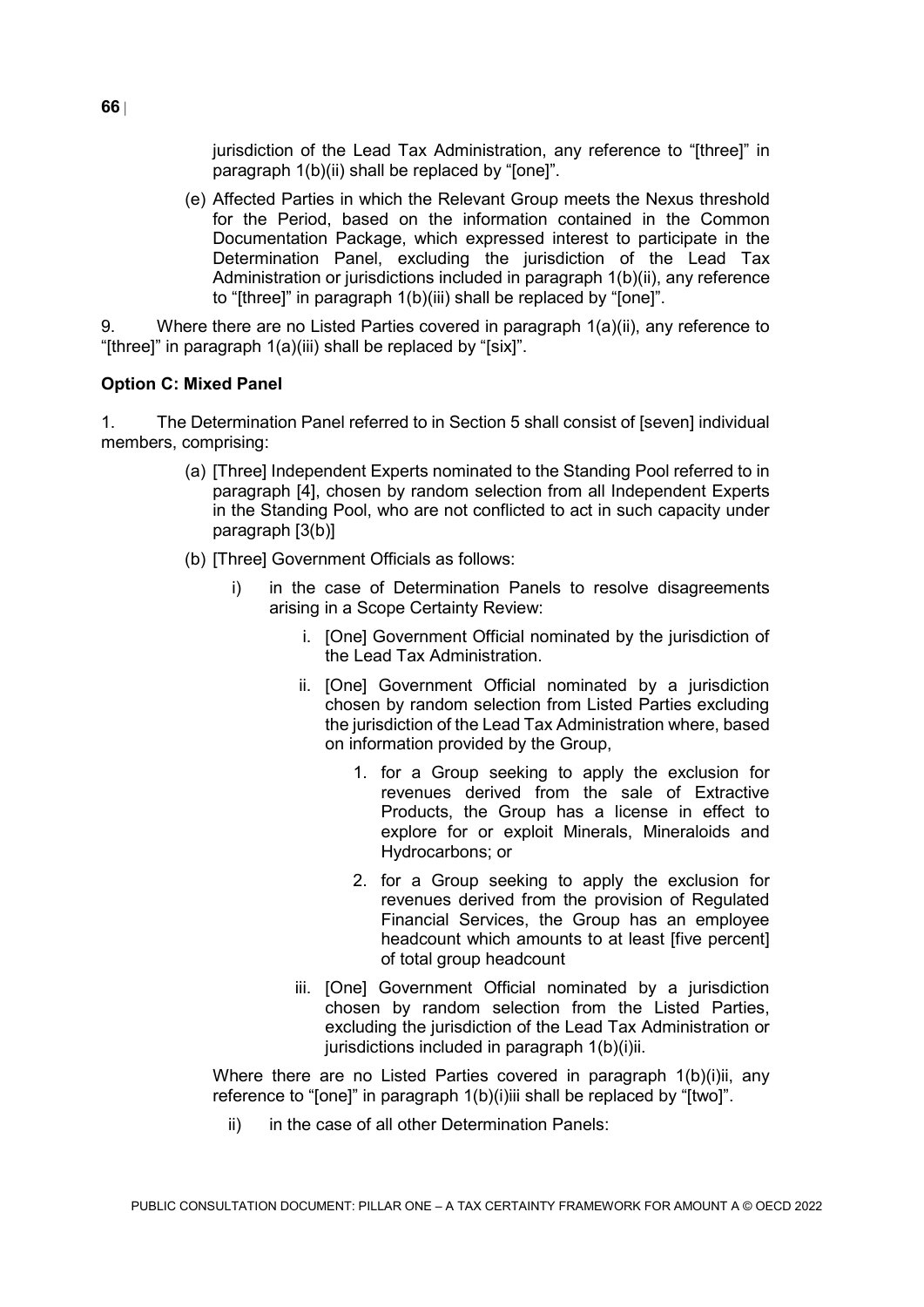jurisdiction of the Lead Tax Administration, any reference to "[three]" in paragraph 1(b)(ii) shall be replaced by "[one]".

(e) Affected Parties in which the Relevant Group meets the Nexus threshold for the Period, based on the information contained in the Common Documentation Package, which expressed interest to participate in the Determination Panel, excluding the jurisdiction of the Lead Tax Administration or jurisdictions included in paragraph 1(b)(ii), any reference to "[three]" in paragraph 1(b)(iii) shall be replaced by "[one]".

9. Where there are no Listed Parties covered in paragraph 1(a)(ii), any reference to "[three]" in paragraph 1(a)(iii) shall be replaced by "[six]".

**Option C: Mixed Panel**

1. The Determination Panel referred to in Section 5 shall consist of [seven] individual members, comprising:

(a) [Three] Independent Experts nominated to the Standing Pool referred to in paragraph [4], chosen by random selection from all Independent Experts in the Standing Pool, who are not conflicted to act in such capacity under paragraph [3(b)]

(b) [Three] Government Officials as follows:

i) in the case of Determination Panels to resolve disagreements arising in a Scope Certainty Review:

i. [One] Government Official nominated by the jurisdiction of the Lead Tax Administration.

ii. [One] Government Official nominated by a jurisdiction chosen by random selection from Listed Parties excluding the jurisdiction of the Lead Tax Administration where, based on information provided by the Group,

1. for a Group seeking to apply the exclusion for revenues derived from the sale of Extractive Products, the Group has a license in effect to explore for or exploit Minerals, Mineraloids and Hydrocarbons; or

2. for a Group seeking to apply the exclusion for revenues derived from the provision of Regulated Financial Services, the Group has an employee headcount which amounts to at least [five percent] of total group headcount

iii. [One] Government Official nominated by a jurisdiction chosen by random selection from the Listed Parties, excluding the jurisdiction of the Lead Tax Administration or jurisdictions included in paragraph 1(b)(i)ii.

Where there are no Listed Parties covered in paragraph 1(b)(i)ii, any reference to "[one]" in paragraph 1(b)(i)iii shall be replaced by "[two]".

ii) in the case of all other Determination Panels: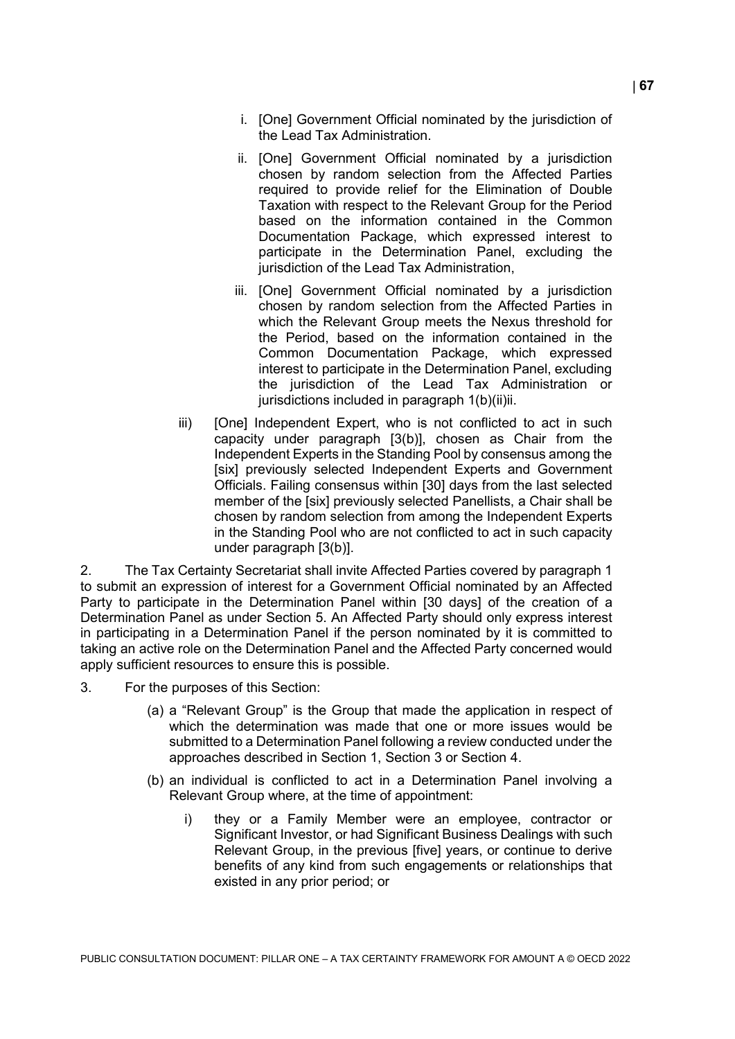i. [One] Government Official nominated by the jurisdiction of the Lead Tax Administration.

ii. [One] Government Official nominated by a jurisdiction chosen by random selection from the Affected Parties required to provide relief for the Elimination of Double Taxation with respect to the Relevant Group for the Period based on the information contained in the Common Documentation Package, which expressed interest to participate in the Determination Panel, excluding the jurisdiction of the Lead Tax Administration,

iii. [One] Government Official nominated by a jurisdiction chosen by random selection from the Affected Parties in which the Relevant Group meets the Nexus threshold for the Period, based on the information contained in the Common Documentation Package, which expressed interest to participate in the Determination Panel, excluding the jurisdiction of the Lead Tax Administration or jurisdictions included in paragraph 1(b)(ii)ii.

iii) [One] Independent Expert, who is not conflicted to act in such capacity under paragraph [3(b)], chosen as Chair from the Independent Experts in the Standing Pool by consensus among the [six] previously selected Independent Experts and Government Officials. Failing consensus within [30] days from the last selected member of the [six] previously selected Panellists, a Chair shall be chosen by random selection from among the Independent Experts in the Standing Pool who are not conflicted to act in such capacity under paragraph [3(b)].

2. The Tax Certainty Secretariat shall invite Affected Parties covered by paragraph 1 to submit an expression of interest for a Government Official nominated by an Affected Party to participate in the Determination Panel within [30 days] of the creation of a Determination Panel as under Section 5. An Affected Party should only express interest in participating in a Determination Panel if the person nominated by it is committed to taking an active role on the Determination Panel and the Affected Party concerned would apply sufficient resources to ensure this is possible.

3. For the purposes of this Section:

(a) a "Relevant Group" is the Group that made the application in respect of which the determination was made that one or more issues would be submitted to a Determination Panel following a review conducted under the approaches described in Section 1, Section 3 or Section 4.

(b) an individual is conflicted to act in a Determination Panel involving a Relevant Group where, at the time of appointment:

i) they or a Family Member were an employee, contractor or Significant Investor, or had Significant Business Dealings with such Relevant Group, in the previous [five] years, or continue to derive benefits of any kind from such engagements or relationships that existed in any prior period; or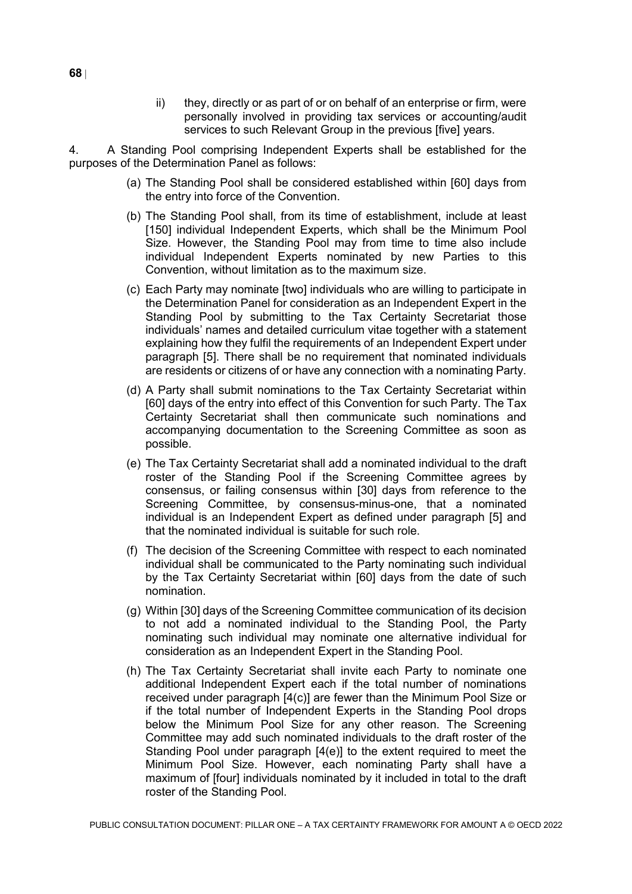ii) they, directly or as part of or on behalf of an enterprise or firm, were personally involved in providing tax services or accounting/audit services to such Relevant Group in the previous [five] years.

4. A Standing Pool comprising Independent Experts shall be established for the purposes of the Determination Panel as follows:

(a) The Standing Pool shall be considered established within [60] days from the entry into force of the Convention.

(b) The Standing Pool shall, from its time of establishment, include at least [150] individual Independent Experts, which shall be the Minimum Pool Size. However, the Standing Pool may from time to time also include individual Independent Experts nominated by new Parties to this Convention, without limitation as to the maximum size.

(c) Each Party may nominate [two] individuals who are willing to participate in the Determination Panel for consideration as an Independent Expert in the Standing Pool by submitting to the Tax Certainty Secretariat those individuals' names and detailed curriculum vitae together with a statement explaining how they fulfil the requirements of an Independent Expert under paragraph [5]. There shall be no requirement that nominated individuals are residents or citizens of or have any connection with a nominating Party.

(d) A Party shall submit nominations to the Tax Certainty Secretariat within [60] days of the entry into effect of this Convention for such Party. The Tax Certainty Secretariat shall then communicate such nominations and accompanying documentation to the Screening Committee as soon as possible.

(e) The Tax Certainty Secretariat shall add a nominated individual to the draft roster of the Standing Pool if the Screening Committee agrees by consensus, or failing consensus within [30] days from reference to the Screening Committee, by consensus-minus-one, that a nominated individual is an Independent Expert as defined under paragraph [5] and that the nominated individual is suitable for such role.

(f) The decision of the Screening Committee with respect to each nominated individual shall be communicated to the Party nominating such individual by the Tax Certainty Secretariat within [60] days from the date of such nomination.

(g) Within [30] days of the Screening Committee communication of its decision to not add a nominated individual to the Standing Pool, the Party nominating such individual may nominate one alternative individual for consideration as an Independent Expert in the Standing Pool.

(h) The Tax Certainty Secretariat shall invite each Party to nominate one additional Independent Expert each if the total number of nominations received under paragraph [4(c)] are fewer than the Minimum Pool Size or if the total number of Independent Experts in the Standing Pool drops below the Minimum Pool Size for any other reason. The Screening Committee may add such nominated individuals to the draft roster of the Standing Pool under paragraph [4(e)] to the extent required to meet the Minimum Pool Size. However, each nominating Party shall have a maximum of [four] individuals nominated by it included in total to the draft roster of the Standing Pool.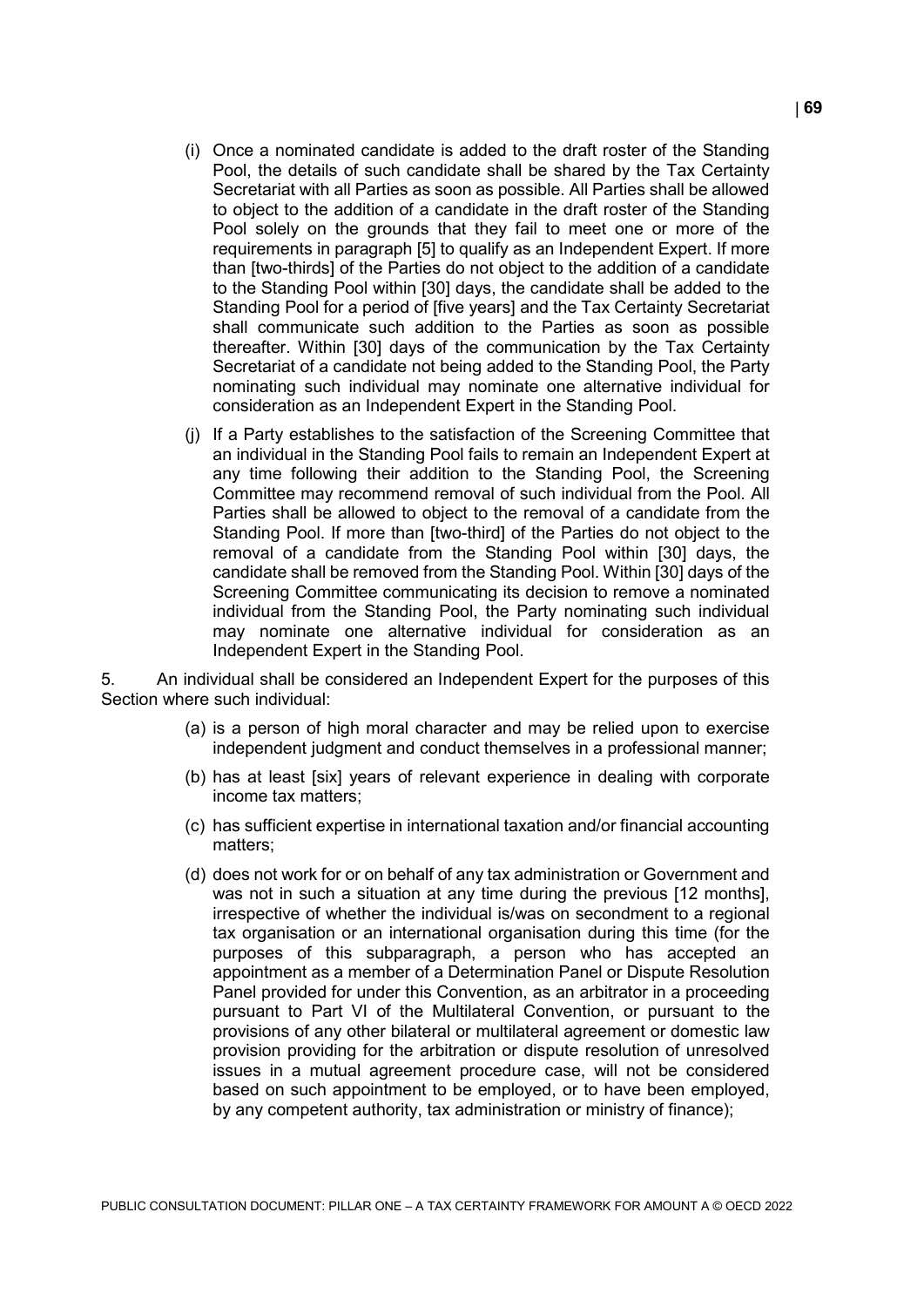(i) Once a nominated candidate is added to the draft roster of the Standing Pool, the details of such candidate shall be shared by the Tax Certainty Secretariat with all Parties as soon as possible. All Parties shall be allowed to object to the addition of a candidate in the draft roster of the Standing Pool solely on the grounds that they fail to meet one or more of the requirements in paragraph [5] to qualify as an Independent Expert. If more than [two-thirds] of the Parties do not object to the addition of a candidate to the Standing Pool within [30] days, the candidate shall be added to the Standing Pool for a period of [five years] and the Tax Certainty Secretariat shall communicate such addition to the Parties as soon as possible thereafter. Within [30] days of the communication by the Tax Certainty Secretariat of a candidate not being added to the Standing Pool, the Party nominating such individual may nominate one alternative individual for consideration as an Independent Expert in the Standing Pool.

(j) If a Party establishes to the satisfaction of the Screening Committee that an individual in the Standing Pool fails to remain an Independent Expert at any time following their addition to the Standing Pool, the Screening Committee may recommend removal of such individual from the Pool. All Parties shall be allowed to object to the removal of a candidate from the Standing Pool. If more than [two-third] of the Parties do not object to the removal of a candidate from the Standing Pool within [30] days, the candidate shall be removed from the Standing Pool. Within [30] days of the Screening Committee communicating its decision to remove a nominated individual from the Standing Pool, the Party nominating such individual may nominate one alternative individual for consideration as an Independent Expert in the Standing Pool.

5. An individual shall be considered an Independent Expert for the purposes of this Section where such individual:

(a) is a person of high moral character and may be relied upon to exercise independent judgment and conduct themselves in a professional manner;

(b) has at least [six] years of relevant experience in dealing with corporate income tax matters;

(c) has sufficient expertise in international taxation and/or financial accounting matters;

(d) does not work for or on behalf of any tax administration or Government and was not in such a situation at any time during the previous [12 months], irrespective of whether the individual is/was on secondment to a regional tax organisation or an international organisation during this time (for the purposes of this subparagraph, a person who has accepted an appointment as a member of a Determination Panel or Dispute Resolution Panel provided for under this Convention, as an arbitrator in a proceeding pursuant to Part VI of the Multilateral Convention, or pursuant to the provisions of any other bilateral or multilateral agreement or domestic law provision providing for the arbitration or dispute resolution of unresolved issues in a mutual agreement procedure case, will not be considered based on such appointment to be employed, or to have been employed, by any competent authority, tax administration or ministry of finance);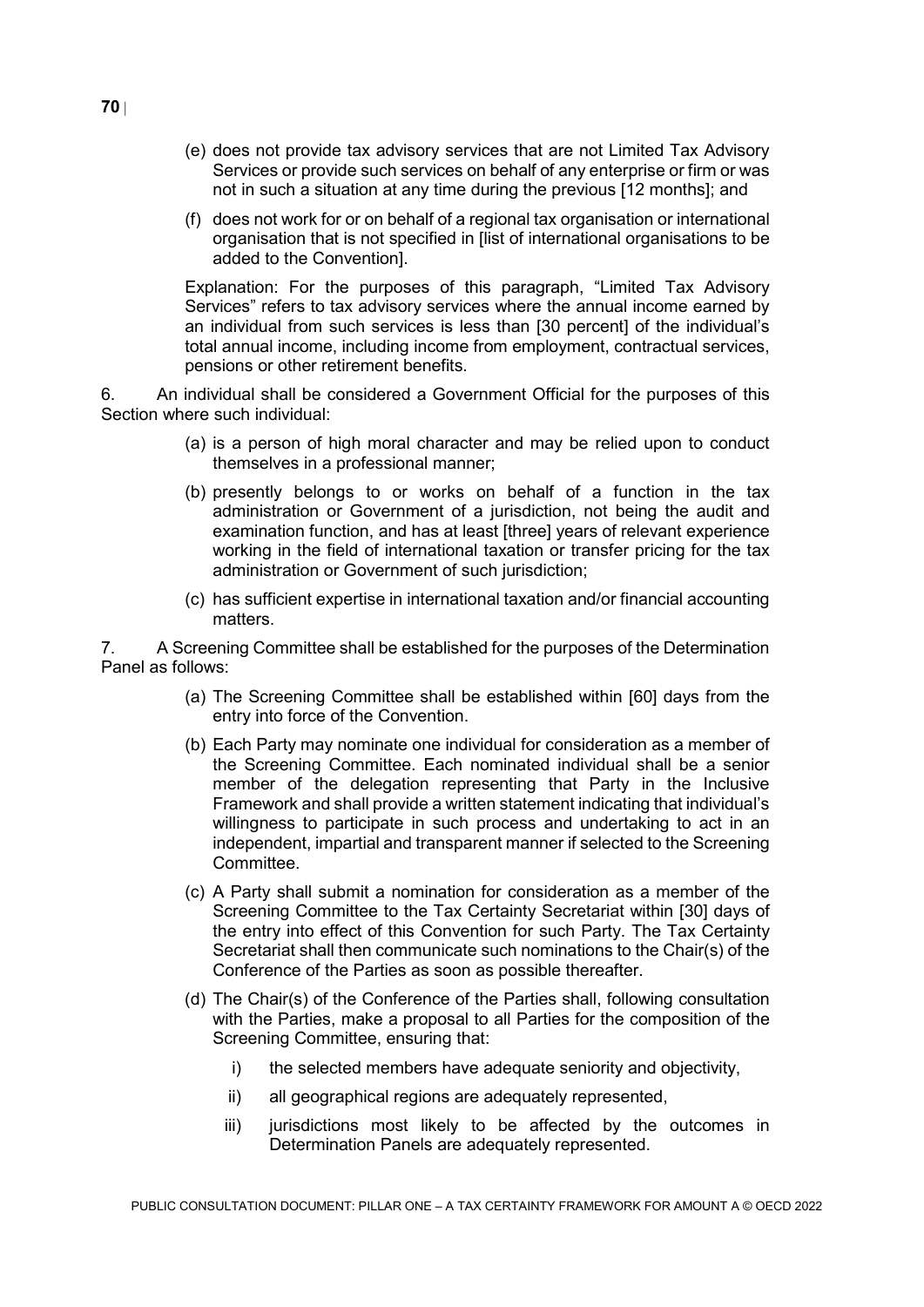(e) does not provide tax advisory services that are not Limited Tax Advisory Services or provide such services on behalf of any enterprise or firm or was not in such a situation at any time during the previous [12 months]; and

(f) does not work for or on behalf of a regional tax organisation or international organisation that is not specified in [list of international organisations to be added to the Convention].

Explanation: For the purposes of this paragraph, "Limited Tax Advisory Services" refers to tax advisory services where the annual income earned by an individual from such services is less than [30 percent] of the individual's total annual income, including income from employment, contractual services, pensions or other retirement benefits.

6. An individual shall be considered a Government Official for the purposes of this Section where such individual:

(a) is a person of high moral character and may be relied upon to conduct themselves in a professional manner;

(b) presently belongs to or works on behalf of a function in the tax administration or Government of a jurisdiction, not being the audit and examination function, and has at least [three] years of relevant experience working in the field of international taxation or transfer pricing for the tax administration or Government of such jurisdiction;

(c) has sufficient expertise in international taxation and/or financial accounting matters.

7. A Screening Committee shall be established for the purposes of the Determination Panel as follows:

(a) The Screening Committee shall be established within [60] days from the entry into force of the Convention.

(b) Each Party may nominate one individual for consideration as a member of the Screening Committee. Each nominated individual shall be a senior member of the delegation representing that Party in the Inclusive Framework and shall provide a written statement indicating that individual's willingness to participate in such process and undertaking to act in an independent, impartial and transparent manner if selected to the Screening Committee.

(c) A Party shall submit a nomination for consideration as a member of the Screening Committee to the Tax Certainty Secretariat within [30] days of the entry into effect of this Convention for such Party. The Tax Certainty Secretariat shall then communicate such nominations to the Chair(s) of the Conference of the Parties as soon as possible thereafter.

(d) The Chair(s) of the Conference of the Parties shall, following consultation with the Parties, make a proposal to all Parties for the composition of the Screening Committee, ensuring that:

i) the selected members have adequate seniority and objectivity,

ii) all geographical regions are adequately represented,

iii) jurisdictions most likely to be affected by the outcomes in Determination Panels are adequately represented.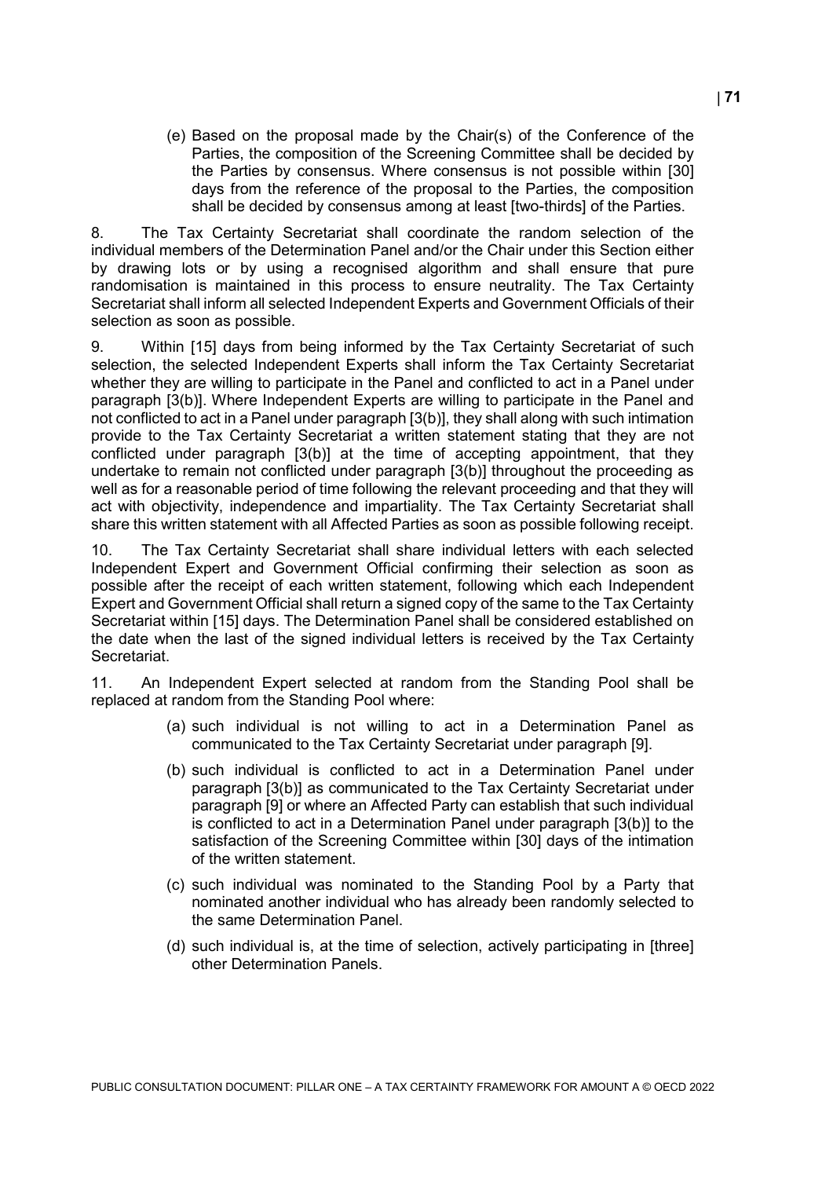(e) Based on the proposal made by the Chair(s) of the Conference of the Parties, the composition of the Screening Committee shall be decided by the Parties by consensus. Where consensus is not possible within [30] days from the reference of the proposal to the Parties, the composition shall be decided by consensus among at least [two-thirds] of the Parties.

8. The Tax Certainty Secretariat shall coordinate the random selection of the individual members of the Determination Panel and/or the Chair under this Section either by drawing lots or by using a recognised algorithm and shall ensure that pure randomisation is maintained in this process to ensure neutrality. The Tax Certainty Secretariat shall inform all selected Independent Experts and Government Officials of their selection as soon as possible.

9. Within [15] days from being informed by the Tax Certainty Secretariat of such selection, the selected Independent Experts shall inform the Tax Certainty Secretariat whether they are willing to participate in the Panel and conflicted to act in a Panel under paragraph [3(b)]. Where Independent Experts are willing to participate in the Panel and not conflicted to act in a Panel under paragraph [3(b)], they shall along with such intimation provide to the Tax Certainty Secretariat a written statement stating that they are not conflicted under paragraph [3(b)] at the time of accepting appointment, that they undertake to remain not conflicted under paragraph [3(b)] throughout the proceeding as well as for a reasonable period of time following the relevant proceeding and that they will act with objectivity, independence and impartiality. The Tax Certainty Secretariat shall share this written statement with all Affected Parties as soon as possible following receipt.

10. The Tax Certainty Secretariat shall share individual letters with each selected Independent Expert and Government Official confirming their selection as soon as possible after the receipt of each written statement, following which each Independent Expert and Government Official shall return a signed copy of the same to the Tax Certainty Secretariat within [15] days. The Determination Panel shall be considered established on the date when the last of the signed individual letters is received by the Tax Certainty Secretariat.

11. An Independent Expert selected at random from the Standing Pool shall be replaced at random from the Standing Pool where:

(a) such individual is not willing to act in a Determination Panel as communicated to the Tax Certainty Secretariat under paragraph [9].

(b) such individual is conflicted to act in a Determination Panel under paragraph [3(b)] as communicated to the Tax Certainty Secretariat under paragraph [9] or where an Affected Party can establish that such individual is conflicted to act in a Determination Panel under paragraph [3(b)] to the satisfaction of the Screening Committee within [30] days of the intimation of the written statement.

(c) such individual was nominated to the Standing Pool by a Party that nominated another individual who has already been randomly selected to the same Determination Panel.

(d) such individual is, at the time of selection, actively participating in [three] other Determination Panels.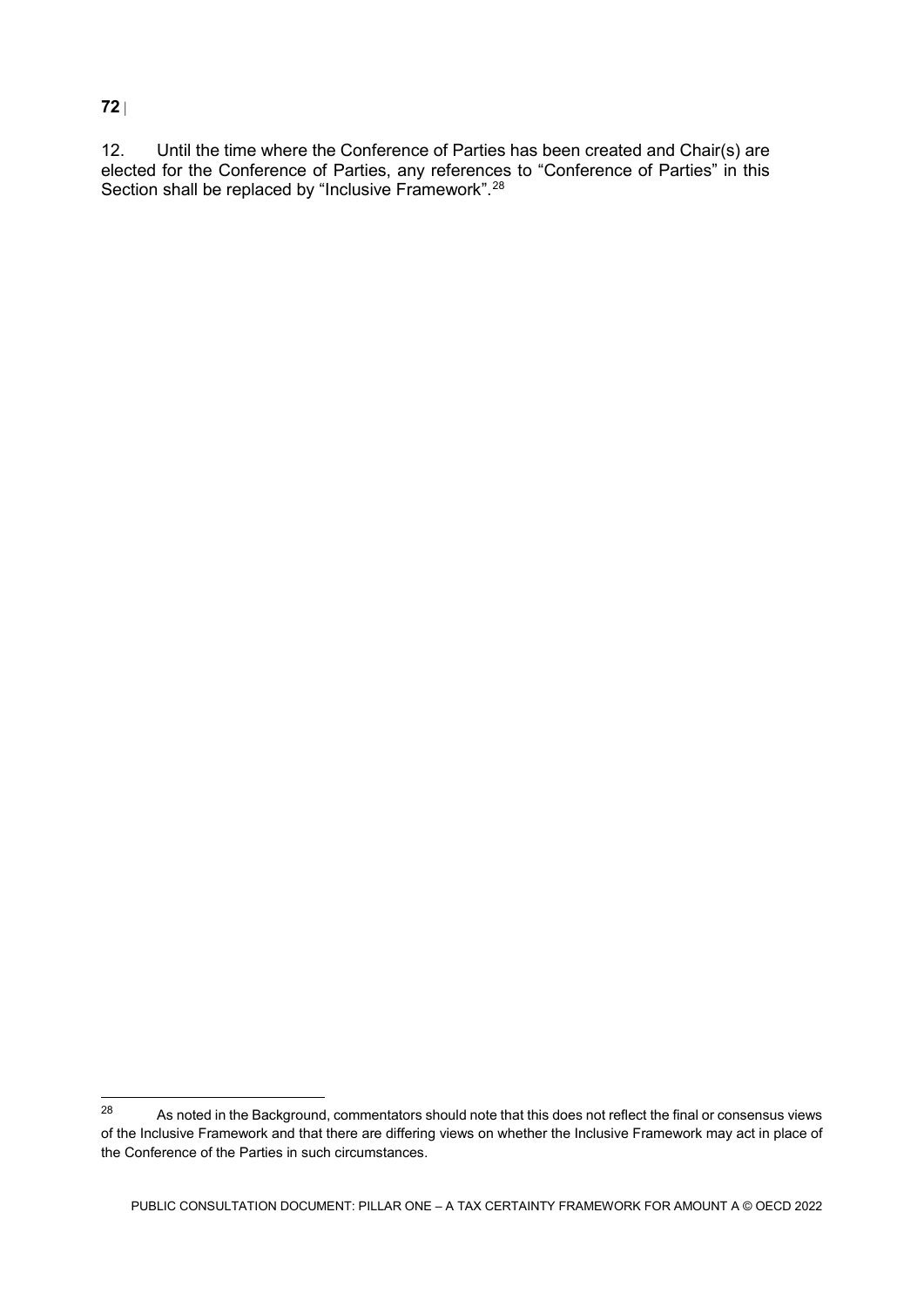12. Until the time where the Conference of Parties has been created and Chair(s) are elected for the Conference of Parties, any references to "Conference of Parties" in this Section shall be replaced by "Inclusive Framework".[28]

[28] As noted in the Background, commentators should note that this does not reflect the final or consensus views of the Inclusive Framework and that there are differing views on whether the Inclusive Framework may act in place of the Conference of the Parties in such circumstances.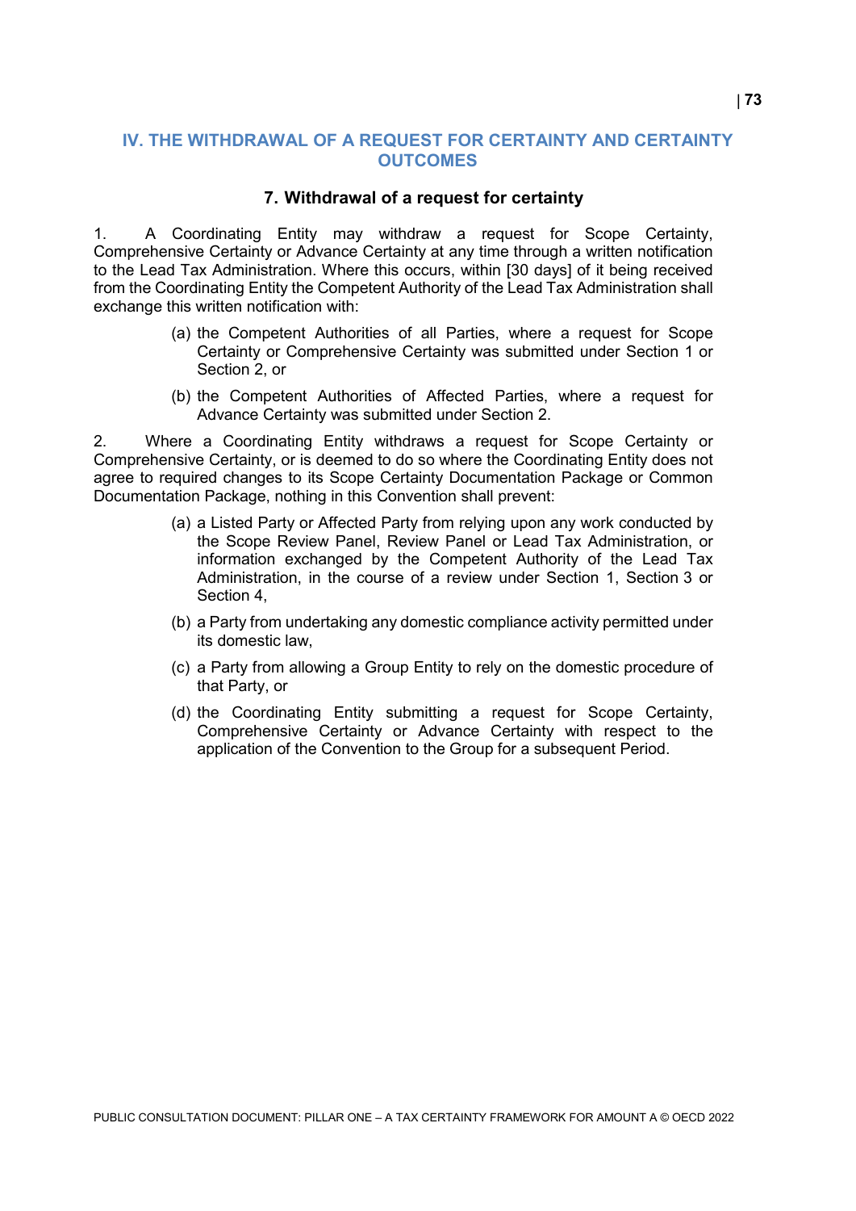# IV. THE WITHDRAWAL OF A REQUEST FOR CERTAINTY AND CERTAINTY OUTCOMES

## 7. Withdrawal of a request for certainty

1. A Coordinating Entity may withdraw a request for Scope Certainty, Comprehensive Certainty or Advance Certainty at any time through a written notification to the Lead Tax Administration. Where this occurs, within [30 days] of it being received from the Coordinating Entity the Competent Authority of the Lead Tax Administration shall exchange this written notification with:

   (a) the Competent Authorities of all Parties, where a request for Scope Certainty or Comprehensive Certainty was submitted under Section 1 or Section 2, or

   (b) the Competent Authorities of Affected Parties, where a request for Advance Certainty was submitted under Section 2.

2. Where a Coordinating Entity withdraws a request for Scope Certainty or Comprehensive Certainty, or is deemed to do so where the Coordinating Entity does not agree to required changes to its Scope Certainty Documentation Package or Common Documentation Package, nothing in this Convention shall prevent:

   (a) a Listed Party or Affected Party from relying upon any work conducted by the Scope Review Panel, Review Panel or Lead Tax Administration, or information exchanged by the Competent Authority of the Lead Tax Administration, in the course of a review under Section 1, Section 3 or Section 4,

   (b) a Party from undertaking any domestic compliance activity permitted under its domestic law,

   (c) a Party from allowing a Group Entity to rely on the domestic procedure of that Party, or

   (d) the Coordinating Entity submitting a request for Scope Certainty, Comprehensive Certainty or Advance Certainty with respect to the application of the Convention to the Group for a subsequent Period.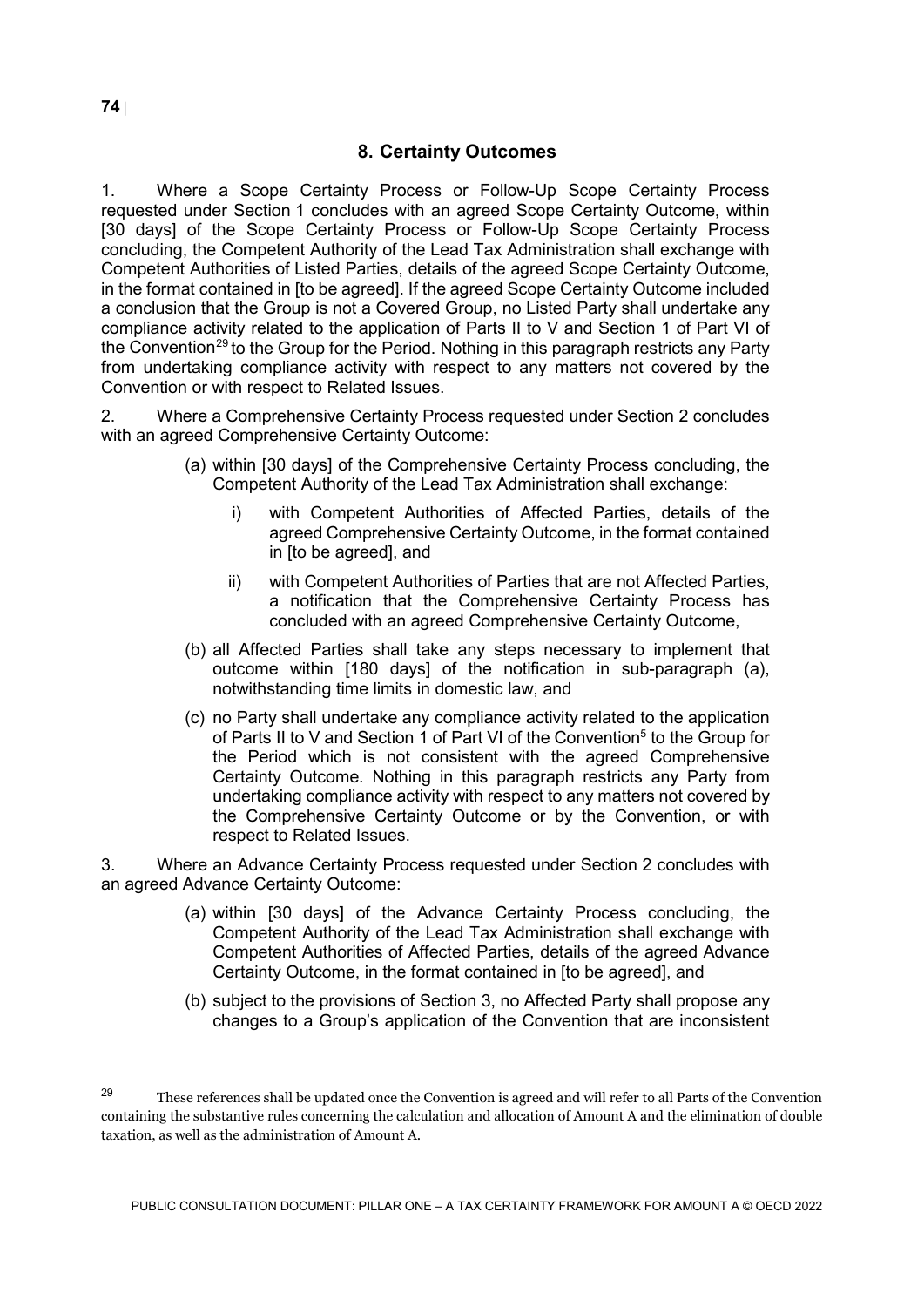## 8. Certainty Outcomes

1. Where a Scope Certainty Process or Follow-Up Scope Certainty Process requested under Section 1 concludes with an agreed Scope Certainty Outcome, within [30 days] of the Scope Certainty Process or Follow-Up Scope Certainty Process concluding, the Competent Authority of the Lead Tax Administration shall exchange with Competent Authorities of Listed Parties, details of the agreed Scope Certainty Outcome, in the format contained in [to be agreed]. If the agreed Scope Certainty Outcome included a conclusion that the Group is not a Covered Group, no Listed Party shall undertake any compliance activity related to the application of Parts II to V and Section 1 of Part VI of the Convention[29] to the Group for the Period. Nothing in this paragraph restricts any Party from undertaking compliance activity with respect to any matters not covered by the Convention or with respect to Related Issues.

2. Where a Comprehensive Certainty Process requested under Section 2 concludes with an agreed Comprehensive Certainty Outcome:

(a) within [30 days] of the Comprehensive Certainty Process concluding, the Competent Authority of the Lead Tax Administration shall exchange:

i) with Competent Authorities of Affected Parties, details of the agreed Comprehensive Certainty Outcome, in the format contained in [to be agreed], and

ii) with Competent Authorities of Parties that are not Affected Parties, a notification that the Comprehensive Certainty Process has concluded with an agreed Comprehensive Certainty Outcome,

(b) all Affected Parties shall take any steps necessary to implement that outcome within [180 days] of the notification in sub-paragraph (a), notwithstanding time limits in domestic law, and

(c) no Party shall undertake any compliance activity related to the application of Parts II to V and Section 1 of Part VI of the Convention[5] to the Group for the Period which is not consistent with the agreed Comprehensive Certainty Outcome. Nothing in this paragraph restricts any Party from undertaking compliance activity with respect to any matters not covered by the Comprehensive Certainty Outcome or by the Convention, or with respect to Related Issues.

3. Where an Advance Certainty Process requested under Section 2 concludes with an agreed Advance Certainty Outcome:

(a) within [30 days] of the Advance Certainty Process concluding, the Competent Authority of the Lead Tax Administration shall exchange with Competent Authorities of Affected Parties, details of the agreed Advance Certainty Outcome, in the format contained in [to be agreed], and

(b) subject to the provisions of Section 3, no Affected Party shall propose any changes to a Group's application of the Convention that are inconsistent

---

[29] These references shall be updated once the Convention is agreed and will refer to all Parts of the Convention containing the substantive rules concerning the calculation and allocation of Amount A and the elimination of double taxation, as well as the administration of Amount A.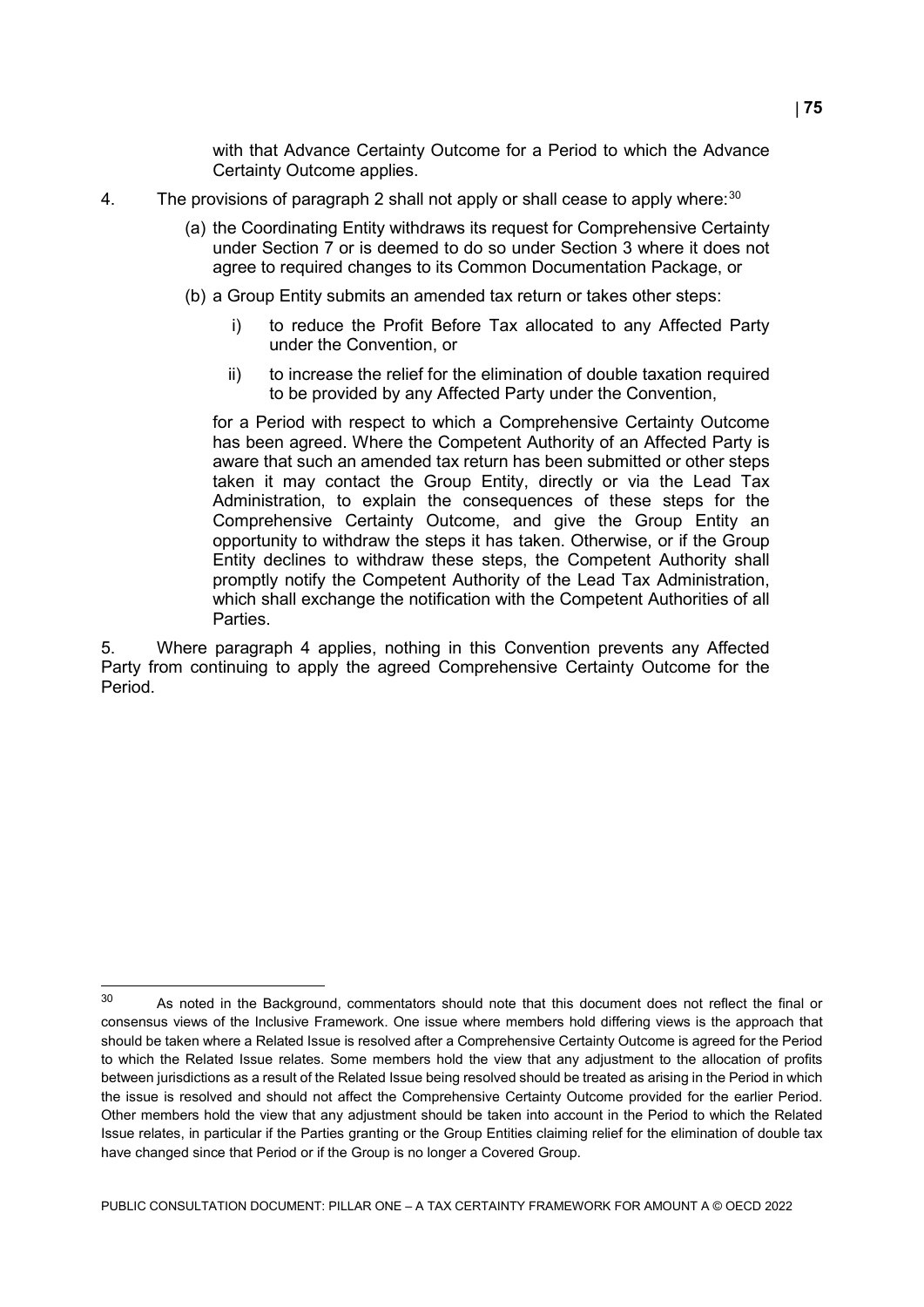with that Advance Certainty Outcome for a Period to which the Advance Certainty Outcome applies.

4. The provisions of paragraph 2 shall not apply or shall cease to apply where:[30]

   (a) the Coordinating Entity withdraws its request for Comprehensive Certainty under Section 7 or is deemed to do so under Section 3 where it does not agree to required changes to its Common Documentation Package, or

   (b) a Group Entity submits an amended tax return or takes other steps:

      i) to reduce the Profit Before Tax allocated to any Affected Party under the Convention, or

      ii) to increase the relief for the elimination of double taxation required to be provided by any Affected Party under the Convention,

   for a Period with respect to which a Comprehensive Certainty Outcome has been agreed. Where the Competent Authority of an Affected Party is aware that such an amended tax return has been submitted or other steps taken it may contact the Group Entity, directly or via the Lead Tax Administration, to explain the consequences of these steps for the Comprehensive Certainty Outcome, and give the Group Entity an opportunity to withdraw the steps it has taken. Otherwise, or if the Group Entity declines to withdraw these steps, the Competent Authority shall promptly notify the Competent Authority of the Lead Tax Administration, which shall exchange the notification with the Competent Authorities of all Parties.

5. Where paragraph 4 applies, nothing in this Convention prevents any Affected Party from continuing to apply the agreed Comprehensive Certainty Outcome for the Period.

---

[30] As noted in the Background, commentators should note that this document does not reflect the final or consensus views of the Inclusive Framework. One issue where members hold differing views is the approach that should be taken where a Related Issue is resolved after a Comprehensive Certainty Outcome is agreed for the Period to which the Related Issue relates. Some members hold the view that any adjustment to the allocation of profits between jurisdictions as a result of the Related Issue being resolved should be treated as arising in the Period in which the issue is resolved and should not affect the Comprehensive Certainty Outcome provided for the earlier Period. Other members hold the view that any adjustment should be taken into account in the Period to which the Related Issue relates, in particular if the Parties granting or the Group Entities claiming relief for the elimination of double tax have changed since that Period or if the Group is no longer a Covered Group.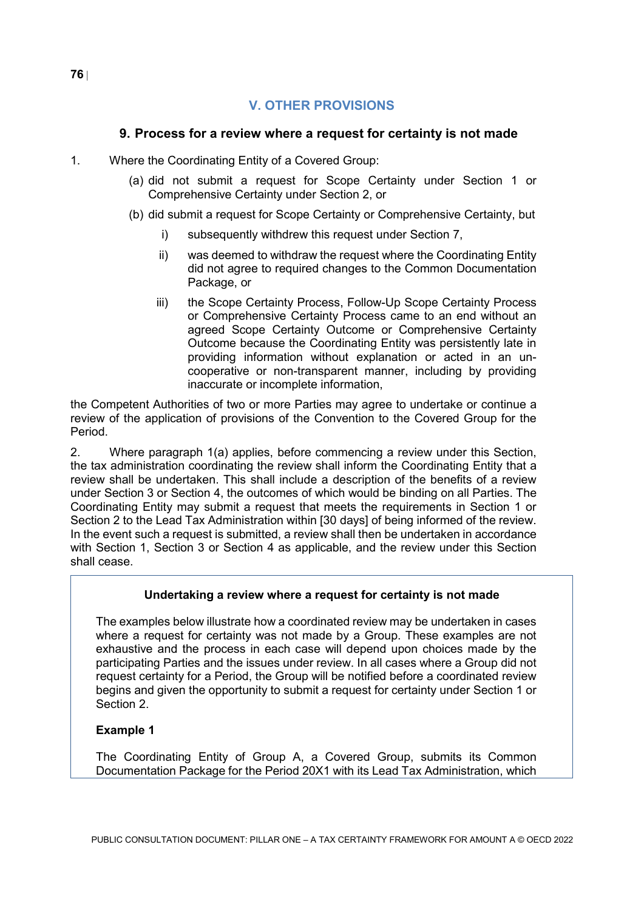## V. OTHER PROVISIONS

### 9. Process for a review where a request for certainty is not made

1. Where the Coordinating Entity of a Covered Group:

   (a) did not submit a request for Scope Certainty under Section 1 or Comprehensive Certainty under Section 2, or

   (b) did submit a request for Scope Certainty or Comprehensive Certainty, but

      i) subsequently withdrew this request under Section 7,

      ii) was deemed to withdraw the request where the Coordinating Entity did not agree to required changes to the Common Documentation Package, or

      iii) the Scope Certainty Process, Follow-Up Scope Certainty Process or Comprehensive Certainty Process came to an end without an agreed Scope Certainty Outcome or Comprehensive Certainty Outcome because the Coordinating Entity was persistently late in providing information without explanation or acted in an un-cooperative or non-transparent manner, including by providing inaccurate or incomplete information,

the Competent Authorities of two or more Parties may agree to undertake or continue a review of the application of provisions of the Convention to the Covered Group for the Period.

2. Where paragraph 1(a) applies, before commencing a review under this Section, the tax administration coordinating the review shall inform the Coordinating Entity that a review shall be undertaken. This shall include a description of the benefits of a review under Section 3 or Section 4, the outcomes of which would be binding on all Parties. The Coordinating Entity may submit a request that meets the requirements in Section 1 or Section 2 to the Lead Tax Administration within [30 days] of being informed of the review. In the event such a request is submitted, a review shall then be undertaken in accordance with Section 1, Section 3 or Section 4 as applicable, and the review under this Section shall cease.

**Undertaking a review where a request for certainty is not made**

The examples below illustrate how a coordinated review may be undertaken in cases where a request for certainty was not made by a Group. These examples are not exhaustive and the process in each case will depend upon choices made by the participating Parties and the issues under review. In all cases where a Group did not request certainty for a Period, the Group will be notified before a coordinated review begins and given the opportunity to submit a request for certainty under Section 1 or Section 2.

**Example 1**

The Coordinating Entity of Group A, a Covered Group, submits its Common Documentation Package for the Period 20X1 with its Lead Tax Administration, which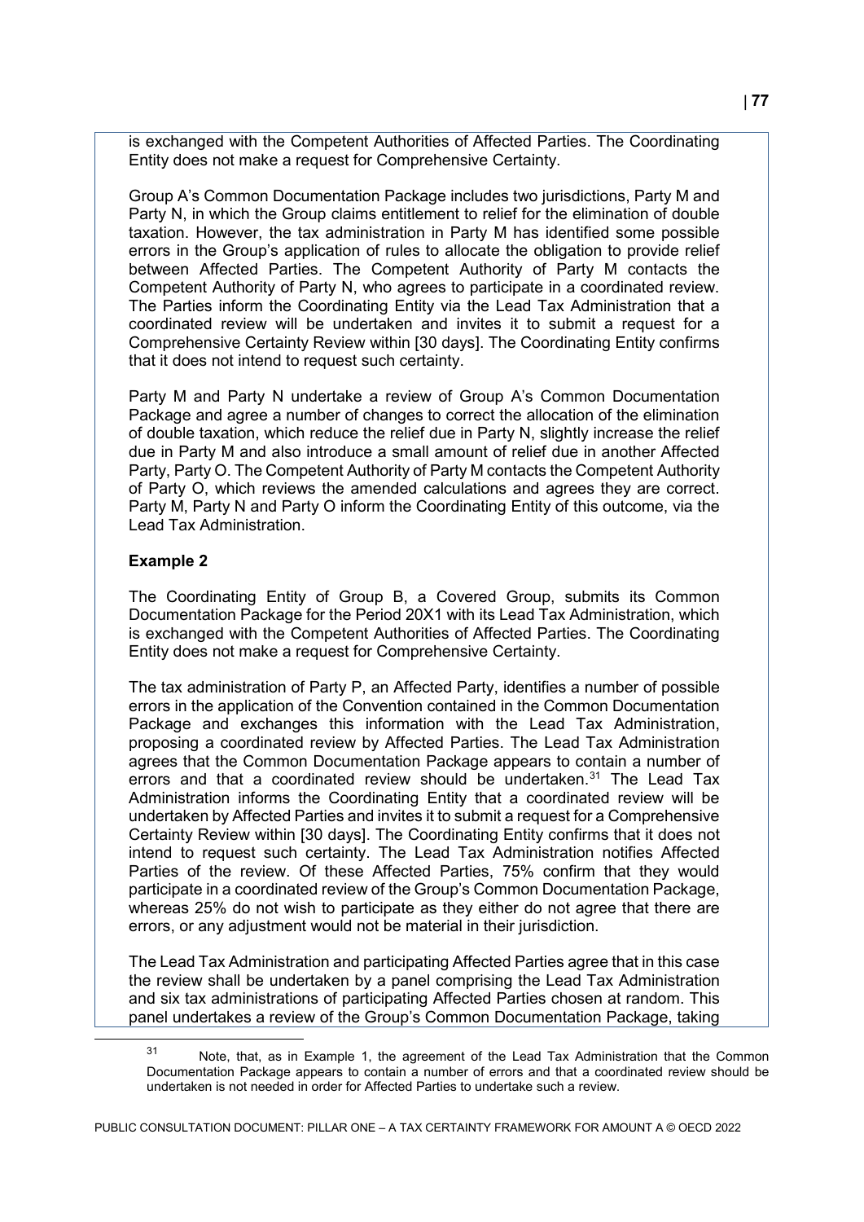is exchanged with the Competent Authorities of Affected Parties. The Coordinating Entity does not make a request for Comprehensive Certainty.

Group A's Common Documentation Package includes two jurisdictions, Party M and Party N, in which the Group claims entitlement to relief for the elimination of double taxation. However, the tax administration in Party M has identified some possible errors in the Group's application of rules to allocate the obligation to provide relief between Affected Parties. The Competent Authority of Party M contacts the Competent Authority of Party N, who agrees to participate in a coordinated review. The Parties inform the Coordinating Entity via the Lead Tax Administration that a coordinated review will be undertaken and invites it to submit a request for a Comprehensive Certainty Review within [30 days]. The Coordinating Entity confirms that it does not intend to request such certainty.

Party M and Party N undertake a review of Group A's Common Documentation Package and agree a number of changes to correct the allocation of the elimination of double taxation, which reduce the relief due in Party N, slightly increase the relief due in Party M and also introduce a small amount of relief due in another Affected Party, Party O. The Competent Authority of Party M contacts the Competent Authority of Party O, which reviews the amended calculations and agrees they are correct. Party M, Party N and Party O inform the Coordinating Entity of this outcome, via the Lead Tax Administration.

**Example 2**

The Coordinating Entity of Group B, a Covered Group, submits its Common Documentation Package for the Period 20X1 with its Lead Tax Administration, which is exchanged with the Competent Authorities of Affected Parties. The Coordinating Entity does not make a request for Comprehensive Certainty.

The tax administration of Party P, an Affected Party, identifies a number of possible errors in the application of the Convention contained in the Common Documentation Package and exchanges this information with the Lead Tax Administration, proposing a coordinated review by Affected Parties. The Lead Tax Administration agrees that the Common Documentation Package appears to contain a number of errors and that a coordinated review should be undertaken.[31] The Lead Tax Administration informs the Coordinating Entity that a coordinated review will be undertaken by Affected Parties and invites it to submit a request for a Comprehensive Certainty Review within [30 days]. The Coordinating Entity confirms that it does not intend to request such certainty. The Lead Tax Administration notifies Affected Parties of the review. Of these Affected Parties, 75% confirm that they would participate in a coordinated review of the Group's Common Documentation Package, whereas 25% do not wish to participate as they either do not agree that there are errors, or any adjustment would not be material in their jurisdiction.

The Lead Tax Administration and participating Affected Parties agree that in this case the review shall be undertaken by a panel comprising the Lead Tax Administration and six tax administrations of participating Affected Parties chosen at random. This panel undertakes a review of the Group's Common Documentation Package, taking

[31] Note, that, as in Example 1, the agreement of the Lead Tax Administration that the Common Documentation Package appears to contain a number of errors and that a coordinated review should be undertaken is not needed in order for Affected Parties to undertake such a review.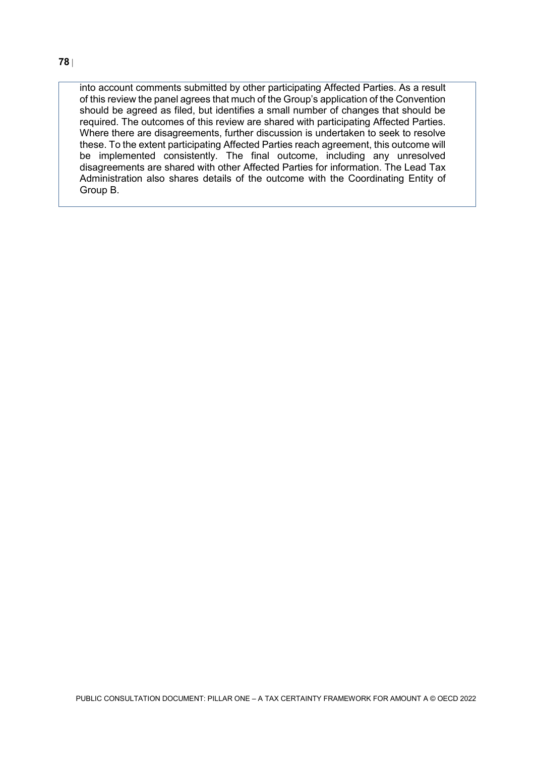into account comments submitted by other participating Affected Parties. As a result of this review the panel agrees that much of the Group's application of the Convention should be agreed as filed, but identifies a small number of changes that should be required. The outcomes of this review are shared with participating Affected Parties. Where there are disagreements, further discussion is undertaken to seek to resolve these. To the extent participating Affected Parties reach agreement, this outcome will be implemented consistently. The final outcome, including any unresolved disagreements are shared with other Affected Parties for information. The Lead Tax Administration also shares details of the outcome with the Coordinating Entity of Group B.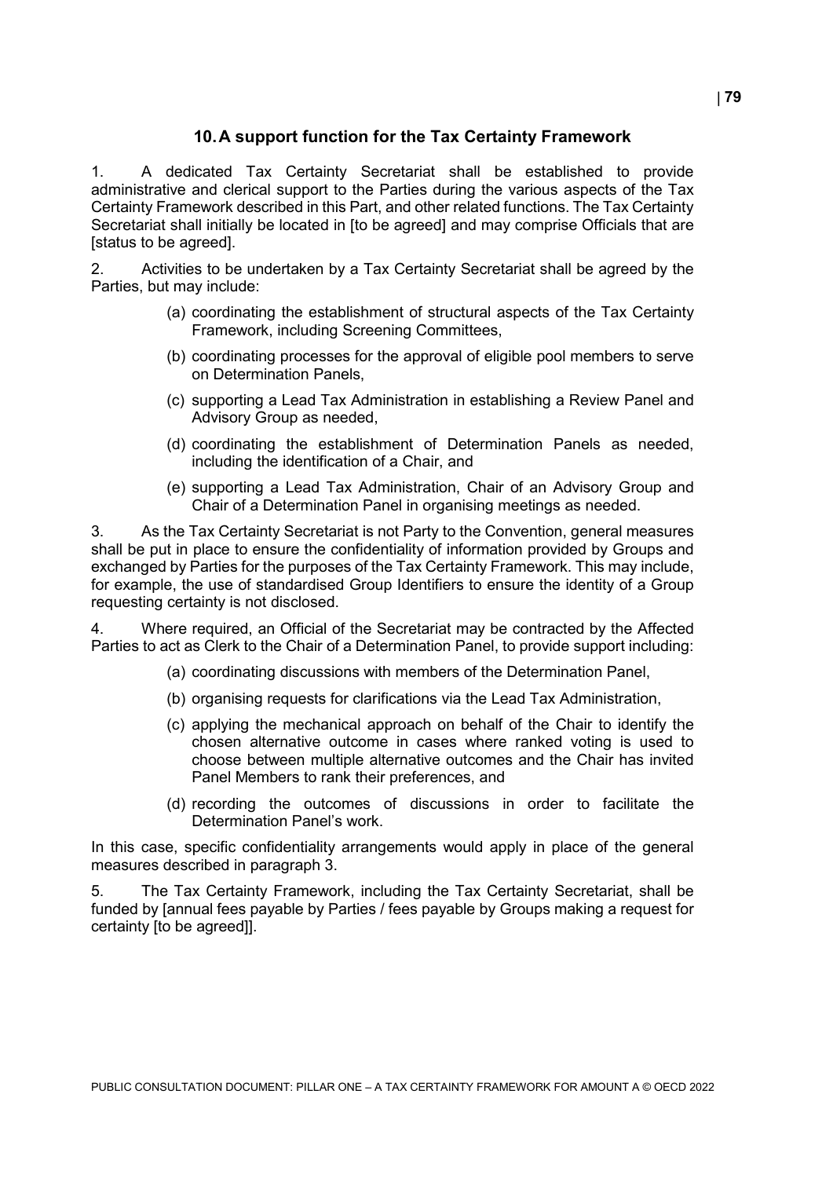## 10. A support function for the Tax Certainty Framework

1. A dedicated Tax Certainty Secretariat shall be established to provide administrative and clerical support to the Parties during the various aspects of the Tax Certainty Framework described in this Part, and other related functions. The Tax Certainty Secretariat shall initially be located in [to be agreed] and may comprise Officials that are [status to be agreed].

2. Activities to be undertaken by a Tax Certainty Secretariat shall be agreed by the Parties, but may include:

   (a) coordinating the establishment of structural aspects of the Tax Certainty Framework, including Screening Committees,

   (b) coordinating processes for the approval of eligible pool members to serve on Determination Panels,

   (c) supporting a Lead Tax Administration in establishing a Review Panel and Advisory Group as needed,

   (d) coordinating the establishment of Determination Panels as needed, including the identification of a Chair, and

   (e) supporting a Lead Tax Administration, Chair of an Advisory Group and Chair of a Determination Panel in organising meetings as needed.

3. As the Tax Certainty Secretariat is not Party to the Convention, general measures shall be put in place to ensure the confidentiality of information provided by Groups and exchanged by Parties for the purposes of the Tax Certainty Framework. This may include, for example, the use of standardised Group Identifiers to ensure the identity of a Group requesting certainty is not disclosed.

4. Where required, an Official of the Secretariat may be contracted by the Affected Parties to act as Clerk to the Chair of a Determination Panel, to provide support including:

   (a) coordinating discussions with members of the Determination Panel,

   (b) organising requests for clarifications via the Lead Tax Administration,

   (c) applying the mechanical approach on behalf of the Chair to identify the chosen alternative outcome in cases where ranked voting is used to choose between multiple alternative outcomes and the Chair has invited Panel Members to rank their preferences, and

   (d) recording the outcomes of discussions in order to facilitate the Determination Panel's work.

In this case, specific confidentiality arrangements would apply in place of the general measures described in paragraph 3.

5. The Tax Certainty Framework, including the Tax Certainty Secretariat, shall be funded by [annual fees payable by Parties / fees payable by Groups making a request for certainty [to be agreed]].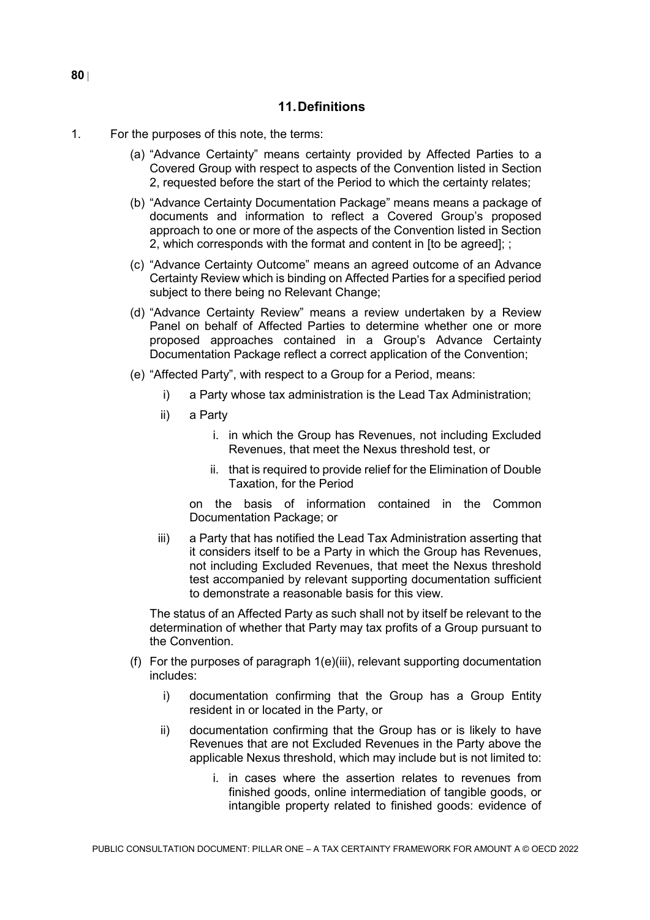## 11. Definitions

1. For the purposes of this note, the terms:

   (a) "Advance Certainty" means certainty provided by Affected Parties to a Covered Group with respect to aspects of the Convention listed in Section 2, requested before the start of the Period to which the certainty relates;

   (b) "Advance Certainty Documentation Package" means means a package of documents and information to reflect a Covered Group's proposed approach to one or more of the aspects of the Convention listed in Section 2, which corresponds with the format and content in [to be agreed]; ;

   (c) "Advance Certainty Outcome" means an agreed outcome of an Advance Certainty Review which is binding on Affected Parties for a specified period subject to there being no Relevant Change;

   (d) "Advance Certainty Review" means a review undertaken by a Review Panel on behalf of Affected Parties to determine whether one or more proposed approaches contained in a Group's Advance Certainty Documentation Package reflect a correct application of the Convention;

   (e) "Affected Party", with respect to a Group for a Period, means:

      i) a Party whose tax administration is the Lead Tax Administration;

      ii) a Party

         i. in which the Group has Revenues, not including Excluded Revenues, that meet the Nexus threshold test, or

         ii. that is required to provide relief for the Elimination of Double Taxation, for the Period

      on the basis of information contained in the Common Documentation Package; or

      iii) a Party that has notified the Lead Tax Administration asserting that it considers itself to be a Party in which the Group has Revenues, not including Excluded Revenues, that meet the Nexus threshold test accompanied by relevant supporting documentation sufficient to demonstrate a reasonable basis for this view.

   The status of an Affected Party as such shall not by itself be relevant to the determination of whether that Party may tax profits of a Group pursuant to the Convention.

   (f) For the purposes of paragraph 1(e)(iii), relevant supporting documentation includes:

      i) documentation confirming that the Group has a Group Entity resident in or located in the Party, or

      ii) documentation confirming that the Group has or is likely to have Revenues that are not Excluded Revenues in the Party above the applicable Nexus threshold, which may include but is not limited to:

         i. in cases where the assertion relates to revenues from finished goods, online intermediation of tangible goods, or intangible property related to finished goods: evidence of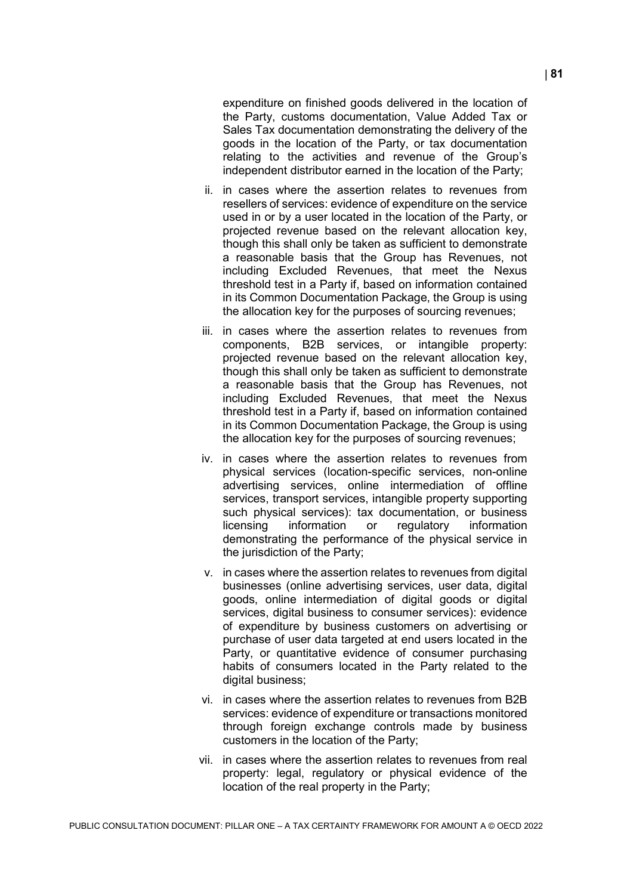expenditure on finished goods delivered in the location of the Party, customs documentation, Value Added Tax or Sales Tax documentation demonstrating the delivery of the goods in the location of the Party, or tax documentation relating to the activities and revenue of the Group's independent distributor earned in the location of the Party;

ii. in cases where the assertion relates to revenues from resellers of services: evidence of expenditure on the service used in or by a user located in the location of the Party, or projected revenue based on the relevant allocation key, though this shall only be taken as sufficient to demonstrate a reasonable basis that the Group has Revenues, not including Excluded Revenues, that meet the Nexus threshold test in a Party if, based on information contained in its Common Documentation Package, the Group is using the allocation key for the purposes of sourcing revenues;

iii. in cases where the assertion relates to revenues from components, B2B services, or intangible property: projected revenue based on the relevant allocation key, though this shall only be taken as sufficient to demonstrate a reasonable basis that the Group has Revenues, not including Excluded Revenues, that meet the Nexus threshold test in a Party if, based on information contained in its Common Documentation Package, the Group is using the allocation key for the purposes of sourcing revenues;

iv. in cases where the assertion relates to revenues from physical services (location-specific services, non-online advertising services, online intermediation of offline services, transport services, intangible property supporting such physical services): tax documentation, or business licensing information or regulatory information demonstrating the performance of the physical service in the jurisdiction of the Party;

v. in cases where the assertion relates to revenues from digital businesses (online advertising services, user data, digital goods, online intermediation of digital goods or digital services, digital business to consumer services): evidence of expenditure by business customers on advertising or purchase of user data targeted at end users located in the Party, or quantitative evidence of consumer purchasing habits of consumers located in the Party related to the digital business;

vi. in cases where the assertion relates to revenues from B2B services: evidence of expenditure or transactions monitored through foreign exchange controls made by business customers in the location of the Party;

vii. in cases where the assertion relates to revenues from real property: legal, regulatory or physical evidence of the location of the real property in the Party;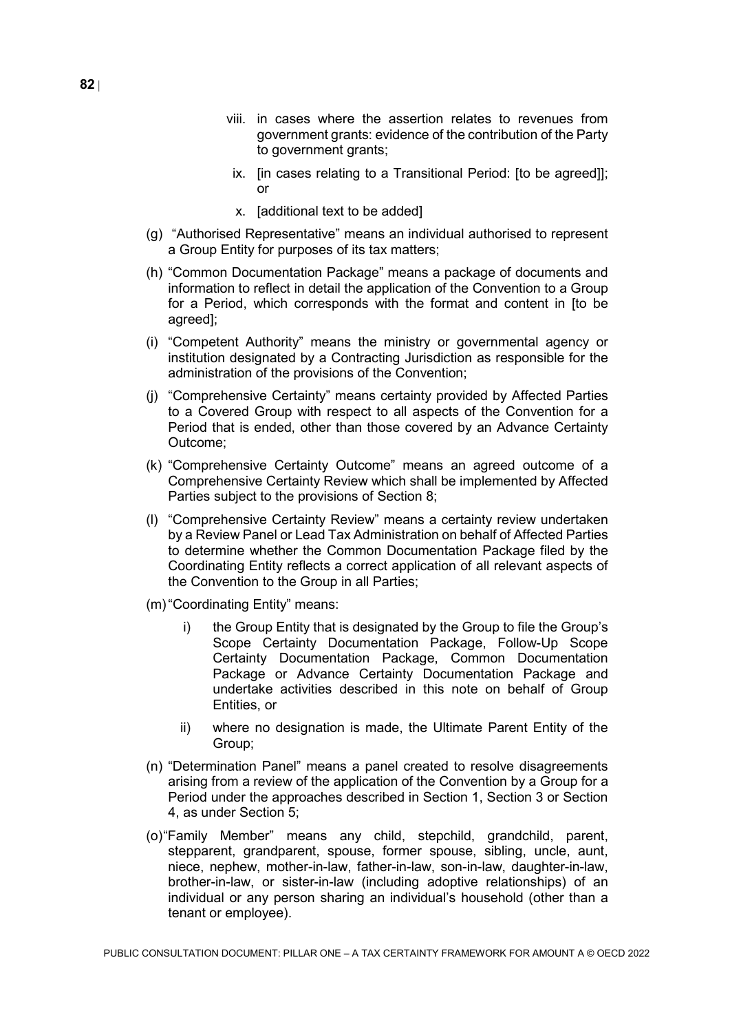viii. in cases where the assertion relates to revenues from government grants: evidence of the contribution of the Party to government grants;

    ix. [in cases relating to a Transitional Period: [to be agreed]]; or

    x. [additional text to be added]

(g) "Authorised Representative" means an individual authorised to represent a Group Entity for purposes of its tax matters;

(h) "Common Documentation Package" means a package of documents and information to reflect in detail the application of the Convention to a Group for a Period, which corresponds with the format and content in [to be agreed];

(i) "Competent Authority" means the ministry or governmental agency or institution designated by a Contracting Jurisdiction as responsible for the administration of the provisions of the Convention;

(j) "Comprehensive Certainty" means certainty provided by Affected Parties to a Covered Group with respect to all aspects of the Convention for a Period that is ended, other than those covered by an Advance Certainty Outcome;

(k) "Comprehensive Certainty Outcome" means an agreed outcome of a Comprehensive Certainty Review which shall be implemented by Affected Parties subject to the provisions of Section 8;

(l) "Comprehensive Certainty Review" means a certainty review undertaken by a Review Panel or Lead Tax Administration on behalf of Affected Parties to determine whether the Common Documentation Package filed by the Coordinating Entity reflects a correct application of all relevant aspects of the Convention to the Group in all Parties;

(m) "Coordinating Entity" means:

    i) the Group Entity that is designated by the Group to file the Group's Scope Certainty Documentation Package, Follow-Up Scope Certainty Documentation Package, Common Documentation Package or Advance Certainty Documentation Package and undertake activities described in this note on behalf of Group Entities, or

    ii) where no designation is made, the Ultimate Parent Entity of the Group;

(n) "Determination Panel" means a panel created to resolve disagreements arising from a review of the application of the Convention by a Group for a Period under the approaches described in Section 1, Section 3 or Section 4, as under Section 5;

(o) "Family Member" means any child, stepchild, grandchild, parent, stepparent, grandparent, spouse, former spouse, sibling, uncle, aunt, niece, nephew, mother-in-law, father-in-law, son-in-law, daughter-in-law, brother-in-law, or sister-in-law (including adoptive relationships) of an individual or any person sharing an individual's household (other than a tenant or employee).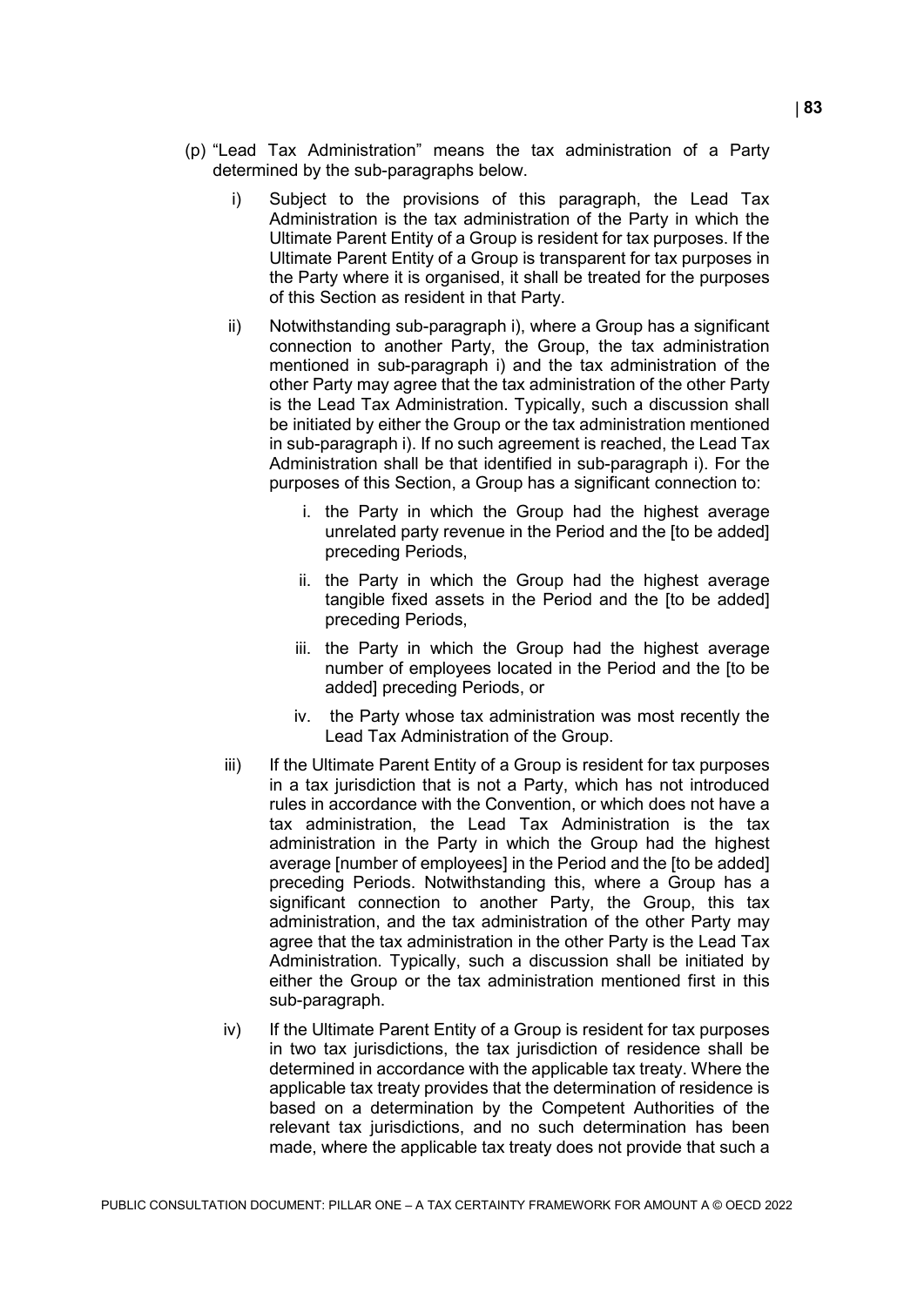(p) "Lead Tax Administration" means the tax administration of a Party determined by the sub-paragraphs below.

  i) Subject to the provisions of this paragraph, the Lead Tax Administration is the tax administration of the Party in which the Ultimate Parent Entity of a Group is resident for tax purposes. If the Ultimate Parent Entity of a Group is transparent for tax purposes in the Party where it is organised, it shall be treated for the purposes of this Section as resident in that Party.

  ii) Notwithstanding sub-paragraph i), where a Group has a significant connection to another Party, the Group, the tax administration mentioned in sub-paragraph i) and the tax administration of the other Party may agree that the tax administration of the other Party is the Lead Tax Administration. Typically, such a discussion shall be initiated by either the Group or the tax administration mentioned in sub-paragraph i). If no such agreement is reached, the Lead Tax Administration shall be that identified in sub-paragraph i). For the purposes of this Section, a Group has a significant connection to:

    i. the Party in which the Group had the highest average unrelated party revenue in the Period and the [to be added] preceding Periods,

    ii. the Party in which the Group had the highest average tangible fixed assets in the Period and the [to be added] preceding Periods,

    iii. the Party in which the Group had the highest average number of employees located in the Period and the [to be added] preceding Periods, or

    iv. the Party whose tax administration was most recently the Lead Tax Administration of the Group.

  iii) If the Ultimate Parent Entity of a Group is resident for tax purposes in a tax jurisdiction that is not a Party, which has not introduced rules in accordance with the Convention, or which does not have a tax administration, the Lead Tax Administration is the tax administration in the Party in which the Group had the highest average [number of employees] in the Period and the [to be added] preceding Periods. Notwithstanding this, where a Group has a significant connection to another Party, the Group, this tax administration, and the tax administration of the other Party may agree that the tax administration in the other Party is the Lead Tax Administration. Typically, such a discussion shall be initiated by either the Group or the tax administration mentioned first in this sub-paragraph.

  iv) If the Ultimate Parent Entity of a Group is resident for tax purposes in two tax jurisdictions, the tax jurisdiction of residence shall be determined in accordance with the applicable tax treaty. Where the applicable tax treaty provides that the determination of residence is based on a determination by the Competent Authorities of the relevant tax jurisdictions, and no such determination has been made, where the applicable tax treaty does not provide that such a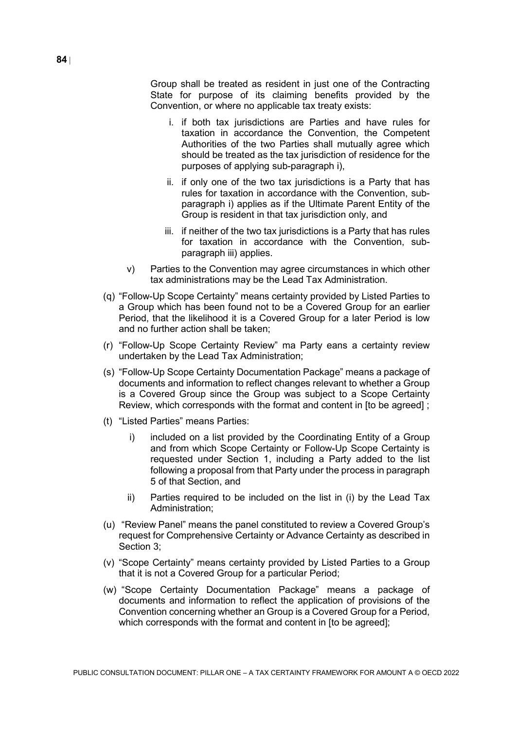Group shall be treated as resident in just one of the Contracting State for purpose of its claiming benefits provided by the Convention, or where no applicable tax treaty exists:

   i. if both tax jurisdictions are Parties and have rules for taxation in accordance the Convention, the Competent Authorities of the two Parties shall mutually agree which should be treated as the tax jurisdiction of residence for the purposes of applying sub-paragraph i),

   ii. if only one of the two tax jurisdictions is a Party that has rules for taxation in accordance with the Convention, sub-paragraph i) applies as if the Ultimate Parent Entity of the Group is resident in that tax jurisdiction only, and

   iii. if neither of the two tax jurisdictions is a Party that has rules for taxation in accordance with the Convention, sub-paragraph iii) applies.

v) Parties to the Convention may agree circumstances in which other tax administrations may be the Lead Tax Administration.

(q) "Follow-Up Scope Certainty" means certainty provided by Listed Parties to a Group which has been found not to be a Covered Group for an earlier Period, that the likelihood it is a Covered Group for a later Period is low and no further action shall be taken;

(r) "Follow-Up Scope Certainty Review" ma Party eans a certainty review undertaken by the Lead Tax Administration;

(s) "Follow-Up Scope Certainty Documentation Package" means a package of documents and information to reflect changes relevant to whether a Group is a Covered Group since the Group was subject to a Scope Certainty Review, which corresponds with the format and content in [to be agreed] ;

(t) "Listed Parties" means Parties:

   i) included on a list provided by the Coordinating Entity of a Group and from which Scope Certainty or Follow-Up Scope Certainty is requested under Section 1, including a Party added to the list following a proposal from that Party under the process in paragraph 5 of that Section, and

   ii) Parties required to be included on the list in (i) by the Lead Tax Administration;

(u) "Review Panel" means the panel constituted to review a Covered Group's request for Comprehensive Certainty or Advance Certainty as described in Section 3;

(v) "Scope Certainty" means certainty provided by Listed Parties to a Group that it is not a Covered Group for a particular Period;

(w) "Scope Certainty Documentation Package" means a package of documents and information to reflect the application of provisions of the Convention concerning whether an Group is a Covered Group for a Period, which corresponds with the format and content in [to be agreed];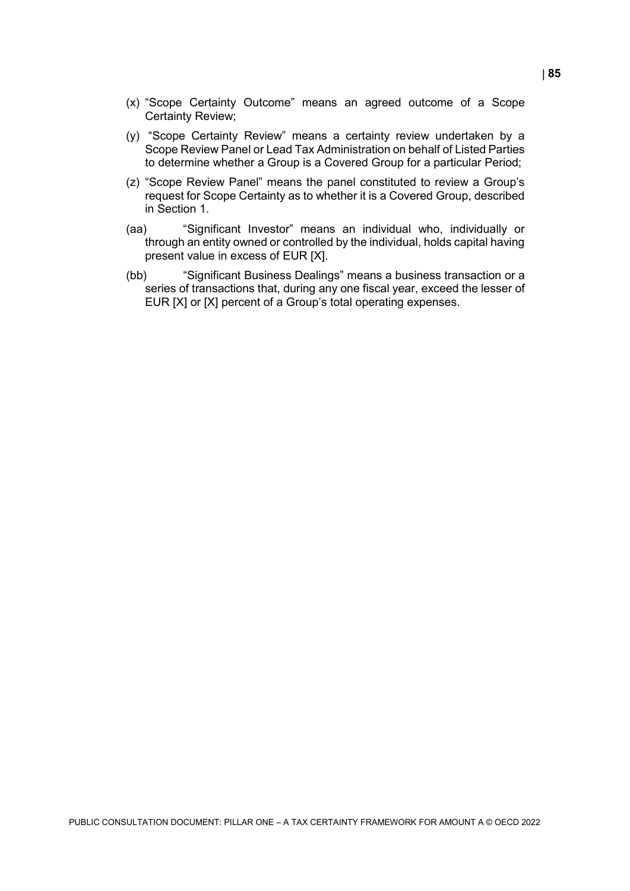(x) "Scope Certainty Outcome" means an agreed outcome of a Scope Certainty Review;

(y) "Scope Certainty Review" means a certainty review undertaken by a Scope Review Panel or Lead Tax Administration on behalf of Listed Parties to determine whether a Group is a Covered Group for a particular Period;

(z) "Scope Review Panel" means the panel constituted to review a Group's request for Scope Certainty as to whether it is a Covered Group, described in Section 1.

(aa) "Significant Investor" means an individual who, individually or through an entity owned or controlled by the individual, holds capital having present value in excess of EUR [X].

(bb) "Significant Business Dealings" means a business transaction or a series of transactions that, during any one fiscal year, exceed the lesser of EUR [X] or [X] percent of a Group's total operating expenses.